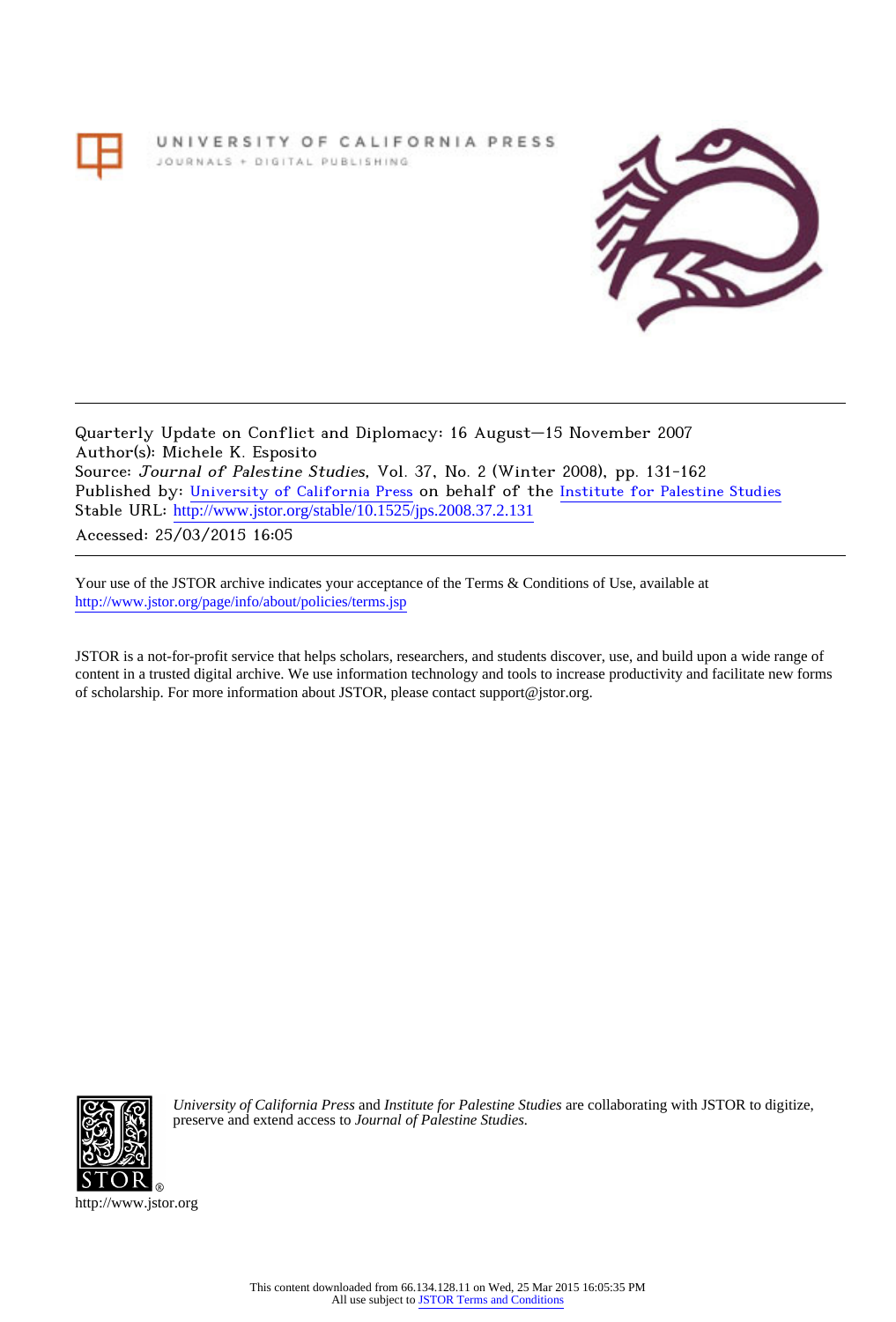UNIVERSITY OF CALIFORNIA PRESS
JOURNALS + DIGITAL PUBLISHING

Quarterly Update on Conflict and Diplomacy: 16 August—15 November 2007
Author(s): Michele K. Esposito
Source: *Journal of Palestine Studies*, Vol. 37, No. 2 (Winter 2008), pp. 131-162
Published by: University of California Press on behalf of the Institute for Palestine Studies
Stable URL: http://www.jstor.org/stable/10.1525/jps.2008.37.2.131
Accessed: 25/03/2015 16:05

Your use of the JSTOR archive indicates your acceptance of the Terms & Conditions of Use, available at
http://www.jstor.org/page/info/about/policies/terms.jsp

JSTOR is a not-for-profit service that helps scholars, researchers, and students discover, use, and build upon a wide range of content in a trusted digital archive. We use information technology and tools to increase productivity and facilitate new forms of scholarship. For more information about JSTOR, please contact support@jstor.org.

*University of California Press* and *Institute for Palestine Studies* are collaborating with JSTOR to digitize, preserve and extend access to *Journal of Palestine Studies.*

http://www.jstor.org

This content downloaded from 66.134.128.11 on Wed, 25 Mar 2015 16:05:35 PM
All use subject to JSTOR Terms and Conditions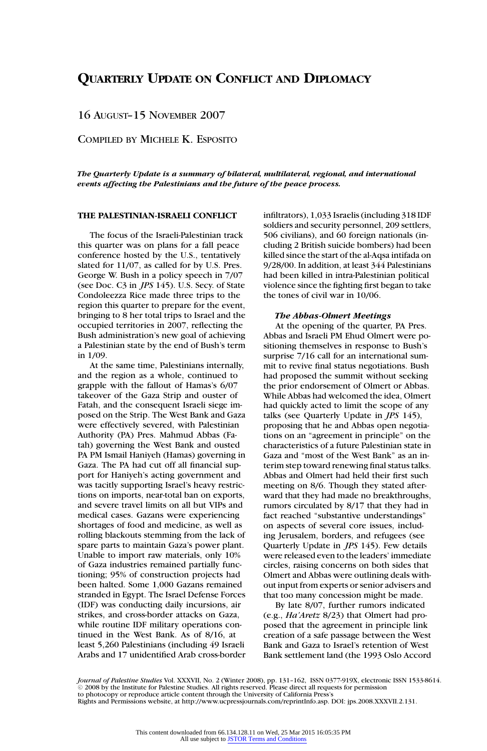# Quarterly Update on Conflict and Diplomacy

16 August–15 November 2007

Compiled by Michele K. Esposito

***The Quarterly Update is a summary of bilateral, multilateral, regional, and international events affecting the Palestinians and the future of the peace process.***

## THE PALESTINIAN-ISRAELI CONFLICT

The focus of the Israeli-Palestinian track this quarter was on plans for a fall peace conference hosted by the U.S., tentatively slated for 11/07, as called for by U.S. Pres. George W. Bush in a policy speech in 7/07 (see Doc. C3 in *JPS* 145). U.S. Secy. of State Condoleezza Rice made three trips to the region this quarter to prepare for the event, bringing to 8 her total trips to Israel and the occupied territories in 2007, reflecting the Bush administration's new goal of achieving a Palestinian state by the end of Bush's term in 1/09.

At the same time, Palestinians internally, and the region as a whole, continued to grapple with the fallout of Hamas's 6/07 takeover of the Gaza Strip and ouster of Fatah, and the consequent Israeli siege imposed on the Strip. The West Bank and Gaza were effectively severed, with Palestinian Authority (PA) Pres. Mahmud Abbas (Fatah) governing the West Bank and ousted PA PM Ismail Haniyeh (Hamas) governing in Gaza. The PA had cut off all financial support for Haniyeh's acting government and was tacitly supporting Israel's heavy restrictions on imports, near-total ban on exports, and severe travel limits on all but VIPs and medical cases. Gazans were experiencing shortages of food and medicine, as well as rolling blackouts stemming from the lack of spare parts to maintain Gaza's power plant. Unable to import raw materials, only 10% of Gaza industries remained partially functioning; 95% of construction projects had been halted. Some 1,000 Gazans remained stranded in Egypt. The Israel Defense Forces (IDF) was conducting daily incursions, air strikes, and cross-border attacks on Gaza, while routine IDF military operations continued in the West Bank. As of 8/16, at least 5,260 Palestinians (including 49 Israeli Arabs and 17 unidentified Arab cross-border infiltrators), 1,033 Israelis (including 318 IDF soldiers and security personnel, 209 settlers, 506 civilians), and 60 foreign nationals (including 2 British suicide bombers) had been killed since the start of the al-Aqsa intifada on 9/28/00. In addition, at least 344 Palestinians had been killed in intra-Palestinian political violence since the fighting first began to take the tones of civil war in 10/06.

### *The Abbas-Olmert Meetings*

At the opening of the quarter, PA Pres. Abbas and Israeli PM Ehud Olmert were positioning themselves in response to Bush's surprise 7/16 call for an international summit to revive final status negotiations. Bush had proposed the summit without seeking the prior endorsement of Olmert or Abbas. While Abbas had welcomed the idea, Olmert had quickly acted to limit the scope of any talks (see Quarterly Update in *JPS* 145), proposing that he and Abbas open negotiations on an "agreement in principle" on the characteristics of a future Palestinian state in Gaza and "most of the West Bank" as an interim step toward renewing final status talks. Abbas and Olmert had held their first such meeting on 8/6. Though they stated afterward that they had made no breakthroughs, rumors circulated by 8/17 that they had in fact reached "substantive understandings" on aspects of several core issues, including Jerusalem, borders, and refugees (see Quarterly Update in *JPS* 145). Few details were released even to the leaders' immediate circles, raising concerns on both sides that Olmert and Abbas were outlining deals without input from experts or senior advisers and that too many concession might be made.

By late 8/07, further rumors indicated (e.g., *Ha'Aretz* 8/23) that Olmert had proposed that the agreement in principle link creation of a safe passage between the West Bank and Gaza to Israel's retention of West Bank settlement land (the 1993 Oslo Accord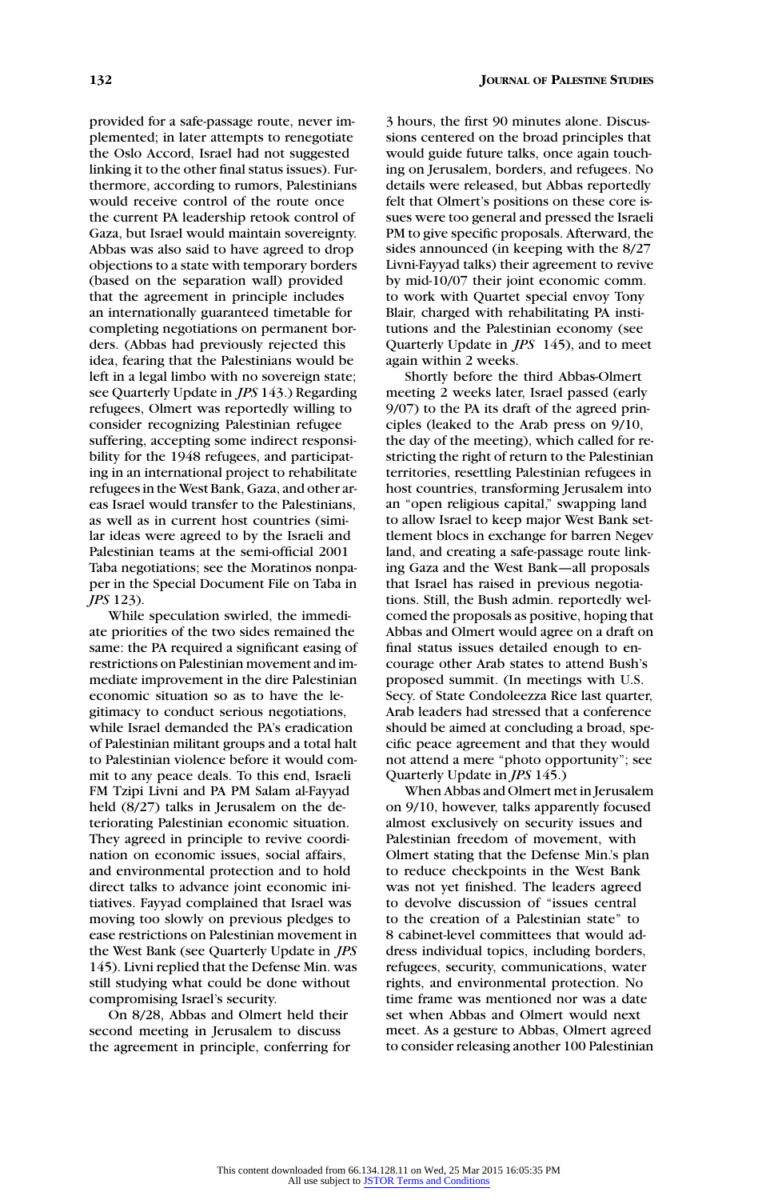provided for a safe-passage route, never implemented; in later attempts to renegotiate the Oslo Accord, Israel had not suggested linking it to the other final status issues). Furthermore, according to rumors, Palestinians would receive control of the route once the current PA leadership retook control of Gaza, but Israel would maintain sovereignty. Abbas was also said to have agreed to drop objections to a state with temporary borders (based on the separation wall) provided that the agreement in principle includes an internationally guaranteed timetable for completing negotiations on permanent borders. (Abbas had previously rejected this idea, fearing that the Palestinians would be left in a legal limbo with no sovereign state; see Quarterly Update in *JPS* 143.) Regarding refugees, Olmert was reportedly willing to consider recognizing Palestinian refugee suffering, accepting some indirect responsibility for the 1948 refugees, and participating in an international project to rehabilitate refugees in the West Bank, Gaza, and other areas Israel would transfer to the Palestinians, as well as in current host countries (similar ideas were agreed to by the Israeli and Palestinian teams at the semi-official 2001 Taba negotiations; see the Moratinos nonpaper in the Special Document File on Taba in *JPS* 123).

While speculation swirled, the immediate priorities of the two sides remained the same: the PA required a significant easing of restrictions on Palestinian movement and immediate improvement in the dire Palestinian economic situation so as to have the legitimacy to conduct serious negotiations, while Israel demanded the PA's eradication of Palestinian militant groups and a total halt to Palestinian violence before it would commit to any peace deals. To this end, Israeli FM Tzipi Livni and PA PM Salam al-Fayyad held (8/27) talks in Jerusalem on the deteriorating Palestinian economic situation. They agreed in principle to revive coordination on economic issues, social affairs, and environmental protection and to hold direct talks to advance joint economic initiatives. Fayyad complained that Israel was moving too slowly on previous pledges to ease restrictions on Palestinian movement in the West Bank (see Quarterly Update in *JPS* 145). Livni replied that the Defense Min. was still studying what could be done without compromising Israel's security.

On 8/28, Abbas and Olmert held their second meeting in Jerusalem to discuss the agreement in principle, conferring for 3 hours, the first 90 minutes alone. Discussions centered on the broad principles that would guide future talks, once again touching on Jerusalem, borders, and refugees. No details were released, but Abbas reportedly felt that Olmert's positions on these core issues were too general and pressed the Israeli PM to give specific proposals. Afterward, the sides announced (in keeping with the 8/27 Livni-Fayyad talks) their agreement to revive by mid-10/07 their joint economic comm. to work with Quartet special envoy Tony Blair, charged with rehabilitating PA institutions and the Palestinian economy (see Quarterly Update in *JPS* 145), and to meet again within 2 weeks.

Shortly before the third Abbas-Olmert meeting 2 weeks later, Israel passed (early 9/07) to the PA its draft of the agreed principles (leaked to the Arab press on 9/10, the day of the meeting), which called for restricting the right of return to the Palestinian territories, resettling Palestinian refugees in host countries, transforming Jerusalem into an "open religious capital," swapping land to allow Israel to keep major West Bank settlement blocs in exchange for barren Negev land, and creating a safe-passage route linking Gaza and the West Bank—all proposals that Israel has raised in previous negotiations. Still, the Bush admin. reportedly welcomed the proposals as positive, hoping that Abbas and Olmert would agree on a draft on final status issues detailed enough to encourage other Arab states to attend Bush's proposed summit. (In meetings with U.S. Secy. of State Condoleezza Rice last quarter, Arab leaders had stressed that a conference should be aimed at concluding a broad, specific peace agreement and that they would not attend a mere "photo opportunity"; see Quarterly Update in *JPS* 145.)

When Abbas and Olmert met in Jerusalem on 9/10, however, talks apparently focused almost exclusively on security issues and Palestinian freedom of movement, with Olmert stating that the Defense Min.'s plan to reduce checkpoints in the West Bank was not yet finished. The leaders agreed to devolve discussion of "issues central to the creation of a Palestinian state" to 8 cabinet-level committees that would address individual topics, including borders, refugees, security, communications, water rights, and environmental protection. No time frame was mentioned nor was a date set when Abbas and Olmert would next meet. As a gesture to Abbas, Olmert agreed to consider releasing another 100 Palestinian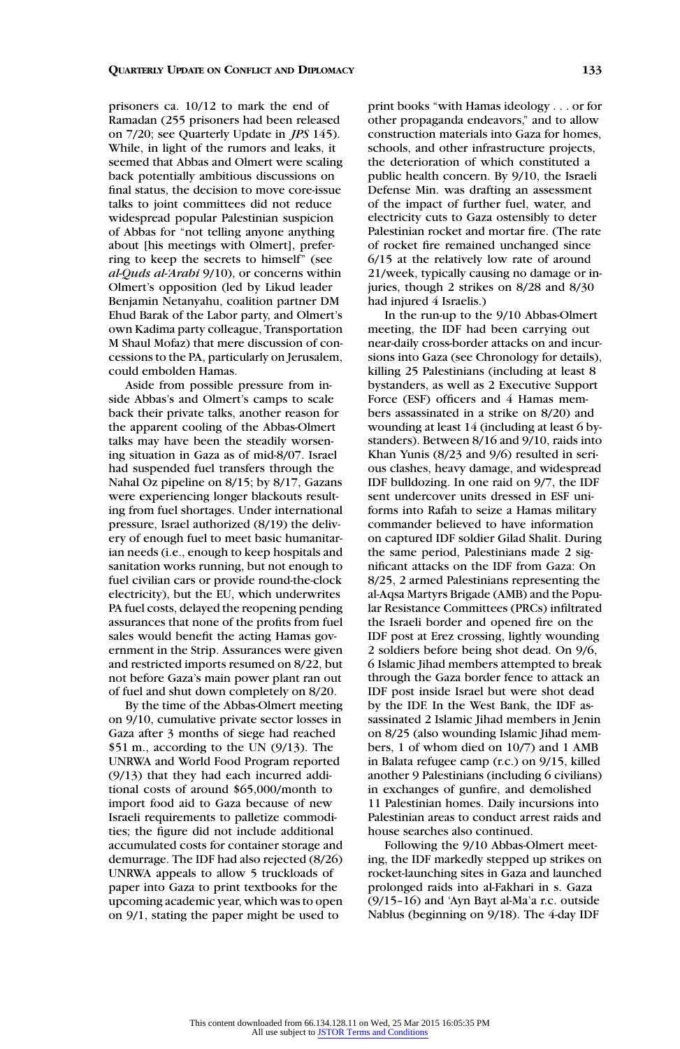prisoners ca. 10/12 to mark the end of Ramadan (255 prisoners had been released on 7/20; see Quarterly Update in *JPS* 145). While, in light of the rumors and leaks, it seemed that Abbas and Olmert were scaling back potentially ambitious discussions on final status, the decision to move core-issue talks to joint committees did not reduce widespread popular Palestinian suspicion of Abbas for "not telling anyone anything about [his meetings with Olmert], preferring to keep the secrets to himself" (see *al-Quds al-'Arabi* 9/10), or concerns within Olmert's opposition (led by Likud leader Benjamin Netanyahu, coalition partner DM Ehud Barak of the Labor party, and Olmert's own Kadima party colleague, Transportation M Shaul Mofaz) that mere discussion of concessions to the PA, particularly on Jerusalem, could embolden Hamas.

Aside from possible pressure from inside Abbas's and Olmert's camps to scale back their private talks, another reason for the apparent cooling of the Abbas-Olmert talks may have been the steadily worsening situation in Gaza as of mid-8/07. Israel had suspended fuel transfers through the Nahal Oz pipeline on 8/15; by 8/17, Gazans were experiencing longer blackouts resulting from fuel shortages. Under international pressure, Israel authorized (8/19) the delivery of enough fuel to meet basic humanitarian needs (i.e., enough to keep hospitals and sanitation works running, but not enough to fuel civilian cars or provide round-the-clock electricity), but the EU, which underwrites PA fuel costs, delayed the reopening pending assurances that none of the profits from fuel sales would benefit the acting Hamas government in the Strip. Assurances were given and restricted imports resumed on 8/22, but not before Gaza's main power plant ran out of fuel and shut down completely on 8/20.

By the time of the Abbas-Olmert meeting on 9/10, cumulative private sector losses in Gaza after 3 months of siege had reached \$51 m., according to the UN (9/13). The UNRWA and World Food Program reported (9/13) that they had each incurred additional costs of around \$65,000/month to import food aid to Gaza because of new Israeli requirements to palletize commodities; the figure did not include additional accumulated costs for container storage and demurrage. The IDF had also rejected (8/26) UNRWA appeals to allow 5 truckloads of paper into Gaza to print textbooks for the upcoming academic year, which was to open on 9/1, stating the paper might be used to print books "with Hamas ideology . . . or for other propaganda endeavors," and to allow construction materials into Gaza for homes, schools, and other infrastructure projects, the deterioration of which constituted a public health concern. By 9/10, the Israeli Defense Min. was drafting an assessment of the impact of further fuel, water, and electricity cuts to Gaza ostensibly to deter Palestinian rocket and mortar fire. (The rate of rocket fire remained unchanged since 6/15 at the relatively low rate of around 21/week, typically causing no damage or injuries, though 2 strikes on 8/28 and 8/30 had injured 4 Israelis.)

In the run-up to the 9/10 Abbas-Olmert meeting, the IDF had been carrying out near-daily cross-border attacks on and incursions into Gaza (see Chronology for details), killing 25 Palestinians (including at least 8 bystanders, as well as 2 Executive Support Force (ESF) officers and 4 Hamas members assassinated in a strike on 8/20) and wounding at least 14 (including at least 6 bystanders). Between 8/16 and 9/10, raids into Khan Yunis (8/23 and 9/6) resulted in serious clashes, heavy damage, and widespread IDF bulldozing. In one raid on 9/7, the IDF sent undercover units dressed in ESF uniforms into Rafah to seize a Hamas military commander believed to have information on captured IDF soldier Gilad Shalit. During the same period, Palestinians made 2 significant attacks on the IDF from Gaza: On 8/25, 2 armed Palestinians representing the al-Aqsa Martyrs Brigade (AMB) and the Popular Resistance Committees (PRCs) infiltrated the Israeli border and opened fire on the IDF post at Erez crossing, lightly wounding 2 soldiers before being shot dead. On 9/6, 6 Islamic Jihad members attempted to break through the Gaza border fence to attack an IDF post inside Israel but were shot dead by the IDF. In the West Bank, the IDF assassinated 2 Islamic Jihad members in Jenin on 8/25 (also wounding Islamic Jihad members, 1 of whom died on 10/7) and 1 AMB in Balata refugee camp (r.c.) on 9/15, killed another 9 Palestinians (including 6 civilians) in exchanges of gunfire, and demolished 11 Palestinian homes. Daily incursions into Palestinian areas to conduct arrest raids and house searches also continued.

Following the 9/10 Abbas-Olmert meeting, the IDF markedly stepped up strikes on rocket-launching sites in Gaza and launched prolonged raids into al-Fakhari in s. Gaza (9/15–16) and 'Ayn Bayt al-Ma'a r.c. outside Nablus (beginning on 9/18). The 4-day IDF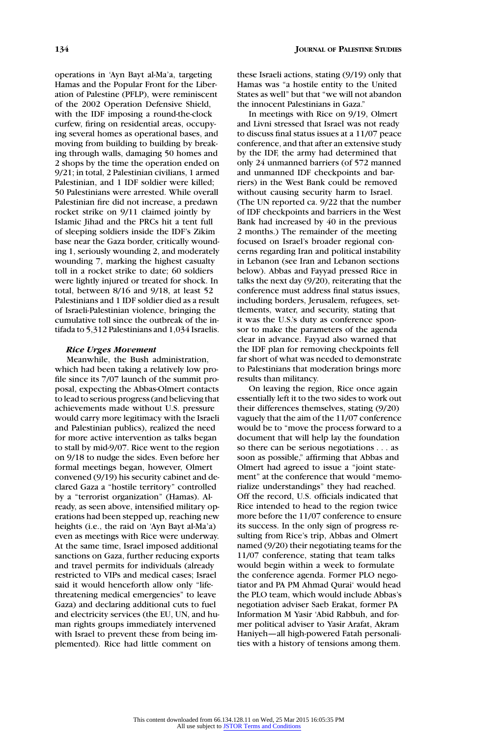operations in 'Ayn Bayt al-Ma'a, targeting Hamas and the Popular Front for the Liberation of Palestine (PFLP), were reminiscent of the 2002 Operation Defensive Shield, with the IDF imposing a round-the-clock curfew, firing on residential areas, occupying several homes as operational bases, and moving from building to building by breaking through walls, damaging 50 homes and 2 shops by the time the operation ended on 9/21; in total, 2 Palestinian civilians, 1 armed Palestinian, and 1 IDF soldier were killed; 50 Palestinians were arrested. While overall Palestinian fire did not increase, a predawn rocket strike on 9/11 claimed jointly by Islamic Jihad and the PRCs hit a tent full of sleeping soldiers inside the IDF's Zikim base near the Gaza border, critically wounding 1, seriously wounding 2, and moderately wounding 7, marking the highest casualty toll in a rocket strike to date; 60 soldiers were lightly injured or treated for shock. In total, between 8/16 and 9/18, at least 52 Palestinians and 1 IDF soldier died as a result of Israeli-Palestinian violence, bringing the cumulative toll since the outbreak of the intifada to 5,312 Palestinians and 1,034 Israelis.

***Rice Urges Movement***

Meanwhile, the Bush administration, which had been taking a relatively low profile since its 7/07 launch of the summit proposal, expecting the Abbas-Olmert contacts to lead to serious progress (and believing that achievements made without U.S. pressure would carry more legitimacy with the Israeli and Palestinian publics), realized the need for more active intervention as talks began to stall by mid-9/07. Rice went to the region on 9/18 to nudge the sides. Even before her formal meetings began, however, Olmert convened (9/19) his security cabinet and declared Gaza a "hostile territory" controlled by a "terrorist organization" (Hamas). Already, as seen above, intensified military operations had been stepped up, reaching new heights (i.e., the raid on 'Ayn Bayt al-Ma'a) even as meetings with Rice were underway. At the same time, Israel imposed additional sanctions on Gaza, further reducing exports and travel permits for individuals (already restricted to VIPs and medical cases; Israel said it would henceforth allow only "life-threatening medical emergencies" to leave Gaza) and declaring additional cuts to fuel and electricity services (the EU, UN, and human rights groups immediately intervened with Israel to prevent these from being implemented). Rice had little comment on these Israeli actions, stating (9/19) only that Hamas was "a hostile entity to the United States as well" but that "we will not abandon the innocent Palestinians in Gaza."

In meetings with Rice on 9/19, Olmert and Livni stressed that Israel was not ready to discuss final status issues at a 11/07 peace conference, and that after an extensive study by the IDF, the army had determined that only 24 unmanned barriers (of 572 manned and unmanned IDF checkpoints and barriers) in the West Bank could be removed without causing security harm to Israel. (The UN reported ca. 9/22 that the number of IDF checkpoints and barriers in the West Bank had increased by 40 in the previous 2 months.) The remainder of the meeting focused on Israel's broader regional concerns regarding Iran and political instability in Lebanon (see Iran and Lebanon sections below). Abbas and Fayyad pressed Rice in talks the next day (9/20), reiterating that the conference must address final status issues, including borders, Jerusalem, refugees, settlements, water, and security, stating that it was the U.S.'s duty as conference sponsor to make the parameters of the agenda clear in advance. Fayyad also warned that the IDF plan for removing checkpoints fell far short of what was needed to demonstrate to Palestinians that moderation brings more results than militancy.

On leaving the region, Rice once again essentially left it to the two sides to work out their differences themselves, stating (9/20) vaguely that the aim of the 11/07 conference would be to "move the process forward to a document that will help lay the foundation so there can be serious negotiations . . . as soon as possible," affirming that Abbas and Olmert had agreed to issue a "joint statement" at the conference that would "memorialize understandings" they had reached. Off the record, U.S. officials indicated that Rice intended to head to the region twice more before the 11/07 conference to ensure its success. In the only sign of progress resulting from Rice's trip, Abbas and Olmert named (9/20) their negotiating teams for the 11/07 conference, stating that team talks would begin within a week to formulate the conference agenda. Former PLO negotiator and PA PM Ahmad Qurai' would head the PLO team, which would include Abbas's negotiation adviser Saeb Erakat, former PA Information M Yasir 'Abid Rabbuh, and former political adviser to Yasir Arafat, Akram Haniyeh—all high-powered Fatah personalities with a history of tensions among them.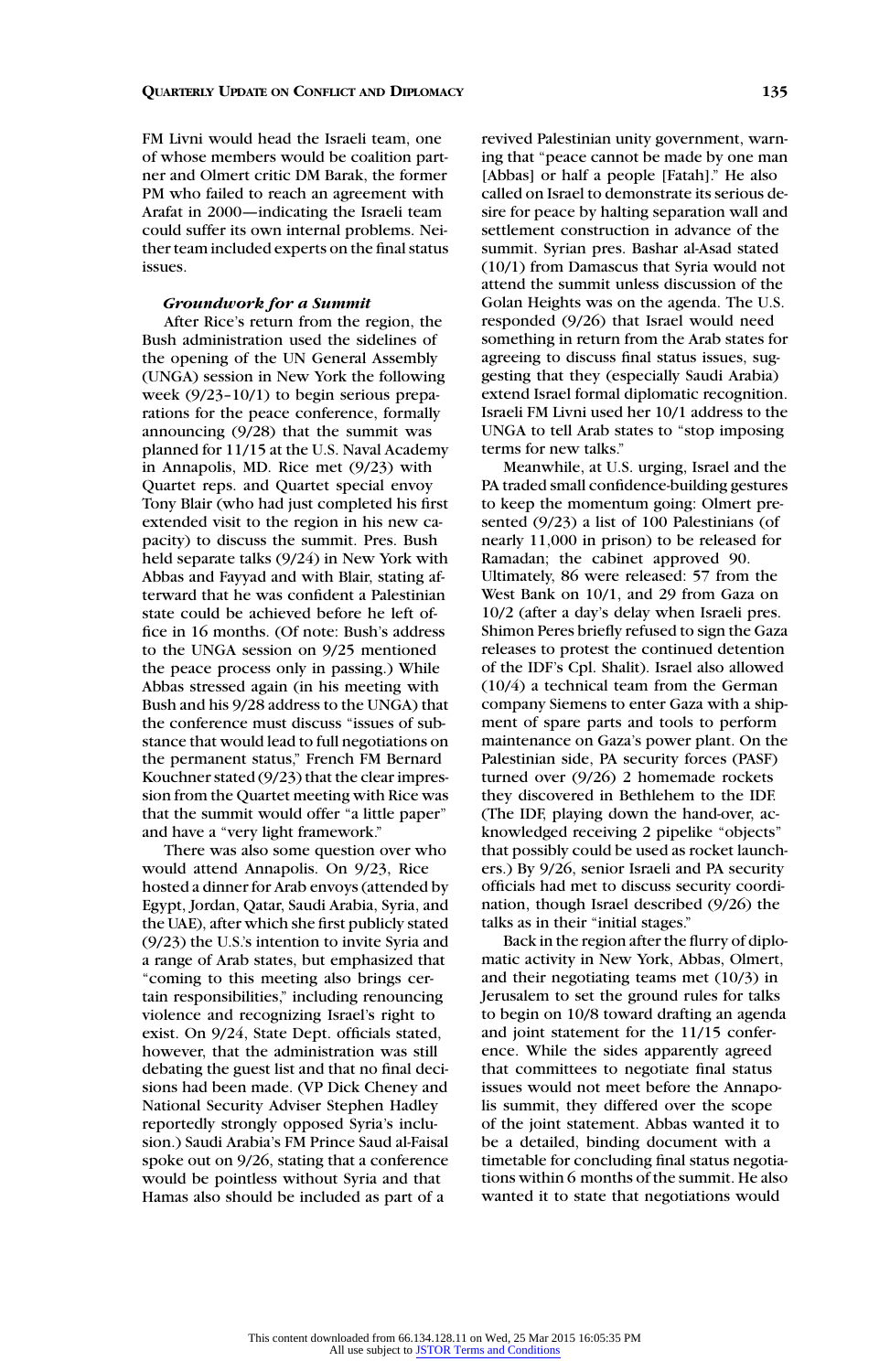FM Livni would head the Israeli team, one of whose members would be coalition partner and Olmert critic DM Barak, the former PM who failed to reach an agreement with Arafat in 2000—indicating the Israeli team could suffer its own internal problems. Neither team included experts on the final status issues.

### *Groundwork for a Summit*

After Rice's return from the region, the Bush administration used the sidelines of the opening of the UN General Assembly (UNGA) session in New York the following week (9/23–10/1) to begin serious preparations for the peace conference, formally announcing (9/28) that the summit was planned for 11/15 at the U.S. Naval Academy in Annapolis, MD. Rice met (9/23) with Quartet reps. and Quartet special envoy Tony Blair (who had just completed his first extended visit to the region in his new capacity) to discuss the summit. Pres. Bush held separate talks (9/24) in New York with Abbas and Fayyad and with Blair, stating afterward that he was confident a Palestinian state could be achieved before he left office in 16 months. (Of note: Bush's address to the UNGA session on 9/25 mentioned the peace process only in passing.) While Abbas stressed again (in his meeting with Bush and his 9/28 address to the UNGA) that the conference must discuss "issues of substance that would lead to full negotiations on the permanent status," French FM Bernard Kouchner stated (9/23) that the clear impression from the Quartet meeting with Rice was that the summit would offer "a little paper" and have a "very light framework."

There was also some question over who would attend Annapolis. On 9/23, Rice hosted a dinner for Arab envoys (attended by Egypt, Jordan, Qatar, Saudi Arabia, Syria, and the UAE), after which she first publicly stated (9/23) the U.S.'s intention to invite Syria and a range of Arab states, but emphasized that "coming to this meeting also brings certain responsibilities," including renouncing violence and recognizing Israel's right to exist. On 9/24, State Dept. officials stated, however, that the administration was still debating the guest list and that no final decisions had been made. (VP Dick Cheney and National Security Adviser Stephen Hadley reportedly strongly opposed Syria's inclusion.) Saudi Arabia's FM Prince Saud al-Faisal spoke out on 9/26, stating that a conference would be pointless without Syria and that Hamas also should be included as part of a revived Palestinian unity government, warning that "peace cannot be made by one man [Abbas] or half a people [Fatah]." He also called on Israel to demonstrate its serious desire for peace by halting separation wall and settlement construction in advance of the summit. Syrian pres. Bashar al-Asad stated (10/1) from Damascus that Syria would not attend the summit unless discussion of the Golan Heights was on the agenda. The U.S. responded (9/26) that Israel would need something in return from the Arab states for agreeing to discuss final status issues, suggesting that they (especially Saudi Arabia) extend Israel formal diplomatic recognition. Israeli FM Livni used her 10/1 address to the UNGA to tell Arab states to "stop imposing terms for new talks."

Meanwhile, at U.S. urging, Israel and the PA traded small confidence-building gestures to keep the momentum going: Olmert presented (9/23) a list of 100 Palestinians (of nearly 11,000 in prison) to be released for Ramadan; the cabinet approved 90. Ultimately, 86 were released: 57 from the West Bank on 10/1, and 29 from Gaza on 10/2 (after a day's delay when Israeli pres. Shimon Peres briefly refused to sign the Gaza releases to protest the continued detention of the IDF's Cpl. Shalit). Israel also allowed (10/4) a technical team from the German company Siemens to enter Gaza with a shipment of spare parts and tools to perform maintenance on Gaza's power plant. On the Palestinian side, PA security forces (PASF) turned over (9/26) 2 homemade rockets they discovered in Bethlehem to the IDF. (The IDF, playing down the hand-over, acknowledged receiving 2 pipelike "objects" that possibly could be used as rocket launchers.) By 9/26, senior Israeli and PA security officials had met to discuss security coordination, though Israel described (9/26) the talks as in their "initial stages."

Back in the region after the flurry of diplomatic activity in New York, Abbas, Olmert, and their negotiating teams met (10/3) in Jerusalem to set the ground rules for talks to begin on 10/8 toward drafting an agenda and joint statement for the 11/15 conference. While the sides apparently agreed that committees to negotiate final status issues would not meet before the Annapolis summit, they differed over the scope of the joint statement. Abbas wanted it to be a detailed, binding document with a timetable for concluding final status negotiations within 6 months of the summit. He also wanted it to state that negotiations would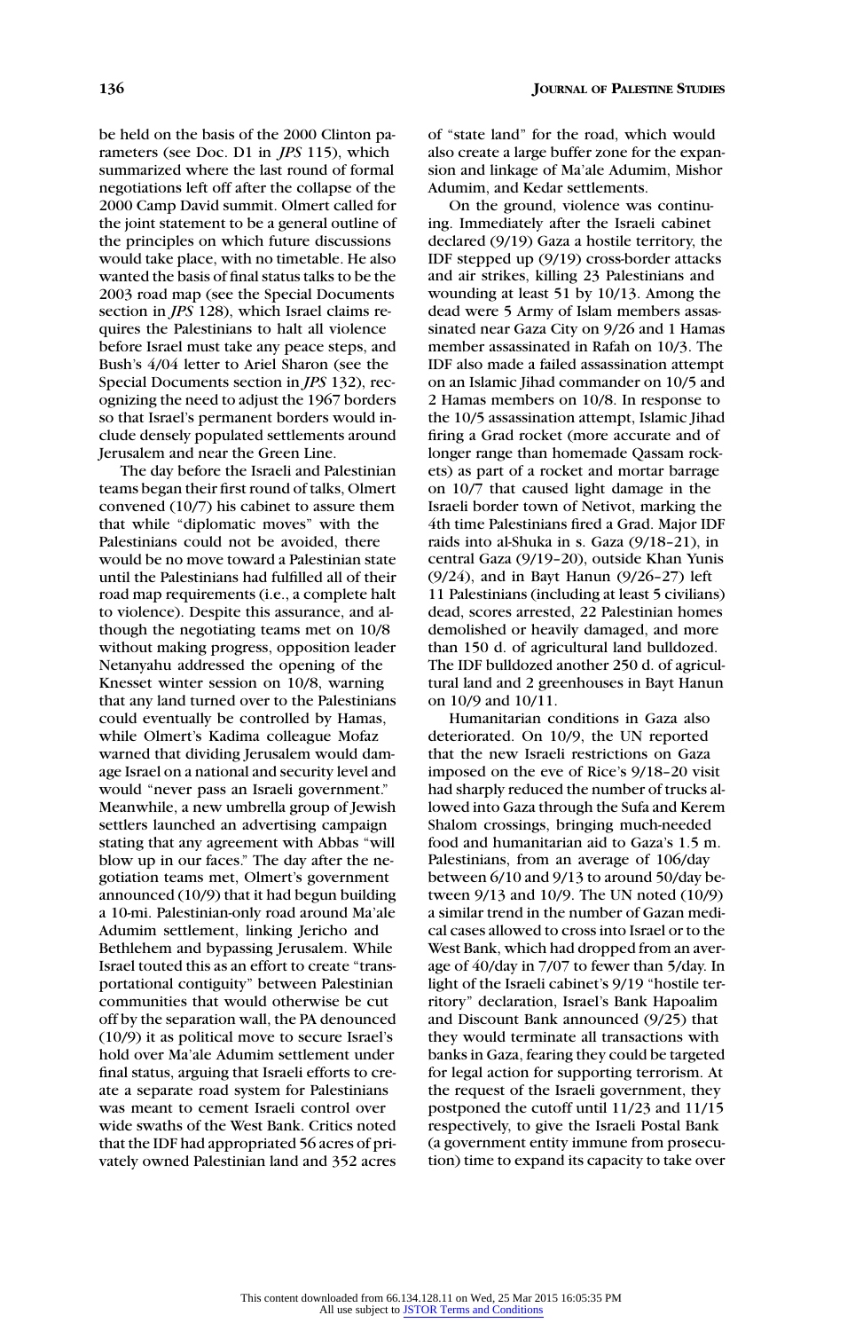be held on the basis of the 2000 Clinton parameters (see Doc. D1 in *JPS* 115), which summarized where the last round of formal negotiations left off after the collapse of the 2000 Camp David summit. Olmert called for the joint statement to be a general outline of the principles on which future discussions would take place, with no timetable. He also wanted the basis of final status talks to be the 2003 road map (see the Special Documents section in *JPS* 128), which Israel claims requires the Palestinians to halt all violence before Israel must take any peace steps, and Bush's 4/04 letter to Ariel Sharon (see the Special Documents section in *JPS* 132), recognizing the need to adjust the 1967 borders so that Israel's permanent borders would include densely populated settlements around Jerusalem and near the Green Line.

The day before the Israeli and Palestinian teams began their first round of talks, Olmert convened (10/7) his cabinet to assure them that while "diplomatic moves" with the Palestinians could not be avoided, there would be no move toward a Palestinian state until the Palestinians had fulfilled all of their road map requirements (i.e., a complete halt to violence). Despite this assurance, and although the negotiating teams met on 10/8 without making progress, opposition leader Netanyahu addressed the opening of the Knesset winter session on 10/8, warning that any land turned over to the Palestinians could eventually be controlled by Hamas, while Olmert's Kadima colleague Mofaz warned that dividing Jerusalem would damage Israel on a national and security level and would "never pass an Israeli government." Meanwhile, a new umbrella group of Jewish settlers launched an advertising campaign stating that any agreement with Abbas "will blow up in our faces." The day after the negotiation teams met, Olmert's government announced (10/9) that it had begun building a 10-mi. Palestinian-only road around Ma'ale Adumim settlement, linking Jericho and Bethlehem and bypassing Jerusalem. While Israel touted this as an effort to create "transportational contiguity" between Palestinian communities that would otherwise be cut off by the separation wall, the PA denounced (10/9) it as political move to secure Israel's hold over Ma'ale Adumim settlement under final status, arguing that Israeli efforts to create a separate road system for Palestinians was meant to cement Israeli control over wide swaths of the West Bank. Critics noted that the IDF had appropriated 56 acres of privately owned Palestinian land and 352 acres of "state land" for the road, which would also create a large buffer zone for the expansion and linkage of Ma'ale Adumim, Mishor Adumim, and Kedar settlements.

On the ground, violence was continuing. Immediately after the Israeli cabinet declared (9/19) Gaza a hostile territory, the IDF stepped up (9/19) cross-border attacks and air strikes, killing 23 Palestinians and wounding at least 51 by 10/13. Among the dead were 5 Army of Islam members assassinated near Gaza City on 9/26 and 1 Hamas member assassinated in Rafah on 10/3. The IDF also made a failed assassination attempt on an Islamic Jihad commander on 10/5 and 2 Hamas members on 10/8. In response to the 10/5 assassination attempt, Islamic Jihad firing a Grad rocket (more accurate and of longer range than homemade Qassam rockets) as part of a rocket and mortar barrage on 10/7 that caused light damage in the Israeli border town of Netivot, marking the 4th time Palestinians fired a Grad. Major IDF raids into al-Shuka in s. Gaza (9/18–21), in central Gaza (9/19–20), outside Khan Yunis (9/24), and in Bayt Hanun (9/26–27) left 11 Palestinians (including at least 5 civilians) dead, scores arrested, 22 Palestinian homes demolished or heavily damaged, and more than 150 d. of agricultural land bulldozed. The IDF bulldozed another 250 d. of agricultural land and 2 greenhouses in Bayt Hanun on 10/9 and 10/11.

Humanitarian conditions in Gaza also deteriorated. On 10/9, the UN reported that the new Israeli restrictions on Gaza imposed on the eve of Rice's 9/18–20 visit had sharply reduced the number of trucks allowed into Gaza through the Sufa and Kerem Shalom crossings, bringing much-needed food and humanitarian aid to Gaza's 1.5 m. Palestinians, from an average of 106/day between 6/10 and 9/13 to around 50/day between 9/13 and 10/9. The UN noted (10/9) a similar trend in the number of Gazan medical cases allowed to cross into Israel or to the West Bank, which had dropped from an average of 40/day in 7/07 to fewer than 5/day. In light of the Israeli cabinet's 9/19 "hostile territory" declaration, Israel's Bank Hapoalim and Discount Bank announced (9/25) that they would terminate all transactions with banks in Gaza, fearing they could be targeted for legal action for supporting terrorism. At the request of the Israeli government, they postponed the cutoff until 11/23 and 11/15 respectively, to give the Israeli Postal Bank (a government entity immune from prosecution) time to expand its capacity to take over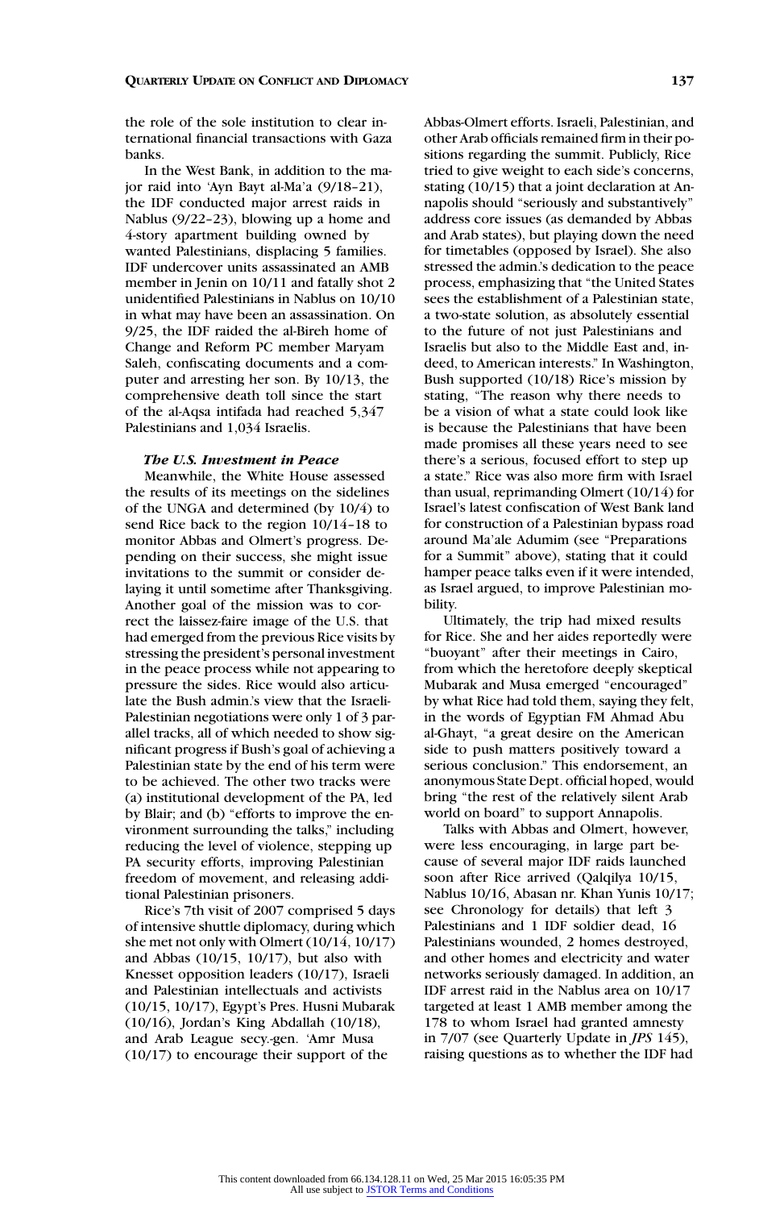the role of the sole institution to clear international financial transactions with Gaza banks.

In the West Bank, in addition to the major raid into 'Ayn Bayt al-Ma'a (9/18–21), the IDF conducted major arrest raids in Nablus (9/22–23), blowing up a home and 4-story apartment building owned by wanted Palestinians, displacing 5 families. IDF undercover units assassinated an AMB member in Jenin on 10/11 and fatally shot 2 unidentified Palestinians in Nablus on 10/10 in what may have been an assassination. On 9/25, the IDF raided the al-Bireh home of Change and Reform PC member Maryam Saleh, confiscating documents and a computer and arresting her son. By 10/13, the comprehensive death toll since the start of the al-Aqsa intifada had reached 5,347 Palestinians and 1,034 Israelis.

### *The U.S. Investment in Peace*

Meanwhile, the White House assessed the results of its meetings on the sidelines of the UNGA and determined (by 10/4) to send Rice back to the region 10/14–18 to monitor Abbas and Olmert's progress. Depending on their success, she might issue invitations to the summit or consider delaying it until sometime after Thanksgiving. Another goal of the mission was to correct the laissez-faire image of the U.S. that had emerged from the previous Rice visits by stressing the president's personal investment in the peace process while not appearing to pressure the sides. Rice would also articulate the Bush admin.'s view that the Israeli-Palestinian negotiations were only 1 of 3 parallel tracks, all of which needed to show significant progress if Bush's goal of achieving a Palestinian state by the end of his term were to be achieved. The other two tracks were (a) institutional development of the PA, led by Blair; and (b) "efforts to improve the environment surrounding the talks," including reducing the level of violence, stepping up PA security efforts, improving Palestinian freedom of movement, and releasing additional Palestinian prisoners.

Rice's 7th visit of 2007 comprised 5 days of intensive shuttle diplomacy, during which she met not only with Olmert (10/14, 10/17) and Abbas (10/15, 10/17), but also with Knesset opposition leaders (10/17), Israeli and Palestinian intellectuals and activists (10/15, 10/17), Egypt's Pres. Husni Mubarak (10/16), Jordan's King Abdallah (10/18), and Arab League secy.-gen. 'Amr Musa (10/17) to encourage their support of the Abbas-Olmert efforts. Israeli, Palestinian, and other Arab officials remained firm in their positions regarding the summit. Publicly, Rice tried to give weight to each side's concerns, stating (10/15) that a joint declaration at Annapolis should "seriously and substantively" address core issues (as demanded by Abbas and Arab states), but playing down the need for timetables (opposed by Israel). She also stressed the admin.'s dedication to the peace process, emphasizing that "the United States sees the establishment of a Palestinian state, a two-state solution, as absolutely essential to the future of not just Palestinians and Israelis but also to the Middle East and, indeed, to American interests." In Washington, Bush supported (10/18) Rice's mission by stating, "The reason why there needs to be a vision of what a state could look like is because the Palestinians that have been made promises all these years need to see there's a serious, focused effort to step up a state." Rice was also more firm with Israel than usual, reprimanding Olmert (10/14) for Israel's latest confiscation of West Bank land for construction of a Palestinian bypass road around Ma'ale Adumim (see "Preparations for a Summit" above), stating that it could hamper peace talks even if it were intended, as Israel argued, to improve Palestinian mobility.

Ultimately, the trip had mixed results for Rice. She and her aides reportedly were "buoyant" after their meetings in Cairo, from which the heretofore deeply skeptical Mubarak and Musa emerged "encouraged" by what Rice had told them, saying they felt, in the words of Egyptian FM Ahmad Abu al-Ghayt, "a great desire on the American side to push matters positively toward a serious conclusion." This endorsement, an anonymous State Dept. official hoped, would bring "the rest of the relatively silent Arab world on board" to support Annapolis.

Talks with Abbas and Olmert, however, were less encouraging, in large part because of several major IDF raids launched soon after Rice arrived (Qalqilya 10/15, Nablus 10/16, Abasan nr. Khan Yunis 10/17; see Chronology for details) that left 3 Palestinians and 1 IDF soldier dead, 16 Palestinians wounded, 2 homes destroyed, and other homes and electricity and water networks seriously damaged. In addition, an IDF arrest raid in the Nablus area on 10/17 targeted at least 1 AMB member among the 178 to whom Israel had granted amnesty in 7/07 (see Quarterly Update in *JPS* 145), raising questions as to whether the IDF had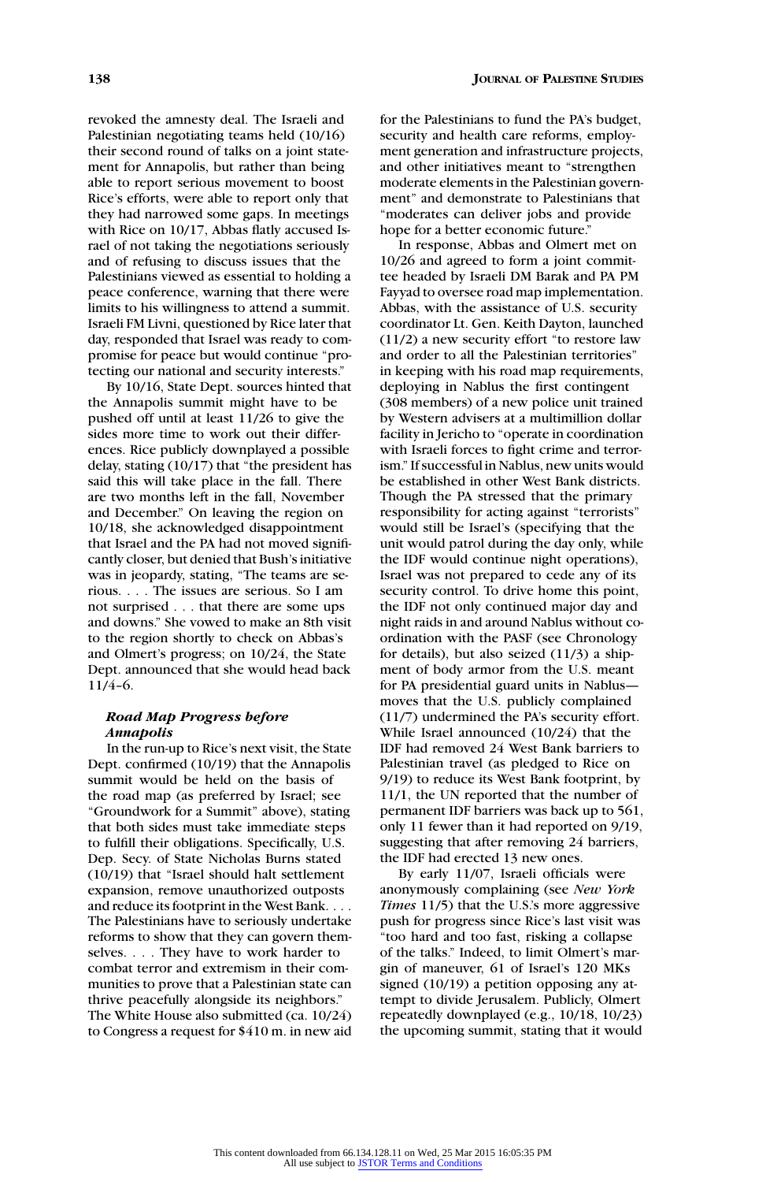revoked the amnesty deal. The Israeli and Palestinian negotiating teams held (10/16) their second round of talks on a joint statement for Annapolis, but rather than being able to report serious movement to boost Rice's efforts, were able to report only that they had narrowed some gaps. In meetings with Rice on 10/17, Abbas flatly accused Israel of not taking the negotiations seriously and of refusing to discuss issues that the Palestinians viewed as essential to holding a peace conference, warning that there were limits to his willingness to attend a summit. Israeli FM Livni, questioned by Rice later that day, responded that Israel was ready to compromise for peace but would continue "protecting our national and security interests."

By 10/16, State Dept. sources hinted that the Annapolis summit might have to be pushed off until at least 11/26 to give the sides more time to work out their differences. Rice publicly downplayed a possible delay, stating (10/17) that "the president has said this will take place in the fall. There are two months left in the fall, November and December." On leaving the region on 10/18, she acknowledged disappointment that Israel and the PA had not moved significantly closer, but denied that Bush's initiative was in jeopardy, stating, "The teams are serious. . . . The issues are serious. So I am not surprised . . . that there are some ups and downs." She vowed to make an 8th visit to the region shortly to check on Abbas's and Olmert's progress; on 10/24, the State Dept. announced that she would head back 11/4–6.

### *Road Map Progress before Annapolis*

In the run-up to Rice's next visit, the State Dept. confirmed (10/19) that the Annapolis summit would be held on the basis of the road map (as preferred by Israel; see "Groundwork for a Summit" above), stating that both sides must take immediate steps to fulfill their obligations. Specifically, U.S. Dep. Secy. of State Nicholas Burns stated (10/19) that "Israel should halt settlement expansion, remove unauthorized outposts and reduce its footprint in the West Bank. . . . The Palestinians have to seriously undertake reforms to show that they can govern themselves. . . . They have to work harder to combat terror and extremism in their communities to prove that a Palestinian state can thrive peacefully alongside its neighbors." The White House also submitted (ca. 10/24) to Congress a request for $410 m. in new aid for the Palestinians to fund the PA's budget, security and health care reforms, employment generation and infrastructure projects, and other initiatives meant to "strengthen moderate elements in the Palestinian government" and demonstrate to Palestinians that "moderates can deliver jobs and provide hope for a better economic future."

In response, Abbas and Olmert met on 10/26 and agreed to form a joint committee headed by Israeli DM Barak and PA PM Fayyad to oversee road map implementation. Abbas, with the assistance of U.S. security coordinator Lt. Gen. Keith Dayton, launched (11/2) a new security effort "to restore law and order to all the Palestinian territories" in keeping with his road map requirements, deploying in Nablus the first contingent (308 members) of a new police unit trained by Western advisers at a multimillion dollar facility in Jericho to "operate in coordination with Israeli forces to fight crime and terrorism." If successful in Nablus, new units would be established in other West Bank districts. Though the PA stressed that the primary responsibility for acting against "terrorists" would still be Israel's (specifying that the unit would patrol during the day only, while the IDF would continue night operations), Israel was not prepared to cede any of its security control. To drive home this point, the IDF not only continued major day and night raids in and around Nablus without coordination with the PASF (see Chronology for details), but also seized (11/3) a shipment of body armor from the U.S. meant for PA presidential guard units in Nablus—moves that the U.S. publicly complained (11/7) undermined the PA's security effort. While Israel announced (10/24) that the IDF had removed 24 West Bank barriers to Palestinian travel (as pledged to Rice on 9/19) to reduce its West Bank footprint, by 11/1, the UN reported that the number of permanent IDF barriers was back up to 561, only 11 fewer than it had reported on 9/19, suggesting that after removing 24 barriers, the IDF had erected 13 new ones.

By early 11/07, Israeli officials were anonymously complaining (see *New York Times* 11/5) that the U.S.'s more aggressive push for progress since Rice's last visit was "too hard and too fast, risking a collapse of the talks." Indeed, to limit Olmert's margin of maneuver, 61 of Israel's 120 MKs signed (10/19) a petition opposing any attempt to divide Jerusalem. Publicly, Olmert repeatedly downplayed (e.g., 10/18, 10/23) the upcoming summit, stating that it would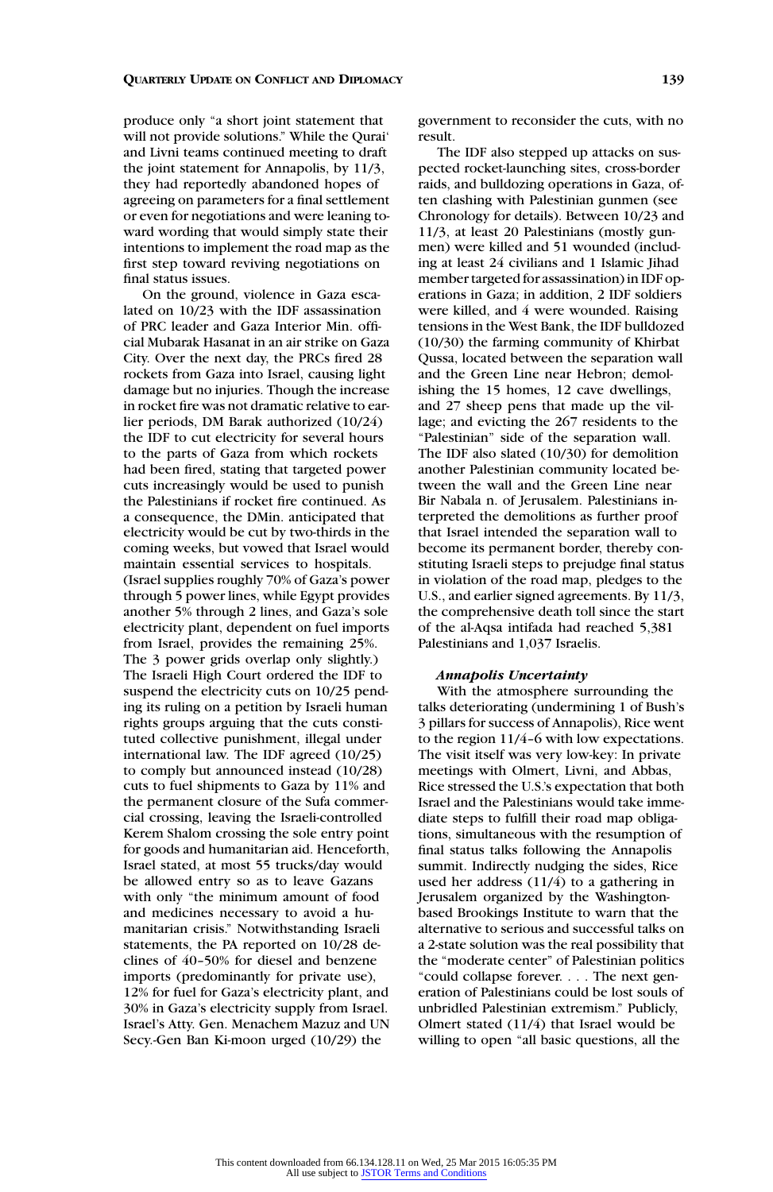produce only "a short joint statement that will not provide solutions." While the Qurai' and Livni teams continued meeting to draft the joint statement for Annapolis, by 11/3, they had reportedly abandoned hopes of agreeing on parameters for a final settlement or even for negotiations and were leaning toward wording that would simply state their intentions to implement the road map as the first step toward reviving negotiations on final status issues.

On the ground, violence in Gaza escalated on 10/23 with the IDF assassination of PRC leader and Gaza Interior Min. official Mubarak Hasanat in an air strike on Gaza City. Over the next day, the PRCs fired 28 rockets from Gaza into Israel, causing light damage but no injuries. Though the increase in rocket fire was not dramatic relative to earlier periods, DM Barak authorized (10/24) the IDF to cut electricity for several hours to the parts of Gaza from which rockets had been fired, stating that targeted power cuts increasingly would be used to punish the Palestinians if rocket fire continued. As a consequence, the DMin. anticipated that electricity would be cut by two-thirds in the coming weeks, but vowed that Israel would maintain essential services to hospitals. (Israel supplies roughly 70% of Gaza's power through 5 power lines, while Egypt provides another 5% through 2 lines, and Gaza's sole electricity plant, dependent on fuel imports from Israel, provides the remaining 25%. The 3 power grids overlap only slightly.) The Israeli High Court ordered the IDF to suspend the electricity cuts on 10/25 pending its ruling on a petition by Israeli human rights groups arguing that the cuts constituted collective punishment, illegal under international law. The IDF agreed (10/25) to comply but announced instead (10/28) cuts to fuel shipments to Gaza by 11% and the permanent closure of the Sufa commercial crossing, leaving the Israeli-controlled Kerem Shalom crossing the sole entry point for goods and humanitarian aid. Henceforth, Israel stated, at most 55 trucks/day would be allowed entry so as to leave Gazans with only "the minimum amount of food and medicines necessary to avoid a humanitarian crisis." Notwithstanding Israeli statements, the PA reported on 10/28 declines of 40–50% for diesel and benzene imports (predominantly for private use), 12% for fuel for Gaza's electricity plant, and 30% in Gaza's electricity supply from Israel. Israel's Atty. Gen. Menachem Mazuz and UN Secy.-Gen Ban Ki-moon urged (10/29) the government to reconsider the cuts, with no result.

The IDF also stepped up attacks on suspected rocket-launching sites, cross-border raids, and bulldozing operations in Gaza, often clashing with Palestinian gunmen (see Chronology for details). Between 10/23 and 11/3, at least 20 Palestinians (mostly gunmen) were killed and 51 wounded (including at least 24 civilians and 1 Islamic Jihad member targeted for assassination) in IDF operations in Gaza; in addition, 2 IDF soldiers were killed, and 4 were wounded. Raising tensions in the West Bank, the IDF bulldozed (10/30) the farming community of Khirbat Qussa, located between the separation wall and the Green Line near Hebron; demolishing the 15 homes, 12 cave dwellings, and 27 sheep pens that made up the village; and evicting the 267 residents to the "Palestinian" side of the separation wall. The IDF also slated (10/30) for demolition another Palestinian community located between the wall and the Green Line near Bir Nabala n. of Jerusalem. Palestinians interpreted the demolitions as further proof that Israel intended the separation wall to become its permanent border, thereby constituting Israeli steps to prejudge final status in violation of the road map, pledges to the U.S., and earlier signed agreements. By 11/3, the comprehensive death toll since the start of the al-Aqsa intifada had reached 5,381 Palestinians and 1,037 Israelis.

### *Annapolis Uncertainty*

With the atmosphere surrounding the talks deteriorating (undermining 1 of Bush's 3 pillars for success of Annapolis), Rice went to the region 11/4–6 with low expectations. The visit itself was very low-key: In private meetings with Olmert, Livni, and Abbas, Rice stressed the U.S.'s expectation that both Israel and the Palestinians would take immediate steps to fulfill their road map obligations, simultaneous with the resumption of final status talks following the Annapolis summit. Indirectly nudging the sides, Rice used her address (11/4) to a gathering in Jerusalem organized by the Washington-based Brookings Institute to warn that the alternative to serious and successful talks on a 2-state solution was the real possibility that the "moderate center" of Palestinian politics "could collapse forever. . . . The next generation of Palestinians could be lost souls of unbridled Palestinian extremism." Publicly, Olmert stated (11/4) that Israel would be willing to open "all basic questions, all the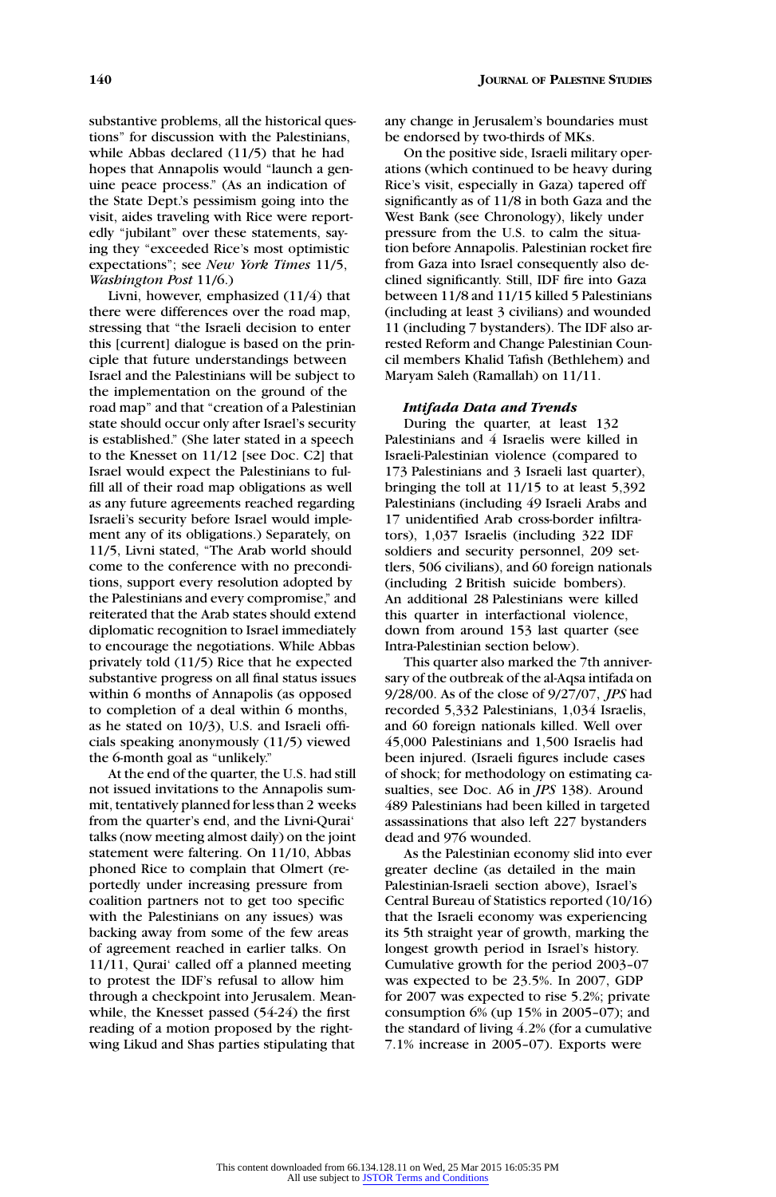substantive problems, all the historical questions" for discussion with the Palestinians, while Abbas declared (11/5) that he had hopes that Annapolis would "launch a genuine peace process." (As an indication of the State Dept.'s pessimism going into the visit, aides traveling with Rice were reportedly "jubilant" over these statements, saying they "exceeded Rice's most optimistic expectations"; see *New York Times* 11/5, *Washington Post* 11/6.)

Livni, however, emphasized (11/4) that there were differences over the road map, stressing that "the Israeli decision to enter this [current] dialogue is based on the principle that future understandings between Israel and the Palestinians will be subject to the implementation on the ground of the road map" and that "creation of a Palestinian state should occur only after Israel's security is established." (She later stated in a speech to the Knesset on 11/12 [see Doc. C2] that Israel would expect the Palestinians to fulfill all of their road map obligations as well as any future agreements reached regarding Israeli's security before Israel would implement any of its obligations.) Separately, on 11/5, Livni stated, "The Arab world should come to the conference with no preconditions, support every resolution adopted by the Palestinians and every compromise," and reiterated that the Arab states should extend diplomatic recognition to Israel immediately to encourage the negotiations. While Abbas privately told (11/5) Rice that he expected substantive progress on all final status issues within 6 months of Annapolis (as opposed to completion of a deal within 6 months, as he stated on 10/3), U.S. and Israeli officials speaking anonymously (11/5) viewed the 6-month goal as "unlikely."

At the end of the quarter, the U.S. had still not issued invitations to the Annapolis summit, tentatively planned for less than 2 weeks from the quarter's end, and the Livni-Qurai' talks (now meeting almost daily) on the joint statement were faltering. On 11/10, Abbas phoned Rice to complain that Olmert (reportedly under increasing pressure from coalition partners not to get too specific with the Palestinians on any issues) was backing away from some of the few areas of agreement reached in earlier talks. On 11/11, Qurai' called off a planned meeting to protest the IDF's refusal to allow him through a checkpoint into Jerusalem. Meanwhile, the Knesset passed (54-24) the first reading of a motion proposed by the right-wing Likud and Shas parties stipulating that any change in Jerusalem's boundaries must be endorsed by two-thirds of MKs.

On the positive side, Israeli military operations (which continued to be heavy during Rice's visit, especially in Gaza) tapered off significantly as of 11/8 in both Gaza and the West Bank (see Chronology), likely under pressure from the U.S. to calm the situation before Annapolis. Palestinian rocket fire from Gaza into Israel consequently also declined significantly. Still, IDF fire into Gaza between 11/8 and 11/15 killed 5 Palestinians (including at least 3 civilians) and wounded 11 (including 7 bystanders). The IDF also arrested Reform and Change Palestinian Council members Khalid Tafish (Bethlehem) and Maryam Saleh (Ramallah) on 11/11.

### *Intifada Data and Trends*

During the quarter, at least 132 Palestinians and 4 Israelis were killed in Israeli-Palestinian violence (compared to 173 Palestinians and 3 Israeli last quarter), bringing the toll at 11/15 to at least 5,392 Palestinians (including 49 Israeli Arabs and 17 unidentified Arab cross-border infiltrators), 1,037 Israelis (including 322 IDF soldiers and security personnel, 209 settlers, 506 civilians), and 60 foreign nationals (including 2 British suicide bombers). An additional 28 Palestinians were killed this quarter in interfactional violence, down from around 153 last quarter (see Intra-Palestinian section below).

This quarter also marked the 7th anniversary of the outbreak of the al-Aqsa intifada on 9/28/00. As of the close of 9/27/07, *JPS* had recorded 5,332 Palestinians, 1,034 Israelis, and 60 foreign nationals killed. Well over 45,000 Palestinians and 1,500 Israelis had been injured. (Israeli figures include cases of shock; for methodology on estimating casualties, see Doc. A6 in *JPS* 138). Around 489 Palestinians had been killed in targeted assassinations that also left 227 bystanders dead and 976 wounded.

As the Palestinian economy slid into ever greater decline (as detailed in the main Palestinian-Israeli section above), Israel's Central Bureau of Statistics reported (10/16) that the Israeli economy was experiencing its 5th straight year of growth, marking the longest growth period in Israel's history. Cumulative growth for the period 2003–07 was expected to be 23.5%. In 2007, GDP for 2007 was expected to rise 5.2%; private consumption 6% (up 15% in 2005–07); and the standard of living 4.2% (for a cumulative 7.1% increase in 2005–07). Exports were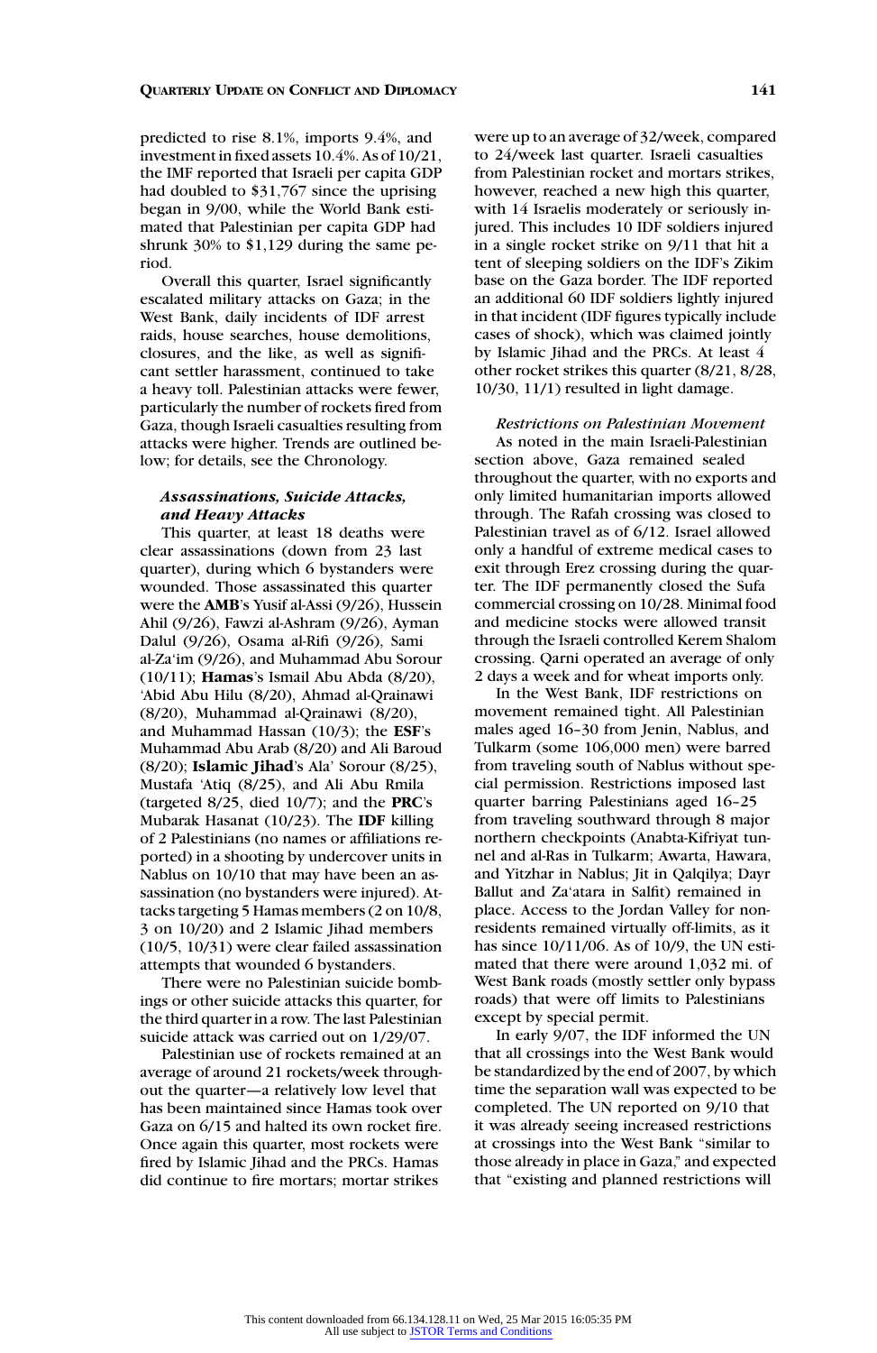predicted to rise 8.1%, imports 9.4%, and investment in fixed assets 10.4%. As of 10/21, the IMF reported that Israeli per capita GDP had doubled to $31,767 since the uprising began in 9/00, while the World Bank estimated that Palestinian per capita GDP had shrunk 30% to $1,129 during the same period.

Overall this quarter, Israel significantly escalated military attacks on Gaza; in the West Bank, daily incidents of IDF arrest raids, house searches, house demolitions, closures, and the like, as well as significant settler harassment, continued to take a heavy toll. Palestinian attacks were fewer, particularly the number of rockets fired from Gaza, though Israeli casualties resulting from attacks were higher. Trends are outlined below; for details, see the Chronology.

#### *Assassinations, Suicide Attacks, and Heavy Attacks*

This quarter, at least 18 deaths were clear assassinations (down from 23 last quarter), during which 6 bystanders were wounded. Those assassinated this quarter were the **AMB**'s Yusif al-Assi (9/26), Hussein Ahil (9/26), Fawzi al-Ashram (9/26), Ayman Dalul (9/26), Osama al-Rifi (9/26), Sami al-Za'im (9/26), and Muhammad Abu Sorour (10/11); **Hamas**'s Ismail Abu Abda (8/20), 'Abid Abu Hilu (8/20), Ahmad al-Qrainawi (8/20), Muhammad al-Qrainawi (8/20), and Muhammad Hassan (10/3); the **ESF**'s Muhammad Abu Arab (8/20) and Ali Baroud (8/20); **Islamic Jihad**'s Ala' Sorour (8/25), Mustafa 'Atiq (8/25), and Ali Abu Rmila (targeted 8/25, died 10/7); and the **PRC**'s Mubarak Hasanat (10/23). The **IDF** killing of 2 Palestinians (no names or affiliations reported) in a shooting by undercover units in Nablus on 10/10 that may have been an assassination (no bystanders were injured). Attacks targeting 5 Hamas members (2 on 10/8, 3 on 10/20) and 2 Islamic Jihad members (10/5, 10/31) were clear failed assassination attempts that wounded 6 bystanders.

There were no Palestinian suicide bombings or other suicide attacks this quarter, for the third quarter in a row. The last Palestinian suicide attack was carried out on 1/29/07.

Palestinian use of rockets remained at an average of around 21 rockets/week throughout the quarter—a relatively low level that has been maintained since Hamas took over Gaza on 6/15 and halted its own rocket fire. Once again this quarter, most rockets were fired by Islamic Jihad and the PRCs. Hamas did continue to fire mortars; mortar strikes were up to an average of 32/week, compared to 24/week last quarter. Israeli casualties from Palestinian rocket and mortars strikes, however, reached a new high this quarter, with 14 Israelis moderately or seriously injured. This includes 10 IDF soldiers injured in a single rocket strike on 9/11 that hit a tent of sleeping soldiers on the IDF's Zikim base on the Gaza border. The IDF reported an additional 60 IDF soldiers lightly injured in that incident (IDF figures typically include cases of shock), which was claimed jointly by Islamic Jihad and the PRCs. At least 4 other rocket strikes this quarter (8/21, 8/28, 10/30, 11/1) resulted in light damage.

#### *Restrictions on Palestinian Movement*

As noted in the main Israeli-Palestinian section above, Gaza remained sealed throughout the quarter, with no exports and only limited humanitarian imports allowed through. The Rafah crossing was closed to Palestinian travel as of 6/12. Israel allowed only a handful of extreme medical cases to exit through Erez crossing during the quarter. The IDF permanently closed the Sufa commercial crossing on 10/28. Minimal food and medicine stocks were allowed transit through the Israeli controlled Kerem Shalom crossing. Qarni operated an average of only 2 days a week and for wheat imports only.

In the West Bank, IDF restrictions on movement remained tight. All Palestinian males aged 16–30 from Jenin, Nablus, and Tulkarm (some 106,000 men) were barred from traveling south of Nablus without special permission. Restrictions imposed last quarter barring Palestinians aged 16–25 from traveling southward through 8 major northern checkpoints (Anabta-Kifriyat tunnel and al-Ras in Tulkarm; Awarta, Hawara, and Yitzhar in Nablus; Jit in Qalqilya; Dayr Ballut and Za'atara in Salfit) remained in place. Access to the Jordan Valley for non-residents remained virtually off-limits, as it has since 10/11/06. As of 10/9, the UN estimated that there were around 1,032 mi. of West Bank roads (mostly settler only bypass roads) that were off limits to Palestinians except by special permit.

In early 9/07, the IDF informed the UN that all crossings into the West Bank would be standardized by the end of 2007, by which time the separation wall was expected to be completed. The UN reported on 9/10 that it was already seeing increased restrictions at crossings into the West Bank "similar to those already in place in Gaza," and expected that "existing and planned restrictions will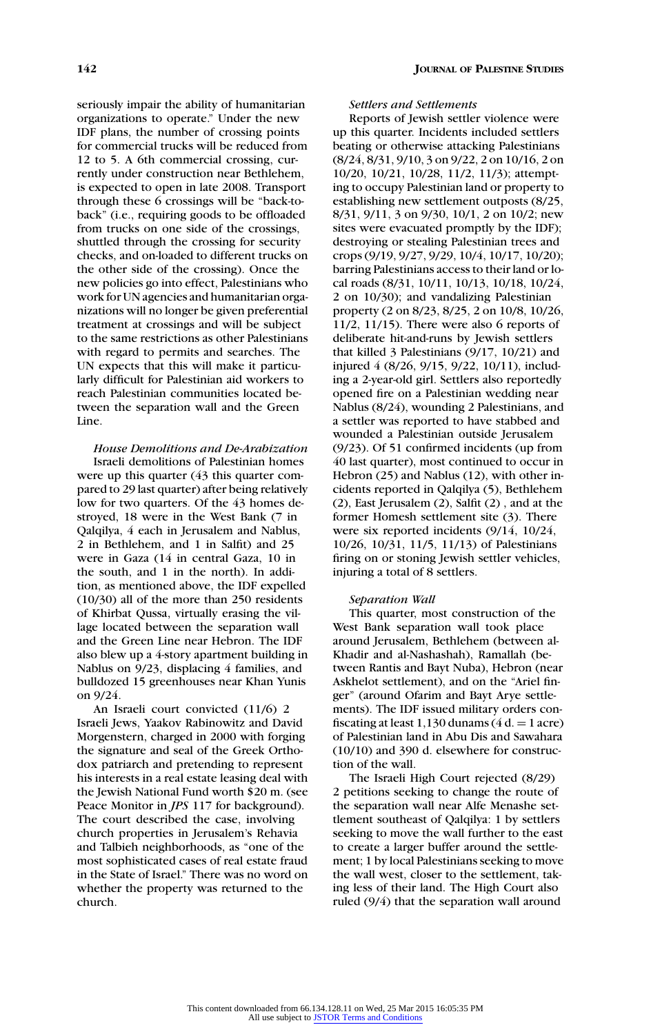seriously impair the ability of humanitarian organizations to operate." Under the new IDF plans, the number of crossing points for commercial trucks will be reduced from 12 to 5. A 6th commercial crossing, currently under construction near Bethlehem, is expected to open in late 2008. Transport through these 6 crossings will be "back-to-back" (i.e., requiring goods to be offloaded from trucks on one side of the crossings, shuttled through the crossing for security checks, and on-loaded to different trucks on the other side of the crossing). Once the new policies go into effect, Palestinians who work for UN agencies and humanitarian organizations will no longer be given preferential treatment at crossings and will be subject to the same restrictions as other Palestinians with regard to permits and searches. The UN expects that this will make it particularly difficult for Palestinian aid workers to reach Palestinian communities located between the separation wall and the Green Line.

*House Demolitions and De-Arabization*

Israeli demolitions of Palestinian homes were up this quarter (43 this quarter compared to 29 last quarter) after being relatively low for two quarters. Of the 43 homes destroyed, 18 were in the West Bank (7 in Qalqilya, 4 each in Jerusalem and Nablus, 2 in Bethlehem, and 1 in Salfit) and 25 were in Gaza (14 in central Gaza, 10 in the south, and 1 in the north). In addition, as mentioned above, the IDF expelled (10/30) all of the more than 250 residents of Khirbat Qussa, virtually erasing the village located between the separation wall and the Green Line near Hebron. The IDF also blew up a 4-story apartment building in Nablus on 9/23, displacing 4 families, and bulldozed 15 greenhouses near Khan Yunis on 9/24.

An Israeli court convicted (11/6) 2 Israeli Jews, Yaakov Rabinowitz and David Morgenstern, charged in 2000 with forging the signature and seal of the Greek Orthodox patriarch and pretending to represent his interests in a real estate leasing deal with the Jewish National Fund worth $20 m. (see Peace Monitor in *JPS* 117 for background). The court described the case, involving church properties in Jerusalem's Rehavia and Talbieh neighborhoods, as "one of the most sophisticated cases of real estate fraud in the State of Israel." There was no word on whether the property was returned to the church.

*Settlers and Settlements*

Reports of Jewish settler violence were up this quarter. Incidents included settlers beating or otherwise attacking Palestinians (8/24, 8/31, 9/10, 3 on 9/22, 2 on 10/16, 2 on 10/20, 10/21, 10/28, 11/2, 11/3); attempting to occupy Palestinian land or property to establishing new settlement outposts (8/25, 8/31, 9/11, 3 on 9/30, 10/1, 2 on 10/2; new sites were evacuated promptly by the IDF); destroying or stealing Palestinian trees and crops (9/19, 9/27, 9/29, 10/4, 10/17, 10/20); barring Palestinians access to their land or local roads (8/31, 10/11, 10/13, 10/18, 10/24, 2 on 10/30); and vandalizing Palestinian property (2 on 8/23, 8/25, 2 on 10/8, 10/26, 11/2, 11/15). There were also 6 reports of deliberate hit-and-runs by Jewish settlers that killed 3 Palestinians (9/17, 10/21) and injured 4 (8/26, 9/15, 9/22, 10/11), including a 2-year-old girl. Settlers also reportedly opened fire on a Palestinian wedding near Nablus (8/24), wounding 2 Palestinians, and a settler was reported to have stabbed and wounded a Palestinian outside Jerusalem (9/23). Of 51 confirmed incidents (up from 40 last quarter), most continued to occur in Hebron (25) and Nablus (12), with other incidents reported in Qalqilya (5), Bethlehem (2), East Jerusalem (2), Salfit (2) , and at the former Homesh settlement site (3). There were six reported incidents (9/14, 10/24, 10/26, 10/31, 11/5, 11/13) of Palestinians firing on or stoning Jewish settler vehicles, injuring a total of 8 settlers.

*Separation Wall*

This quarter, most construction of the West Bank separation wall took place around Jerusalem, Bethlehem (between al-Khadir and al-Nashashah), Ramallah (between Rantis and Bayt Nuba), Hebron (near Askhelot settlement), and on the "Ariel finger" (around Ofarim and Bayt Arye settlements). The IDF issued military orders confiscating at least 1,130 dunams (4 d. = 1 acre) of Palestinian land in Abu Dis and Sawahara (10/10) and 390 d. elsewhere for construction of the wall.

The Israeli High Court rejected (8/29) 2 petitions seeking to change the route of the separation wall near Alfe Menashe settlement southeast of Qalqilya: 1 by settlers seeking to move the wall further to the east to create a larger buffer around the settlement; 1 by local Palestinians seeking to move the wall west, closer to the settlement, taking less of their land. The High Court also ruled (9/4) that the separation wall around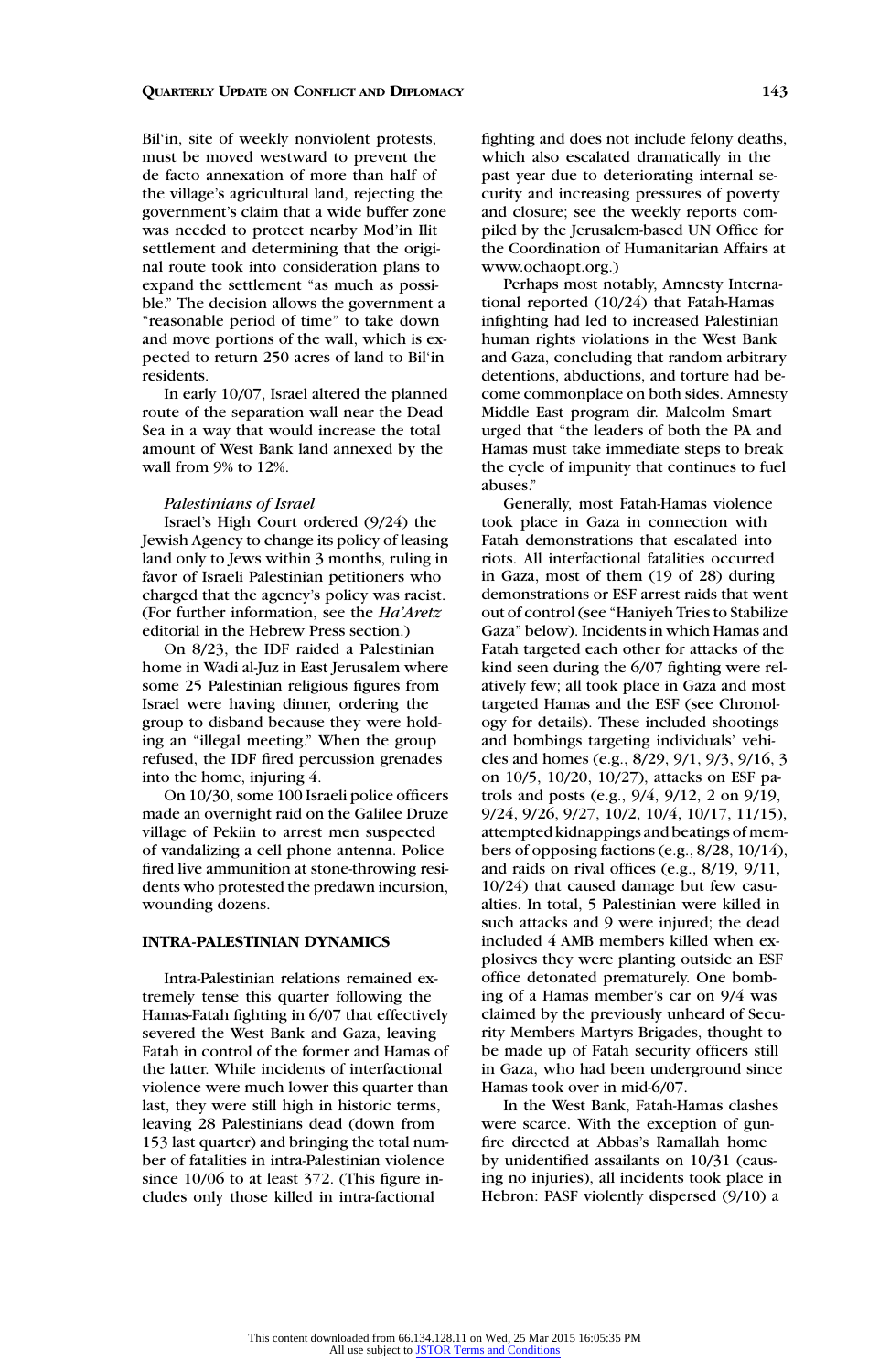Bil'in, site of weekly nonviolent protests, must be moved westward to prevent the de facto annexation of more than half of the village's agricultural land, rejecting the government's claim that a wide buffer zone was needed to protect nearby Mod'in Ilit settlement and determining that the original route took into consideration plans to expand the settlement "as much as possible." The decision allows the government a "reasonable period of time" to take down and move portions of the wall, which is expected to return 250 acres of land to Bil'in residents.

In early 10/07, Israel altered the planned route of the separation wall near the Dead Sea in a way that would increase the total amount of West Bank land annexed by the wall from 9% to 12%.

*Palestinians of Israel*

Israel's High Court ordered (9/24) the Jewish Agency to change its policy of leasing land only to Jews within 3 months, ruling in favor of Israeli Palestinian petitioners who charged that the agency's policy was racist. (For further information, see the *Ha'Aretz* editorial in the Hebrew Press section.)

On 8/23, the IDF raided a Palestinian home in Wadi al-Juz in East Jerusalem where some 25 Palestinian religious figures from Israel were having dinner, ordering the group to disband because they were holding an "illegal meeting." When the group refused, the IDF fired percussion grenades into the home, injuring 4.

On 10/30, some 100 Israeli police officers made an overnight raid on the Galilee Druze village of Pekiin to arrest men suspected of vandalizing a cell phone antenna. Police fired live ammunition at stone-throwing residents who protested the predawn incursion, wounding dozens.

## INTRA-PALESTINIAN DYNAMICS

Intra-Palestinian relations remained extremely tense this quarter following the Hamas-Fatah fighting in 6/07 that effectively severed the West Bank and Gaza, leaving Fatah in control of the former and Hamas of the latter. While incidents of interfactional violence were much lower this quarter than last, they were still high in historic terms, leaving 28 Palestinians dead (down from 153 last quarter) and bringing the total number of fatalities in intra-Palestinian violence since 10/06 to at least 372. (This figure includes only those killed in intra-factional fighting and does not include felony deaths, which also escalated dramatically in the past year due to deteriorating internal security and increasing pressures of poverty and closure; see the weekly reports compiled by the Jerusalem-based UN Office for the Coordination of Humanitarian Affairs at www.ochaopt.org.)

Perhaps most notably, Amnesty International reported (10/24) that Fatah-Hamas infighting had led to increased Palestinian human rights violations in the West Bank and Gaza, concluding that random arbitrary detentions, abductions, and torture had become commonplace on both sides. Amnesty Middle East program dir. Malcolm Smart urged that "the leaders of both the PA and Hamas must take immediate steps to break the cycle of impunity that continues to fuel abuses."

Generally, most Fatah-Hamas violence took place in Gaza in connection with Fatah demonstrations that escalated into riots. All interfactional fatalities occurred in Gaza, most of them (19 of 28) during demonstrations or ESF arrest raids that went out of control (see "Haniyeh Tries to Stabilize Gaza" below). Incidents in which Hamas and Fatah targeted each other for attacks of the kind seen during the 6/07 fighting were relatively few; all took place in Gaza and most targeted Hamas and the ESF (see Chronology for details). These included shootings and bombings targeting individuals' vehicles and homes (e.g., 8/29, 9/1, 9/3, 9/16, 3 on 10/5, 10/20, 10/27), attacks on ESF patrols and posts (e.g., 9/4, 9/12, 2 on 9/19, 9/24, 9/26, 9/27, 10/2, 10/4, 10/17, 11/15), attempted kidnappings and beatings of members of opposing factions (e.g., 8/28, 10/14), and raids on rival offices (e.g., 8/19, 9/11, 10/24) that caused damage but few casualties. In total, 5 Palestinian were killed in such attacks and 9 were injured; the dead included 4 AMB members killed when explosives they were planting outside an ESF office detonated prematurely. One bombing of a Hamas member's car on 9/4 was claimed by the previously unheard of Security Members Martyrs Brigades, thought to be made up of Fatah security officers still in Gaza, who had been underground since Hamas took over in mid-6/07.

In the West Bank, Fatah-Hamas clashes were scarce. With the exception of gunfire directed at Abbas's Ramallah home by unidentified assailants on 10/31 (causing no injuries), all incidents took place in Hebron: PASF violently dispersed (9/10) a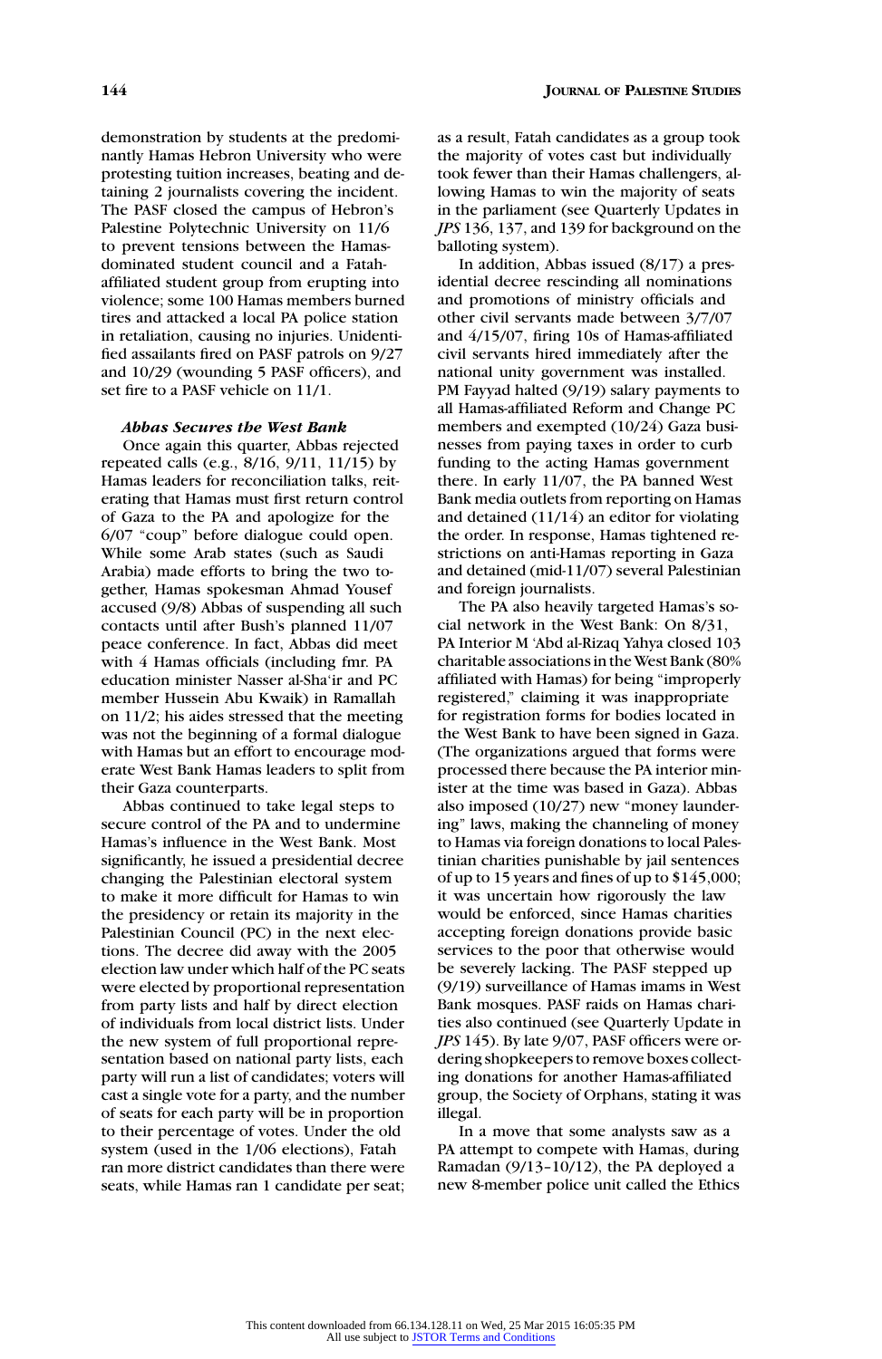demonstration by students at the predominantly Hamas Hebron University who were protesting tuition increases, beating and detaining 2 journalists covering the incident. The PASF closed the campus of Hebron's Palestine Polytechnic University on 11/6 to prevent tensions between the Hamas-dominated student council and a Fatah-affiliated student group from erupting into violence; some 100 Hamas members burned tires and attacked a local PA police station in retaliation, causing no injuries. Unidentified assailants fired on PASF patrols on 9/27 and 10/29 (wounding 5 PASF officers), and set fire to a PASF vehicle on 11/1.

### *Abbas Secures the West Bank*

Once again this quarter, Abbas rejected repeated calls (e.g., 8/16, 9/11, 11/15) by Hamas leaders for reconciliation talks, reiterating that Hamas must first return control of Gaza to the PA and apologize for the 6/07 "coup" before dialogue could open. While some Arab states (such as Saudi Arabia) made efforts to bring the two together, Hamas spokesman Ahmad Yousef accused (9/8) Abbas of suspending all such contacts until after Bush's planned 11/07 peace conference. In fact, Abbas did meet with 4 Hamas officials (including fmr. PA education minister Nasser al-Sha'ir and PC member Hussein Abu Kwaik) in Ramallah on 11/2; his aides stressed that the meeting was not the beginning of a formal dialogue with Hamas but an effort to encourage moderate West Bank Hamas leaders to split from their Gaza counterparts.

Abbas continued to take legal steps to secure control of the PA and to undermine Hamas's influence in the West Bank. Most significantly, he issued a presidential decree changing the Palestinian electoral system to make it more difficult for Hamas to win the presidency or retain its majority in the Palestinian Council (PC) in the next elections. The decree did away with the 2005 election law under which half of the PC seats were elected by proportional representation from party lists and half by direct election of individuals from local district lists. Under the new system of full proportional representation based on national party lists, each party will run a list of candidates; voters will cast a single vote for a party, and the number of seats for each party will be in proportion to their percentage of votes. Under the old system (used in the 1/06 elections), Fatah ran more district candidates than there were seats, while Hamas ran 1 candidate per seat; as a result, Fatah candidates as a group took the majority of votes cast but individually took fewer than their Hamas challengers, allowing Hamas to win the majority of seats in the parliament (see Quarterly Updates in *JPS* 136, 137, and 139 for background on the balloting system).

In addition, Abbas issued (8/17) a presidential decree rescinding all nominations and promotions of ministry officials and other civil servants made between 3/7/07 and 4/15/07, firing 10s of Hamas-affiliated civil servants hired immediately after the national unity government was installed. PM Fayyad halted (9/19) salary payments to all Hamas-affiliated Reform and Change PC members and exempted (10/24) Gaza businesses from paying taxes in order to curb funding to the acting Hamas government there. In early 11/07, the PA banned West Bank media outlets from reporting on Hamas and detained (11/14) an editor for violating the order. In response, Hamas tightened restrictions on anti-Hamas reporting in Gaza and detained (mid-11/07) several Palestinian and foreign journalists.

The PA also heavily targeted Hamas's social network in the West Bank: On 8/31, PA Interior M 'Abd al-Rizaq Yahya closed 103 charitable associations in the West Bank (80% affiliated with Hamas) for being "improperly registered," claiming it was inappropriate for registration forms for bodies located in the West Bank to have been signed in Gaza. (The organizations argued that forms were processed there because the PA interior minister at the time was based in Gaza). Abbas also imposed (10/27) new "money laundering" laws, making the channeling of money to Hamas via foreign donations to local Palestinian charities punishable by jail sentences of up to 15 years and fines of up to $145,000; it was uncertain how rigorously the law would be enforced, since Hamas charities accepting foreign donations provide basic services to the poor that otherwise would be severely lacking. The PASF stepped up (9/19) surveillance of Hamas imams in West Bank mosques. PASF raids on Hamas charities also continued (see Quarterly Update in *JPS* 145). By late 9/07, PASF officers were ordering shopkeepers to remove boxes collecting donations for another Hamas-affiliated group, the Society of Orphans, stating it was illegal.

In a move that some analysts saw as a PA attempt to compete with Hamas, during Ramadan (9/13–10/12), the PA deployed a new 8-member police unit called the Ethics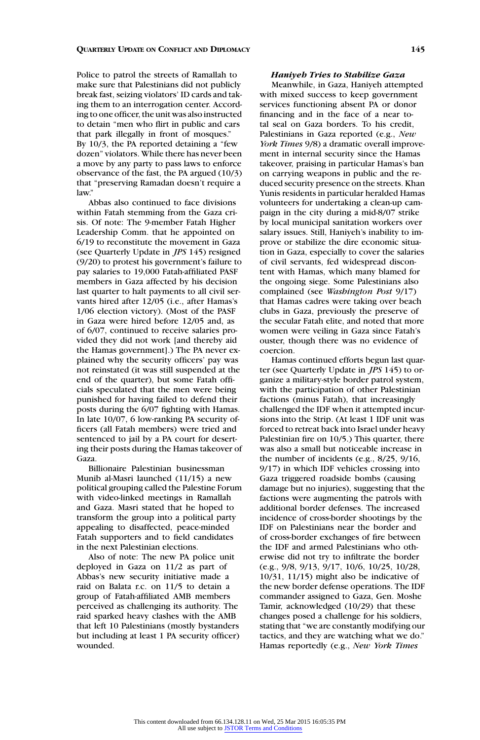Police to patrol the streets of Ramallah to make sure that Palestinians did not publicly break fast, seizing violators' ID cards and taking them to an interrogation center. According to one officer, the unit was also instructed to detain "men who flirt in public and cars that park illegally in front of mosques." By 10/3, the PA reported detaining a "few dozen" violators. While there has never been a move by any party to pass laws to enforce observance of the fast, the PA argued (10/3) that "preserving Ramadan doesn't require a law."

Abbas also continued to face divisions within Fatah stemming from the Gaza crisis. Of note: The 9-member Fatah Higher Leadership Comm. that he appointed on 6/19 to reconstitute the movement in Gaza (see Quarterly Update in *JPS* 145) resigned (9/20) to protest his government's failure to pay salaries to 19,000 Fatah-affiliated PASF members in Gaza affected by his decision last quarter to halt payments to all civil servants hired after 12/05 (i.e., after Hamas's 1/06 election victory). (Most of the PASF in Gaza were hired before 12/05 and, as of 6/07, continued to receive salaries provided they did not work [and thereby aid the Hamas government].) The PA never explained why the security officers' pay was not reinstated (it was still suspended at the end of the quarter), but some Fatah officials speculated that the men were being punished for having failed to defend their posts during the 6/07 fighting with Hamas. In late 10/07, 6 low-ranking PA security officers (all Fatah members) were tried and sentenced to jail by a PA court for deserting their posts during the Hamas takeover of Gaza.

Billionaire Palestinian businessman Munib al-Masri launched (11/15) a new political grouping called the Palestine Forum with video-linked meetings in Ramallah and Gaza. Masri stated that he hoped to transform the group into a political party appealing to disaffected, peace-minded Fatah supporters and to field candidates in the next Palestinian elections.

Also of note: The new PA police unit deployed in Gaza on 11/2 as part of Abbas's new security initiative made a raid on Balata r.c. on 11/5 to detain a group of Fatah-affiliated AMB members perceived as challenging its authority. The raid sparked heavy clashes with the AMB that left 10 Palestinians (mostly bystanders but including at least 1 PA security officer) wounded.

### *Haniyeh Tries to Stabilize Gaza*

Meanwhile, in Gaza, Haniyeh attempted with mixed success to keep government services functioning absent PA or donor financing and in the face of a near total seal on Gaza borders. To his credit, Palestinians in Gaza reported (e.g., *New York Times* 9/8) a dramatic overall improvement in internal security since the Hamas takeover, praising in particular Hamas's ban on carrying weapons in public and the reduced security presence on the streets. Khan Yunis residents in particular heralded Hamas volunteers for undertaking a clean-up campaign in the city during a mid-8/07 strike by local municipal sanitation workers over salary issues. Still, Haniyeh's inability to improve or stabilize the dire economic situation in Gaza, especially to cover the salaries of civil servants, fed widespread discontent with Hamas, which many blamed for the ongoing siege. Some Palestinians also complained (see *Washington Post* 9/17) that Hamas cadres were taking over beach clubs in Gaza, previously the preserve of the secular Fatah elite, and noted that more women were veiling in Gaza since Fatah's ouster, though there was no evidence of coercion.

Hamas continued efforts begun last quarter (see Quarterly Update in *JPS* 145) to organize a military-style border patrol system, with the participation of other Palestinian factions (minus Fatah), that increasingly challenged the IDF when it attempted incursions into the Strip. (At least 1 IDF unit was forced to retreat back into Israel under heavy Palestinian fire on 10/5.) This quarter, there was also a small but noticeable increase in the number of incidents (e.g., 8/25, 9/16, 9/17) in which IDF vehicles crossing into Gaza triggered roadside bombs (causing damage but no injuries), suggesting that the factions were augmenting the patrols with additional border defenses. The increased incidence of cross-border shootings by the IDF on Palestinians near the border and of cross-border exchanges of fire between the IDF and armed Palestinians who otherwise did not try to infiltrate the border (e.g., 9/8, 9/13, 9/17, 10/6, 10/25, 10/28, 10/31, 11/15) might also be indicative of the new border defense operations. The IDF commander assigned to Gaza, Gen. Moshe Tamir, acknowledged (10/29) that these changes posed a challenge for his soldiers, stating that "we are constantly modifying our tactics, and they are watching what we do." Hamas reportedly (e.g., *New York Times*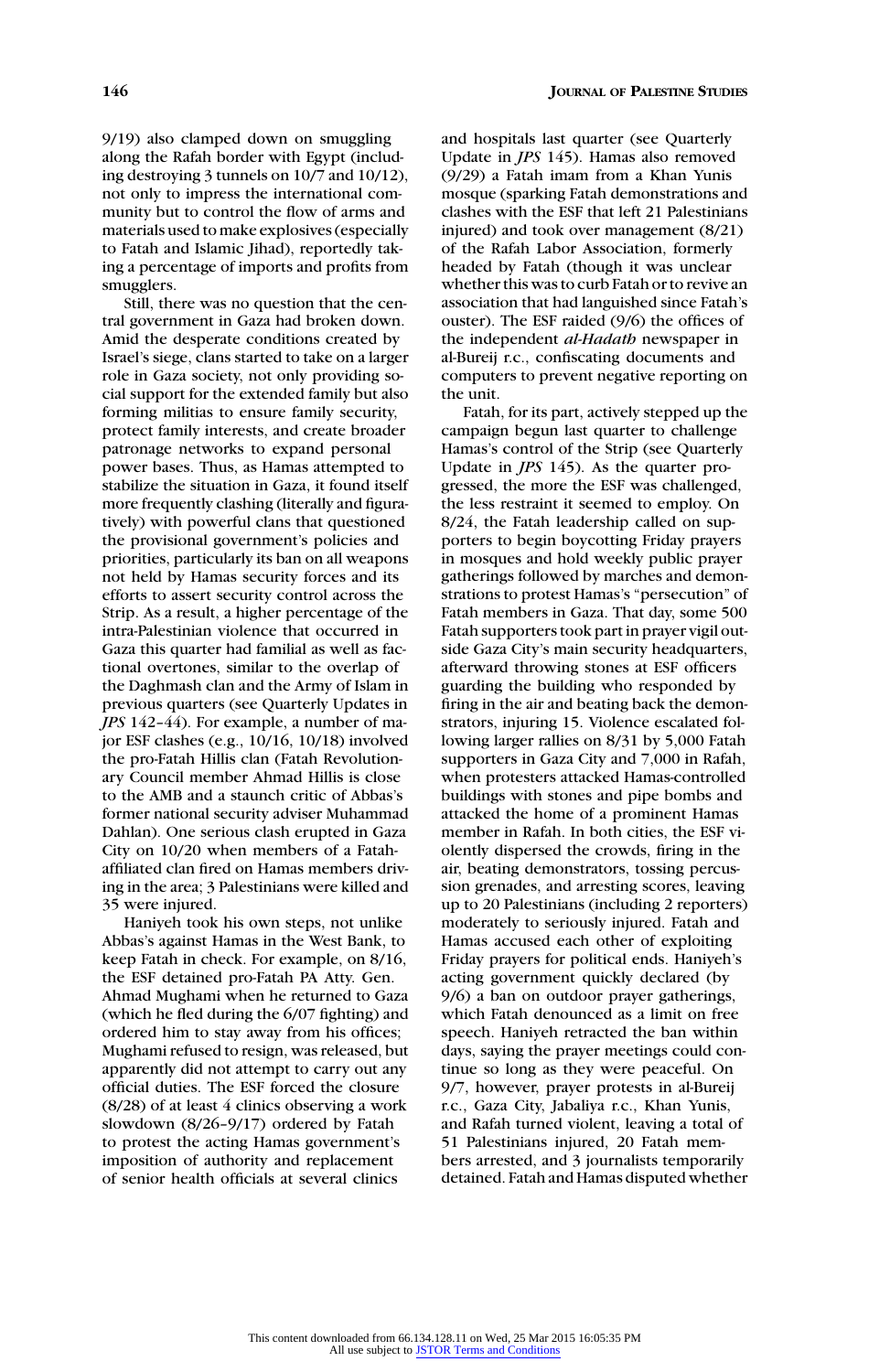9/19) also clamped down on smuggling along the Rafah border with Egypt (including destroying 3 tunnels on 10/7 and 10/12), not only to impress the international community but to control the flow of arms and materials used to make explosives (especially to Fatah and Islamic Jihad), reportedly taking a percentage of imports and profits from smugglers.

Still, there was no question that the central government in Gaza had broken down. Amid the desperate conditions created by Israel's siege, clans started to take on a larger role in Gaza society, not only providing social support for the extended family but also forming militias to ensure family security, protect family interests, and create broader patronage networks to expand personal power bases. Thus, as Hamas attempted to stabilize the situation in Gaza, it found itself more frequently clashing (literally and figuratively) with powerful clans that questioned the provisional government's policies and priorities, particularly its ban on all weapons not held by Hamas security forces and its efforts to assert security control across the Strip. As a result, a higher percentage of the intra-Palestinian violence that occurred in Gaza this quarter had familial as well as factional overtones, similar to the overlap of the Daghmash clan and the Army of Islam in previous quarters (see Quarterly Updates in *JPS* 142–44). For example, a number of major ESF clashes (e.g., 10/16, 10/18) involved the pro-Fatah Hillis clan (Fatah Revolutionary Council member Ahmad Hillis is close to the AMB and a staunch critic of Abbas's former national security adviser Muhammad Dahlan). One serious clash erupted in Gaza City on 10/20 when members of a Fatah-affiliated clan fired on Hamas members driving in the area; 3 Palestinians were killed and 35 were injured.

Haniyeh took his own steps, not unlike Abbas's against Hamas in the West Bank, to keep Fatah in check. For example, on 8/16, the ESF detained pro-Fatah PA Atty. Gen. Ahmad Mughami when he returned to Gaza (which he fled during the 6/07 fighting) and ordered him to stay away from his offices; Mughami refused to resign, was released, but apparently did not attempt to carry out any official duties. The ESF forced the closure (8/28) of at least 4 clinics observing a work slowdown (8/26–9/17) ordered by Fatah to protest the acting Hamas government's imposition of authority and replacement of senior health officials at several clinics and hospitals last quarter (see Quarterly Update in *JPS* 145). Hamas also removed (9/29) a Fatah imam from a Khan Yunis mosque (sparking Fatah demonstrations and clashes with the ESF that left 21 Palestinians injured) and took over management (8/21) of the Rafah Labor Association, formerly headed by Fatah (though it was unclear whether this was to curb Fatah or to revive an association that had languished since Fatah's ouster). The ESF raided (9/6) the offices of the independent ***al-Hadath*** newspaper in al-Bureij r.c., confiscating documents and computers to prevent negative reporting on the unit.

Fatah, for its part, actively stepped up the campaign begun last quarter to challenge Hamas's control of the Strip (see Quarterly Update in *JPS* 145). As the quarter progressed, the more the ESF was challenged, the less restraint it seemed to employ. On 8/24, the Fatah leadership called on supporters to begin boycotting Friday prayers in mosques and hold weekly public prayer gatherings followed by marches and demonstrations to protest Hamas's "persecution" of Fatah members in Gaza. That day, some 500 Fatah supporters took part in prayer vigil outside Gaza City's main security headquarters, afterward throwing stones at ESF officers guarding the building who responded by firing in the air and beating back the demonstrators, injuring 15. Violence escalated following larger rallies on 8/31 by 5,000 Fatah supporters in Gaza City and 7,000 in Rafah, when protesters attacked Hamas-controlled buildings with stones and pipe bombs and attacked the home of a prominent Hamas member in Rafah. In both cities, the ESF violently dispersed the crowds, firing in the air, beating demonstrators, tossing percussion grenades, and arresting scores, leaving up to 20 Palestinians (including 2 reporters) moderately to seriously injured. Fatah and Hamas accused each other of exploiting Friday prayers for political ends. Haniyeh's acting government quickly declared (by 9/6) a ban on outdoor prayer gatherings, which Fatah denounced as a limit on free speech. Haniyeh retracted the ban within days, saying the prayer meetings could continue so long as they were peaceful. On 9/7, however, prayer protests in al-Bureij r.c., Gaza City, Jabaliya r.c., Khan Yunis, and Rafah turned violent, leaving a total of 51 Palestinians injured, 20 Fatah members arrested, and 3 journalists temporarily detained. Fatah and Hamas disputed whether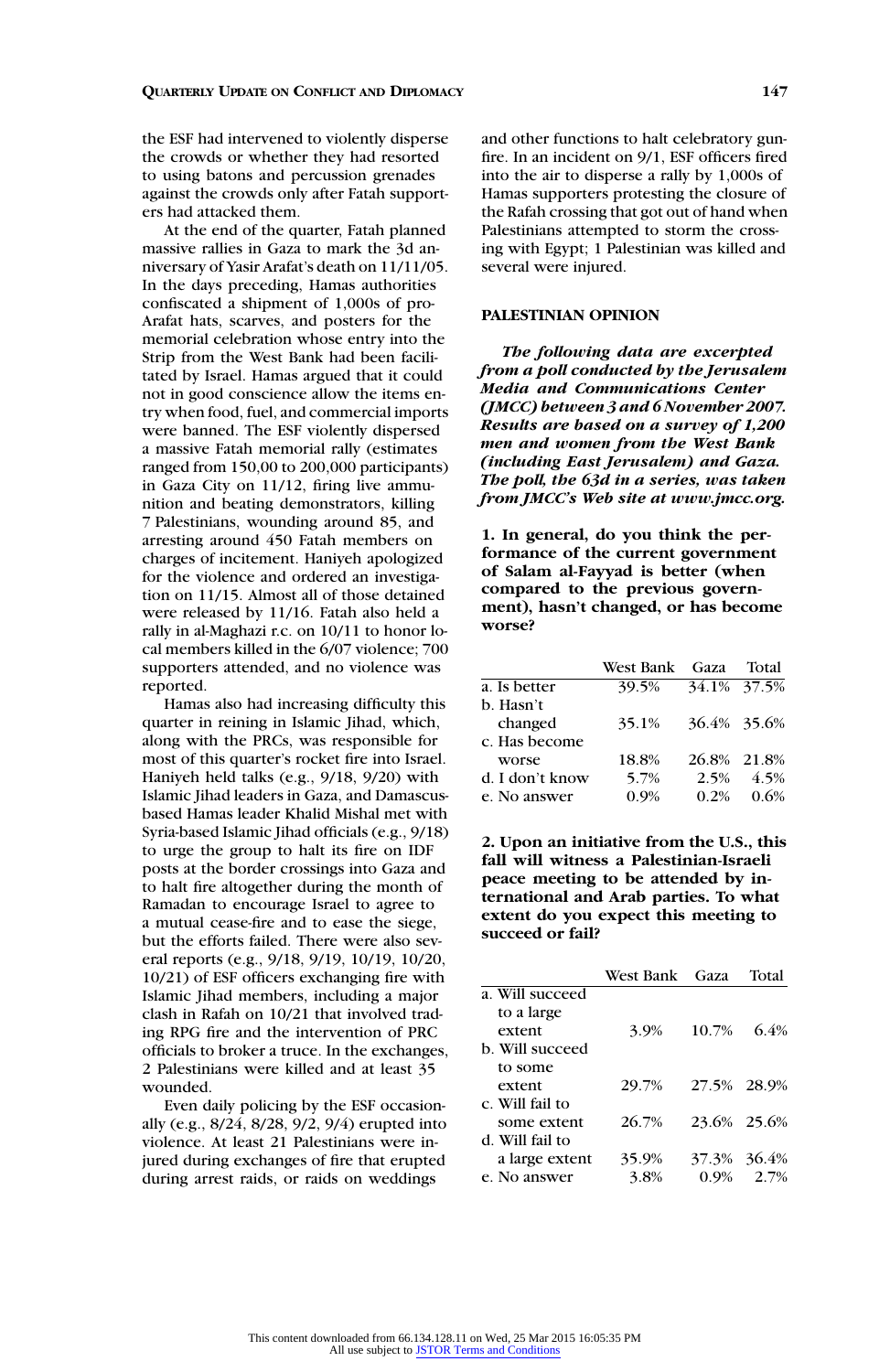the ESF had intervened to violently disperse the crowds or whether they had resorted to using batons and percussion grenades against the crowds only after Fatah supporters had attacked them.

At the end of the quarter, Fatah planned massive rallies in Gaza to mark the 3d anniversary of Yasir Arafat's death on 11/11/05. In the days preceding, Hamas authorities confiscated a shipment of 1,000s of pro-Arafat hats, scarves, and posters for the memorial celebration whose entry into the Strip from the West Bank had been facilitated by Israel. Hamas argued that it could not in good conscience allow the items entry when food, fuel, and commercial imports were banned. The ESF violently dispersed a massive Fatah memorial rally (estimates ranged from 150,00 to 200,000 participants) in Gaza City on 11/12, firing live ammunition and beating demonstrators, killing 7 Palestinians, wounding around 85, and arresting around 450 Fatah members on charges of incitement. Haniyeh apologized for the violence and ordered an investigation on 11/15. Almost all of those detained were released by 11/16. Fatah also held a rally in al-Maghazi r.c. on 10/11 to honor local members killed in the 6/07 violence; 700 supporters attended, and no violence was reported.

Hamas also had increasing difficulty this quarter in reining in Islamic Jihad, which, along with the PRCs, was responsible for most of this quarter's rocket fire into Israel. Haniyeh held talks (e.g., 9/18, 9/20) with Islamic Jihad leaders in Gaza, and Damascus-based Hamas leader Khalid Mishal met with Syria-based Islamic Jihad officials (e.g., 9/18) to urge the group to halt its fire on IDF posts at the border crossings into Gaza and to halt fire altogether during the month of Ramadan to encourage Israel to agree to a mutual cease-fire and to ease the siege, but the efforts failed. There were also several reports (e.g., 9/18, 9/19, 10/19, 10/20, 10/21) of ESF officers exchanging fire with Islamic Jihad members, including a major clash in Rafah on 10/21 that involved trading RPG fire and the intervention of PRC officials to broker a truce. In the exchanges, 2 Palestinians were killed and at least 35 wounded.

Even daily policing by the ESF occasionally (e.g., 8/24, 8/28, 9/2, 9/4) erupted into violence. At least 21 Palestinians were injured during exchanges of fire that erupted during arrest raids, or raids on weddings and other functions to halt celebratory gunfire. In an incident on 9/1, ESF officers fired into the air to disperse a rally by 1,000s of Hamas supporters protesting the closure of the Rafah crossing that got out of hand when Palestinians attempted to storm the crossing with Egypt; 1 Palestinian was killed and several were injured.

## PALESTINIAN OPINION

***The following data are excerpted from a poll conducted by the Jerusalem Media and Communications Center (JMCC) between 3 and 6 November 2007. Results are based on a survey of 1,200 men and women from the West Bank (including East Jerusalem) and Gaza. The poll, the 63d in a series, was taken from JMCC's Web site at www.jmcc.org.***

**1. In general, do you think the performance of the current government of Salam al-Fayyad is better (when compared to the previous government), hasn't changed, or has become worse?**

| | West Bank | Gaza | Total |
|---|---|---|---|
| a. Is better | 39.5% | 34.1% | 37.5% |
| b. Hasn't changed | 35.1% | 36.4% | 35.6% |
| c. Has become worse | 18.8% | 26.8% | 21.8% |
| d. I don't know | 5.7% | 2.5% | 4.5% |
| e. No answer | 0.9% | 0.2% | 0.6% |

**2. Upon an initiative from the U.S., this fall will witness a Palestinian-Israeli peace meeting to be attended by international and Arab parties. To what extent do you expect this meeting to succeed or fail?**

| | West Bank | Gaza | Total |
|---|---|---|---|
| a. Will succeed to a large extent | 3.9% | 10.7% | 6.4% |
| b. Will succeed to some extent | 29.7% | 27.5% | 28.9% |
| c. Will fail to some extent | 26.7% | 23.6% | 25.6% |
| d. Will fail to a large extent | 35.9% | 37.3% | 36.4% |
| e. No answer | 3.8% | 0.9% | 2.7% |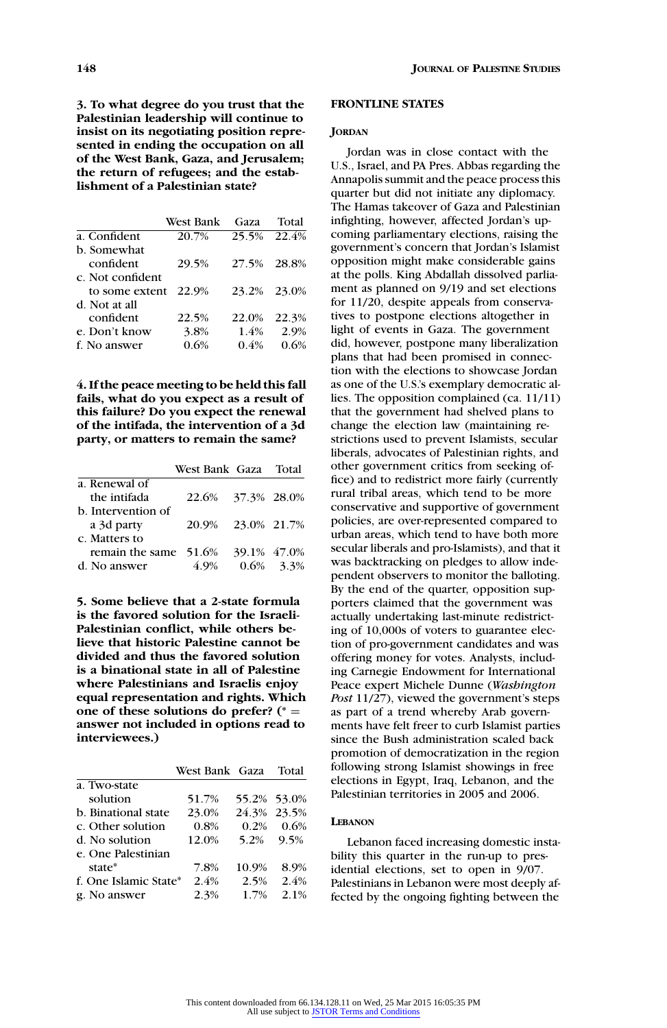**3. To what degree do you trust that the Palestinian leadership will continue to insist on its negotiating position represented in ending the occupation on all of the West Bank, Gaza, and Jerusalem; the return of refugees; and the establishment of a Palestinian state?**

| | West Bank | Gaza | Total |
|---|---|---|---|
| a. Confident | 20.7% | 25.5% | 22.4% |
| b. Somewhat confident | 29.5% | 27.5% | 28.8% |
| c. Not confident to some extent | 22.9% | 23.2% | 23.0% |
| d. Not at all confident | 22.5% | 22.0% | 22.3% |
| e. Don't know | 3.8% | 1.4% | 2.9% |
| f. No answer | 0.6% | 0.4% | 0.6% |

**4. If the peace meeting to be held this fall fails, what do you expect as a result of this failure? Do you expect the renewal of the intifada, the intervention of a 3d party, or matters to remain the same?**

| | West Bank | Gaza | Total |
|---|---|---|---|
| a. Renewal of the intifada | 22.6% | 37.3% | 28.0% |
| b. Intervention of a 3d party | 20.9% | 23.0% | 21.7% |
| c. Matters to remain the same | 51.6% | 39.1% | 47.0% |
| d. No answer | 4.9% | 0.6% | 3.3% |

**5. Some believe that a 2-state formula is the favored solution for the Israeli-Palestinian conflict, while others believe that historic Palestine cannot be divided and thus the favored solution is a binational state in all of Palestine where Palestinians and Israelis enjoy equal representation and rights. Which one of these solutions do prefer? (* = answer not included in options read to interviewees.)**

| | West Bank | Gaza | Total |
|---|---|---|---|
| a. Two-state solution | 51.7% | 55.2% | 53.0% |
| b. Binational state | 23.0% | 24.3% | 23.5% |
| c. Other solution | 0.8% | 0.2% | 0.6% |
| d. No solution | 12.0% | 5.2% | 9.5% |
| e. One Palestinian state* | 7.8% | 10.9% | 8.9% |
| f. One Islamic State* | 2.4% | 2.5% | 2.4% |
| g. No answer | 2.3% | 1.7% | 2.1% |

## FRONTLINE STATES

### Jordan

Jordan was in close contact with the U.S., Israel, and PA Pres. Abbas regarding the Annapolis summit and the peace process this quarter but did not initiate any diplomacy. The Hamas takeover of Gaza and Palestinian infighting, however, affected Jordan's upcoming parliamentary elections, raising the government's concern that Jordan's Islamist opposition might make considerable gains at the polls. King Abdallah dissolved parliament as planned on 9/19 and set elections for 11/20, despite appeals from conservatives to postpone elections altogether in light of events in Gaza. The government did, however, postpone many liberalization plans that had been promised in connection with the elections to showcase Jordan as one of the U.S.'s exemplary democratic allies. The opposition complained (ca. 11/11) that the government had shelved plans to change the election law (maintaining restrictions used to prevent Islamists, secular liberals, advocates of Palestinian rights, and other government critics from seeking office) and to redistrict more fairly (currently rural tribal areas, which tend to be more conservative and supportive of government policies, are over-represented compared to urban areas, which tend to have both more secular liberals and pro-Islamists), and that it was backtracking on pledges to allow independent observers to monitor the balloting. By the end of the quarter, opposition supporters claimed that the government was actually undertaking last-minute redistricting of 10,000s of voters to guarantee election of pro-government candidates and was offering money for votes. Analysts, including Carnegie Endowment for International Peace expert Michele Dunne (*Washington Post* 11/27), viewed the government's steps as part of a trend whereby Arab governments have felt freer to curb Islamist parties since the Bush administration scaled back promotion of democratization in the region following strong Islamist showings in free elections in Egypt, Iraq, Lebanon, and the Palestinian territories in 2005 and 2006.

### Lebanon

Lebanon faced increasing domestic instability this quarter in the run-up to presidential elections, set to open in 9/07. Palestinians in Lebanon were most deeply affected by the ongoing fighting between the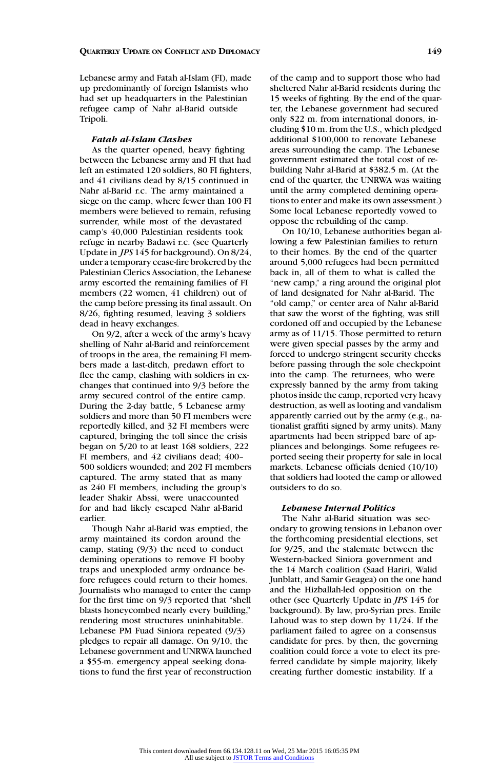Lebanese army and Fatah al-Islam (FI), made up predominantly of foreign Islamists who had set up headquarters in the Palestinian refugee camp of Nahr al-Barid outside Tripoli.

### *Fatah al-Islam Clashes*

As the quarter opened, heavy fighting between the Lebanese army and FI that had left an estimated 120 soldiers, 80 FI fighters, and 41 civilians dead by 8/15 continued in Nahr al-Barid r.c. The army maintained a siege on the camp, where fewer than 100 FI members were believed to remain, refusing surrender, while most of the devastated camp's 40,000 Palestinian residents took refuge in nearby Badawi r.c. (see Quarterly Update in *JPS* 145 for background). On 8/24, under a temporary cease-fire brokered by the Palestinian Clerics Association, the Lebanese army escorted the remaining families of FI members (22 women, 41 children) out of the camp before pressing its final assault. On 8/26, fighting resumed, leaving 3 soldiers dead in heavy exchanges.

On 9/2, after a week of the army's heavy shelling of Nahr al-Barid and reinforcement of troops in the area, the remaining FI members made a last-ditch, predawn effort to flee the camp, clashing with soldiers in exchanges that continued into 9/3 before the army secured control of the entire camp. During the 2-day battle, 5 Lebanese army soldiers and more than 50 FI members were reportedly killed, and 32 FI members were captured, bringing the toll since the crisis began on 5/20 to at least 168 soldiers, 222 FI members, and 42 civilians dead; 400–500 soldiers wounded; and 202 FI members captured. The army stated that as many as 240 FI members, including the group's leader Shakir Abssi, were unaccounted for and had likely escaped Nahr al-Barid earlier.

Though Nahr al-Barid was emptied, the army maintained its cordon around the camp, stating (9/3) the need to conduct demining operations to remove FI booby traps and unexploded army ordnance before refugees could return to their homes. Journalists who managed to enter the camp for the first time on 9/3 reported that "shell blasts honeycombed nearly every building," rendering most structures uninhabitable. Lebanese PM Fuad Siniora repeated (9/3) pledges to repair all damage. On 9/10, the Lebanese government and UNRWA launched a $55-m. emergency appeal seeking donations to fund the first year of reconstruction of the camp and to support those who had sheltered Nahr al-Barid residents during the 15 weeks of fighting. By the end of the quarter, the Lebanese government had secured only $22 m. from international donors, including $10 m. from the U.S., which pledged additional $100,000 to renovate Lebanese areas surrounding the camp. The Lebanese government estimated the total cost of rebuilding Nahr al-Barid at $382.5 m. (At the end of the quarter, the UNRWA was waiting until the army completed demining operations to enter and make its own assessment.) Some local Lebanese reportedly vowed to oppose the rebuilding of the camp.

On 10/10, Lebanese authorities began allowing a few Palestinian families to return to their homes. By the end of the quarter around 5,000 refugees had been permitted back in, all of them to what is called the "new camp," a ring around the original plot of land designated for Nahr al-Barid. The "old camp," or center area of Nahr al-Barid that saw the worst of the fighting, was still cordoned off and occupied by the Lebanese army as of 11/15. Those permitted to return were given special passes by the army and forced to undergo stringent security checks before passing through the sole checkpoint into the camp. The returnees, who were expressly banned by the army from taking photos inside the camp, reported very heavy destruction, as well as looting and vandalism apparently carried out by the army (e.g., nationalist graffiti signed by army units). Many apartments had been stripped bare of appliances and belongings. Some refugees reported seeing their property for sale in local markets. Lebanese officials denied (10/10) that soldiers had looted the camp or allowed outsiders to do so.

### *Lebanese Internal Politics*

The Nahr al-Barid situation was secondary to growing tensions in Lebanon over the forthcoming presidential elections, set for 9/25, and the stalemate between the Western-backed Siniora government and the 14 March coalition (Saad Hariri, Walid Junblatt, and Samir Geagea) on the one hand and the Hizballah-led opposition on the other (see Quarterly Update in *JPS* 145 for background). By law, pro-Syrian pres. Emile Lahoud was to step down by 11/24. If the parliament failed to agree on a consensus candidate for pres. by then, the governing coalition could force a vote to elect its preferred candidate by simple majority, likely creating further domestic instability. If a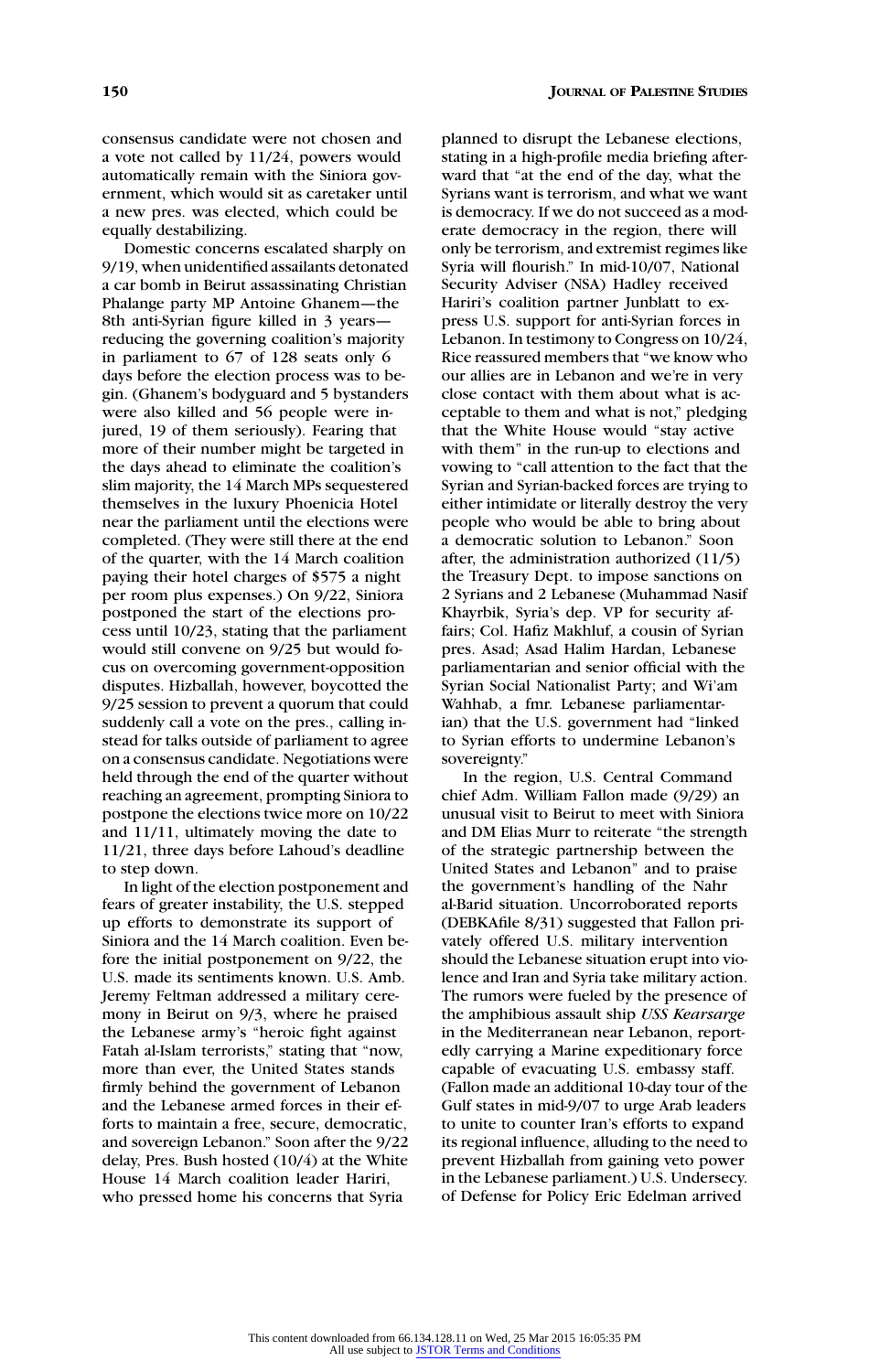consensus candidate were not chosen and a vote not called by 11/24, powers would automatically remain with the Siniora government, which would sit as caretaker until a new pres. was elected, which could be equally destabilizing.

Domestic concerns escalated sharply on 9/19, when unidentified assailants detonated a car bomb in Beirut assassinating Christian Phalange party MP Antoine Ghanem—the 8th anti-Syrian figure killed in 3 years—reducing the governing coalition's majority in parliament to 67 of 128 seats only 6 days before the election process was to begin. (Ghanem's bodyguard and 5 bystanders were also killed and 56 people were injured, 19 of them seriously). Fearing that more of their number might be targeted in the days ahead to eliminate the coalition's slim majority, the 14 March MPs sequestered themselves in the luxury Phoenicia Hotel near the parliament until the elections were completed. (They were still there at the end of the quarter, with the 14 March coalition paying their hotel charges of $575 a night per room plus expenses.) On 9/22, Siniora postponed the start of the elections process until 10/23, stating that the parliament would still convene on 9/25 but would focus on overcoming government-opposition disputes. Hizballah, however, boycotted the 9/25 session to prevent a quorum that could suddenly call a vote on the pres., calling instead for talks outside of parliament to agree on a consensus candidate. Negotiations were held through the end of the quarter without reaching an agreement, prompting Siniora to postpone the elections twice more on 10/22 and 11/11, ultimately moving the date to 11/21, three days before Lahoud's deadline to step down.

In light of the election postponement and fears of greater instability, the U.S. stepped up efforts to demonstrate its support of Siniora and the 14 March coalition. Even before the initial postponement on 9/22, the U.S. made its sentiments known. U.S. Amb. Jeremy Feltman addressed a military ceremony in Beirut on 9/3, where he praised the Lebanese army's "heroic fight against Fatah al-Islam terrorists," stating that "now, more than ever, the United States stands firmly behind the government of Lebanon and the Lebanese armed forces in their efforts to maintain a free, secure, democratic, and sovereign Lebanon." Soon after the 9/22 delay, Pres. Bush hosted (10/4) at the White House 14 March coalition leader Hariri, who pressed home his concerns that Syria planned to disrupt the Lebanese elections, stating in a high-profile media briefing afterward that "at the end of the day, what the Syrians want is terrorism, and what we want is democracy. If we do not succeed as a moderate democracy in the region, there will only be terrorism, and extremist regimes like Syria will flourish." In mid-10/07, National Security Adviser (NSA) Hadley received Hariri's coalition partner Junblatt to express U.S. support for anti-Syrian forces in Lebanon. In testimony to Congress on 10/24, Rice reassured members that "we know who our allies are in Lebanon and we're in very close contact with them about what is acceptable to them and what is not," pledging that the White House would "stay active with them" in the run-up to elections and vowing to "call attention to the fact that the Syrian and Syrian-backed forces are trying to either intimidate or literally destroy the very people who would be able to bring about a democratic solution to Lebanon." Soon after, the administration authorized (11/5) the Treasury Dept. to impose sanctions on 2 Syrians and 2 Lebanese (Muhammad Nasif Khayrbik, Syria's dep. VP for security affairs; Col. Hafiz Makhluf, a cousin of Syrian pres. Asad; Asad Halim Hardan, Lebanese parliamentarian and senior official with the Syrian Social Nationalist Party; and Wi'am Wahhab, a fmr. Lebanese parliamentarian) that the U.S. government had "linked to Syrian efforts to undermine Lebanon's sovereignty."

In the region, U.S. Central Command chief Adm. William Fallon made (9/29) an unusual visit to Beirut to meet with Siniora and DM Elias Murr to reiterate "the strength of the strategic partnership between the United States and Lebanon" and to praise the government's handling of the Nahr al-Barid situation. Uncorroborated reports (DEBKAfile 8/31) suggested that Fallon privately offered U.S. military intervention should the Lebanese situation erupt into violence and Iran and Syria take military action. The rumors were fueled by the presence of the amphibious assault ship *USS Kearsarge* in the Mediterranean near Lebanon, reportedly carrying a Marine expeditionary force capable of evacuating U.S. embassy staff. (Fallon made an additional 10-day tour of the Gulf states in mid-9/07 to urge Arab leaders to unite to counter Iran's efforts to expand its regional influence, alluding to the need to prevent Hizballah from gaining veto power in the Lebanese parliament.) U.S. Undersecy. of Defense for Policy Eric Edelman arrived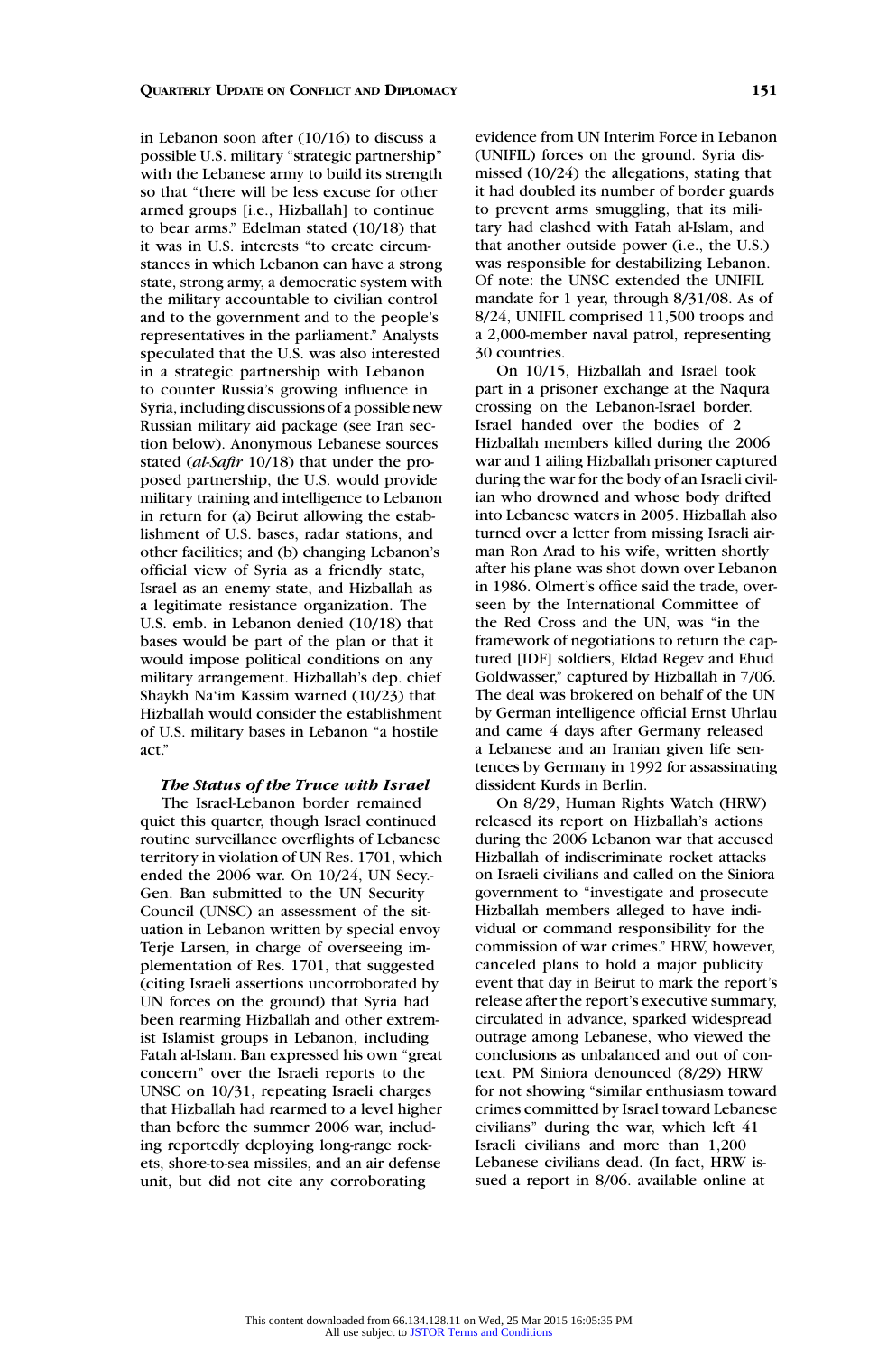in Lebanon soon after (10/16) to discuss a possible U.S. military "strategic partnership" with the Lebanese army to build its strength so that "there will be less excuse for other armed groups [i.e., Hizballah] to continue to bear arms." Edelman stated (10/18) that it was in U.S. interests "to create circumstances in which Lebanon can have a strong state, strong army, a democratic system with the military accountable to civilian control and to the government and to the people's representatives in the parliament." Analysts speculated that the U.S. was also interested in a strategic partnership with Lebanon to counter Russia's growing influence in Syria, including discussions of a possible new Russian military aid package (see Iran section below). Anonymous Lebanese sources stated (*al-Safir* 10/18) that under the proposed partnership, the U.S. would provide military training and intelligence to Lebanon in return for (a) Beirut allowing the establishment of U.S. bases, radar stations, and other facilities; and (b) changing Lebanon's official view of Syria as a friendly state, Israel as an enemy state, and Hizballah as a legitimate resistance organization. The U.S. emb. in Lebanon denied (10/18) that bases would be part of the plan or that it would impose political conditions on any military arrangement. Hizballah's dep. chief Shaykh Na'im Kassim warned (10/23) that Hizballah would consider the establishment of U.S. military bases in Lebanon "a hostile act."

### *The Status of the Truce with Israel*

The Israel-Lebanon border remained quiet this quarter, though Israel continued routine surveillance overflights of Lebanese territory in violation of UN Res. 1701, which ended the 2006 war. On 10/24, UN Secy.-Gen. Ban submitted to the UN Security Council (UNSC) an assessment of the situation in Lebanon written by special envoy Terje Larsen, in charge of overseeing implementation of Res. 1701, that suggested (citing Israeli assertions uncorroborated by UN forces on the ground) that Syria had been rearming Hizballah and other extremist Islamist groups in Lebanon, including Fatah al-Islam. Ban expressed his own "great concern" over the Israeli reports to the UNSC on 10/31, repeating Israeli charges that Hizballah had rearmed to a level higher than before the summer 2006 war, including reportedly deploying long-range rockets, shore-to-sea missiles, and an air defense unit, but did not cite any corroborating evidence from UN Interim Force in Lebanon (UNIFIL) forces on the ground. Syria dismissed (10/24) the allegations, stating that it had doubled its number of border guards to prevent arms smuggling, that its military had clashed with Fatah al-Islam, and that another outside power (i.e., the U.S.) was responsible for destabilizing Lebanon. Of note: the UNSC extended the UNIFIL mandate for 1 year, through 8/31/08. As of 8/24, UNIFIL comprised 11,500 troops and a 2,000-member naval patrol, representing 30 countries.

On 10/15, Hizballah and Israel took part in a prisoner exchange at the Naqura crossing on the Lebanon-Israel border. Israel handed over the bodies of 2 Hizballah members killed during the 2006 war and 1 ailing Hizballah prisoner captured during the war for the body of an Israeli civilian who drowned and whose body drifted into Lebanese waters in 2005. Hizballah also turned over a letter from missing Israeli airman Ron Arad to his wife, written shortly after his plane was shot down over Lebanon in 1986. Olmert's office said the trade, overseen by the International Committee of the Red Cross and the UN, was "in the framework of negotiations to return the captured [IDF] soldiers, Eldad Regev and Ehud Goldwasser," captured by Hizballah in 7/06. The deal was brokered on behalf of the UN by German intelligence official Ernst Uhrlau and came 4 days after Germany released a Lebanese and an Iranian given life sentences by Germany in 1992 for assassinating dissident Kurds in Berlin.

On 8/29, Human Rights Watch (HRW) released its report on Hizballah's actions during the 2006 Lebanon war that accused Hizballah of indiscriminate rocket attacks on Israeli civilians and called on the Siniora government to "investigate and prosecute Hizballah members alleged to have individual or command responsibility for the commission of war crimes." HRW, however, canceled plans to hold a major publicity event that day in Beirut to mark the report's release after the report's executive summary, circulated in advance, sparked widespread outrage among Lebanese, who viewed the conclusions as unbalanced and out of context. PM Siniora denounced (8/29) HRW for not showing "similar enthusiasm toward crimes committed by Israel toward Lebanese civilians" during the war, which left 41 Israeli civilians and more than 1,200 Lebanese civilians dead. (In fact, HRW issued a report in 8/06. available online at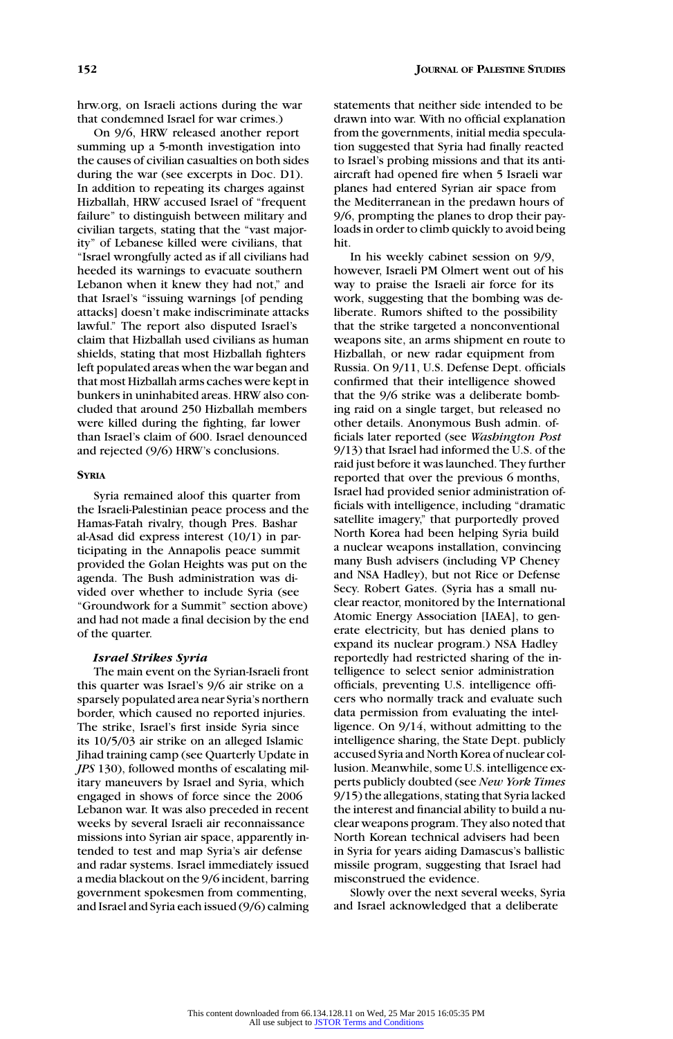hrw.org, on Israeli actions during the war that condemned Israel for war crimes.)

On 9/6, HRW released another report summing up a 5-month investigation into the causes of civilian casualties on both sides during the war (see excerpts in Doc. D1). In addition to repeating its charges against Hizballah, HRW accused Israel of "frequent failure" to distinguish between military and civilian targets, stating that the "vast majority" of Lebanese killed were civilians, that "Israel wrongfully acted as if all civilians had heeded its warnings to evacuate southern Lebanon when it knew they had not," and that Israel's "issuing warnings [of pending attacks] doesn't make indiscriminate attacks lawful." The report also disputed Israel's claim that Hizballah used civilians as human shields, stating that most Hizballah fighters left populated areas when the war began and that most Hizballah arms caches were kept in bunkers in uninhabited areas. HRW also concluded that around 250 Hizballah members were killed during the fighting, far lower than Israel's claim of 600. Israel denounced and rejected (9/6) HRW's conclusions.

## Syria

Syria remained aloof this quarter from the Israeli-Palestinian peace process and the Hamas-Fatah rivalry, though Pres. Bashar al-Asad did express interest (10/1) in participating in the Annapolis peace summit provided the Golan Heights was put on the agenda. The Bush administration was divided over whether to include Syria (see "Groundwork for a Summit" section above) and had not made a final decision by the end of the quarter.

### *Israel Strikes Syria*

The main event on the Syrian-Israeli front this quarter was Israel's 9/6 air strike on a sparsely populated area near Syria's northern border, which caused no reported injuries. The strike, Israel's first inside Syria since its 10/5/03 air strike on an alleged Islamic Jihad training camp (see Quarterly Update in *JPS* 130), followed months of escalating military maneuvers by Israel and Syria, which engaged in shows of force since the 2006 Lebanon war. It was also preceded in recent weeks by several Israeli air reconnaissance missions into Syrian air space, apparently intended to test and map Syria's air defense and radar systems. Israel immediately issued a media blackout on the 9/6 incident, barring government spokesmen from commenting, and Israel and Syria each issued (9/6) calming statements that neither side intended to be drawn into war. With no official explanation from the governments, initial media speculation suggested that Syria had finally reacted to Israel's probing missions and that its antiaircraft had opened fire when 5 Israeli war planes had entered Syrian air space from the Mediterranean in the predawn hours of 9/6, prompting the planes to drop their payloads in order to climb quickly to avoid being hit.

In his weekly cabinet session on 9/9, however, Israeli PM Olmert went out of his way to praise the Israeli air force for its work, suggesting that the bombing was deliberate. Rumors shifted to the possibility that the strike targeted a nonconventional weapons site, an arms shipment en route to Hizballah, or new radar equipment from Russia. On 9/11, U.S. Defense Dept. officials confirmed that their intelligence showed that the 9/6 strike was a deliberate bombing raid on a single target, but released no other details. Anonymous Bush admin. officials later reported (see *Washington Post* 9/13) that Israel had informed the U.S. of the raid just before it was launched. They further reported that over the previous 6 months, Israel had provided senior administration officials with intelligence, including "dramatic satellite imagery," that purportedly proved North Korea had been helping Syria build a nuclear weapons installation, convincing many Bush advisers (including VP Cheney and NSA Hadley), but not Rice or Defense Secy. Robert Gates. (Syria has a small nuclear reactor, monitored by the International Atomic Energy Association [IAEA], to generate electricity, but has denied plans to expand its nuclear program.) NSA Hadley reportedly had restricted sharing of the intelligence to select senior administration officials, preventing U.S. intelligence officers who normally track and evaluate such data permission from evaluating the intelligence. On 9/14, without admitting to the intelligence sharing, the State Dept. publicly accused Syria and North Korea of nuclear collusion. Meanwhile, some U.S. intelligence experts publicly doubted (see *New York Times* 9/15) the allegations, stating that Syria lacked the interest and financial ability to build a nuclear weapons program. They also noted that North Korean technical advisers had been in Syria for years aiding Damascus's ballistic missile program, suggesting that Israel had misconstrued the evidence.

Slowly over the next several weeks, Syria and Israel acknowledged that a deliberate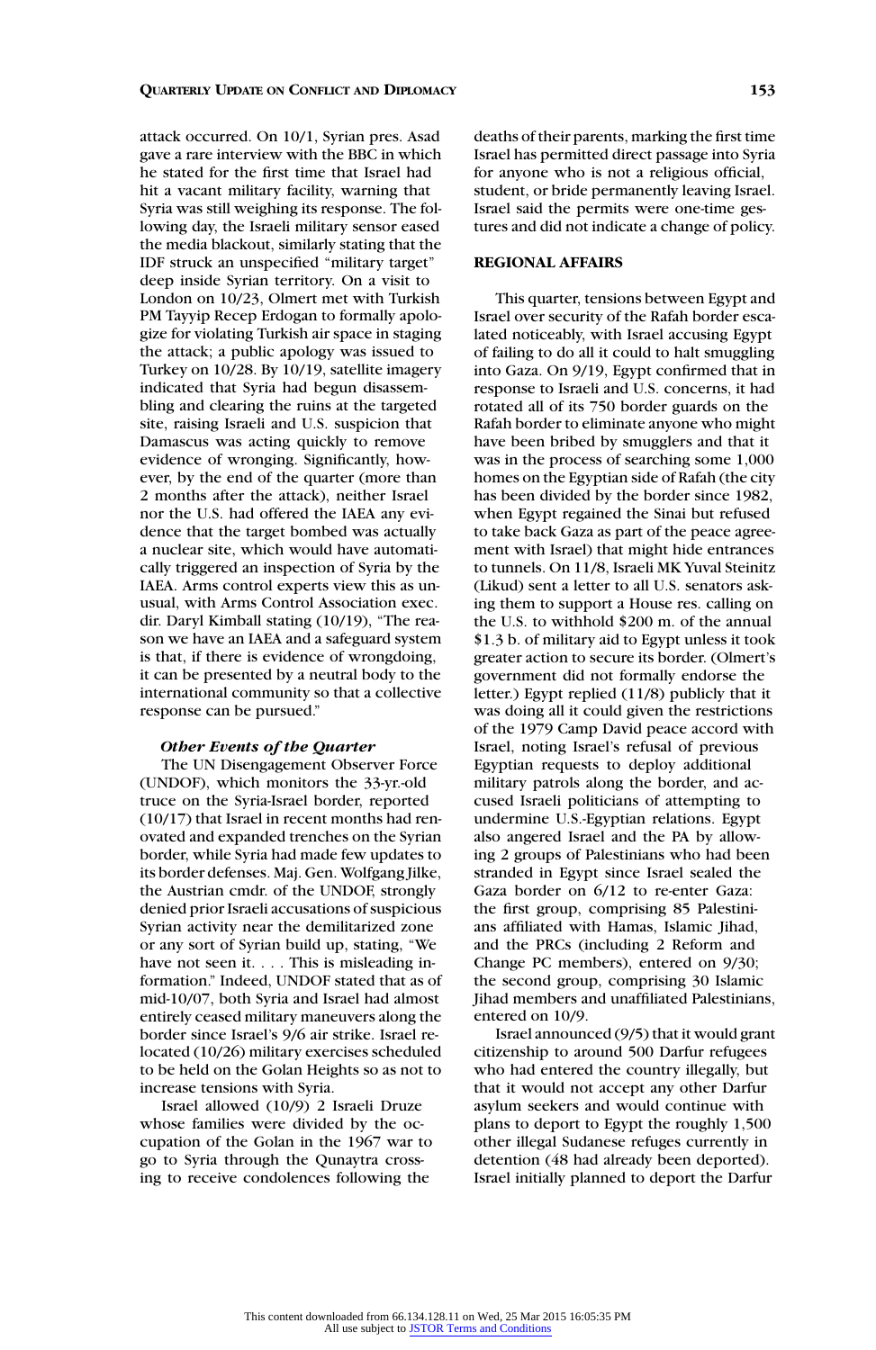attack occurred. On 10/1, Syrian pres. Asad gave a rare interview with the BBC in which he stated for the first time that Israel had hit a vacant military facility, warning that Syria was still weighing its response. The following day, the Israeli military sensor eased the media blackout, similarly stating that the IDF struck an unspecified "military target" deep inside Syrian territory. On a visit to London on 10/23, Olmert met with Turkish PM Tayyip Recep Erdogan to formally apologize for violating Turkish air space in staging the attack; a public apology was issued to Turkey on 10/28. By 10/19, satellite imagery indicated that Syria had begun disassembling and clearing the ruins at the targeted site, raising Israeli and U.S. suspicion that Damascus was acting quickly to remove evidence of wronging. Significantly, however, by the end of the quarter (more than 2 months after the attack), neither Israel nor the U.S. had offered the IAEA any evidence that the target bombed was actually a nuclear site, which would have automatically triggered an inspection of Syria by the IAEA. Arms control experts view this as unusual, with Arms Control Association exec. dir. Daryl Kimball stating (10/19), "The reason we have an IAEA and a safeguard system is that, if there is evidence of wrongdoing, it can be presented by a neutral body to the international community so that a collective response can be pursued."

### *Other Events of the Quarter*

The UN Disengagement Observer Force (UNDOF), which monitors the 33-yr.-old truce on the Syria-Israel border, reported (10/17) that Israel in recent months had renovated and expanded trenches on the Syrian border, while Syria had made few updates to its border defenses. Maj. Gen. Wolfgang Jilke, the Austrian cmdr. of the UNDOF, strongly denied prior Israeli accusations of suspicious Syrian activity near the demilitarized zone or any sort of Syrian build up, stating, "We have not seen it. . . . This is misleading information." Indeed, UNDOF stated that as of mid-10/07, both Syria and Israel had almost entirely ceased military maneuvers along the border since Israel's 9/6 air strike. Israel relocated (10/26) military exercises scheduled to be held on the Golan Heights so as not to increase tensions with Syria.

Israel allowed (10/9) 2 Israeli Druze whose families were divided by the occupation of the Golan in the 1967 war to go to Syria through the Qunaytra crossing to receive condolences following the deaths of their parents, marking the first time Israel has permitted direct passage into Syria for anyone who is not a religious official, student, or bride permanently leaving Israel. Israel said the permits were one-time gestures and did not indicate a change of policy.

## REGIONAL AFFAIRS

This quarter, tensions between Egypt and Israel over security of the Rafah border escalated noticeably, with Israel accusing Egypt of failing to do all it could to halt smuggling into Gaza. On 9/19, Egypt confirmed that in response to Israeli and U.S. concerns, it had rotated all of its 750 border guards on the Rafah border to eliminate anyone who might have been bribed by smugglers and that it was in the process of searching some 1,000 homes on the Egyptian side of Rafah (the city has been divided by the border since 1982, when Egypt regained the Sinai but refused to take back Gaza as part of the peace agreement with Israel) that might hide entrances to tunnels. On 11/8, Israeli MK Yuval Steinitz (Likud) sent a letter to all U.S. senators asking them to support a House res. calling on the U.S. to withhold $200 m. of the annual $1.3 b. of military aid to Egypt unless it took greater action to secure its border. (Olmert's government did not formally endorse the letter.) Egypt replied (11/8) publicly that it was doing all it could given the restrictions of the 1979 Camp David peace accord with Israel, noting Israel's refusal of previous Egyptian requests to deploy additional military patrols along the border, and accused Israeli politicians of attempting to undermine U.S.-Egyptian relations. Egypt also angered Israel and the PA by allowing 2 groups of Palestinians who had been stranded in Egypt since Israel sealed the Gaza border on 6/12 to re-enter Gaza: the first group, comprising 85 Palestinians affiliated with Hamas, Islamic Jihad, and the PRCs (including 2 Reform and Change PC members), entered on 9/30; the second group, comprising 30 Islamic Jihad members and unaffiliated Palestinians, entered on 10/9.

Israel announced (9/5) that it would grant citizenship to around 500 Darfur refugees who had entered the country illegally, but that it would not accept any other Darfur asylum seekers and would continue with plans to deport to Egypt the roughly 1,500 other illegal Sudanese refuges currently in detention (48 had already been deported). Israel initially planned to deport the Darfur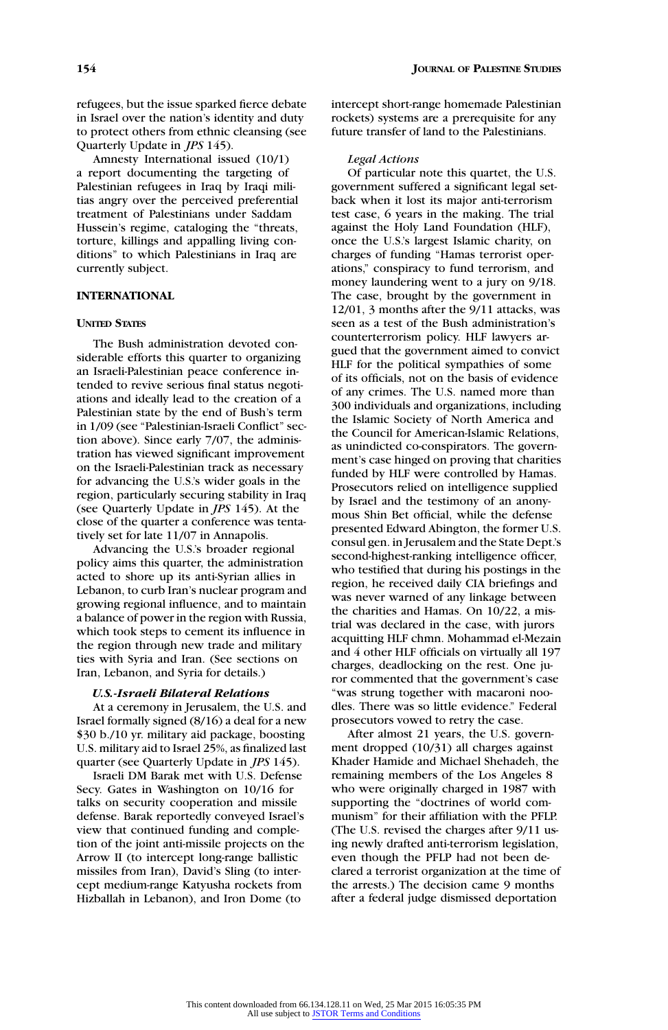refugees, but the issue sparked fierce debate in Israel over the nation's identity and duty to protect others from ethnic cleansing (see Quarterly Update in *JPS* 145).

Amnesty International issued (10/1) a report documenting the targeting of Palestinian refugees in Iraq by Iraqi militias angry over the perceived preferential treatment of Palestinians under Saddam Hussein's regime, cataloging the "threats, torture, killings and appalling living conditions" to which Palestinians in Iraq are currently subject.

## INTERNATIONAL

### United States

The Bush administration devoted considerable efforts this quarter to organizing an Israeli-Palestinian peace conference intended to revive serious final status negotiations and ideally lead to the creation of a Palestinian state by the end of Bush's term in 1/09 (see "Palestinian-Israeli Conflict" section above). Since early 7/07, the administration has viewed significant improvement on the Israeli-Palestinian track as necessary for advancing the U.S.'s wider goals in the region, particularly securing stability in Iraq (see Quarterly Update in *JPS* 145). At the close of the quarter a conference was tentatively set for late 11/07 in Annapolis.

Advancing the U.S.'s broader regional policy aims this quarter, the administration acted to shore up its anti-Syrian allies in Lebanon, to curb Iran's nuclear program and growing regional influence, and to maintain a balance of power in the region with Russia, which took steps to cement its influence in the region through new trade and military ties with Syria and Iran. (See sections on Iran, Lebanon, and Syria for details.)

#### *U.S.-Israeli Bilateral Relations*

At a ceremony in Jerusalem, the U.S. and Israel formally signed (8/16) a deal for a new $30 b./10 yr. military aid package, boosting U.S. military aid to Israel 25%, as finalized last quarter (see Quarterly Update in *JPS* 145).

Israeli DM Barak met with U.S. Defense Secy. Gates in Washington on 10/16 for talks on security cooperation and missile defense. Barak reportedly conveyed Israel's view that continued funding and completion of the joint anti-missile projects on the Arrow II (to intercept long-range ballistic missiles from Iran), David's Sling (to intercept medium-range Katyusha rockets from Hizballah in Lebanon), and Iron Dome (to intercept short-range homemade Palestinian rockets) systems are a prerequisite for any future transfer of land to the Palestinians.

#### *Legal Actions*

Of particular note this quartet, the U.S. government suffered a significant legal setback when it lost its major anti-terrorism test case, 6 years in the making. The trial against the Holy Land Foundation (HLF), once the U.S.'s largest Islamic charity, on charges of funding "Hamas terrorist operations," conspiracy to fund terrorism, and money laundering went to a jury on 9/18. The case, brought by the government in 12/01, 3 months after the 9/11 attacks, was seen as a test of the Bush administration's counterterrorism policy. HLF lawyers argued that the government aimed to convict HLF for the political sympathies of some of its officials, not on the basis of evidence of any crimes. The U.S. named more than 300 individuals and organizations, including the Islamic Society of North America and the Council for American-Islamic Relations, as unindicted co-conspirators. The government's case hinged on proving that charities funded by HLF were controlled by Hamas. Prosecutors relied on intelligence supplied by Israel and the testimony of an anonymous Shin Bet official, while the defense presented Edward Abington, the former U.S. consul gen. in Jerusalem and the State Dept.'s second-highest-ranking intelligence officer, who testified that during his postings in the region, he received daily CIA briefings and was never warned of any linkage between the charities and Hamas. On 10/22, a mistrial was declared in the case, with jurors acquitting HLF chmn. Mohammad el-Mezain and 4 other HLF officials on virtually all 197 charges, deadlocking on the rest. One juror commented that the government's case "was strung together with macaroni noodles. There was so little evidence." Federal prosecutors vowed to retry the case.

After almost 21 years, the U.S. government dropped (10/31) all charges against Khader Hamide and Michael Shehadeh, the remaining members of the Los Angeles 8 who were originally charged in 1987 with supporting the "doctrines of world communism" for their affiliation with the PFLP. (The U.S. revised the charges after 9/11 using newly drafted anti-terrorism legislation, even though the PFLP had not been declared a terrorist organization at the time of the arrests.) The decision came 9 months after a federal judge dismissed deportation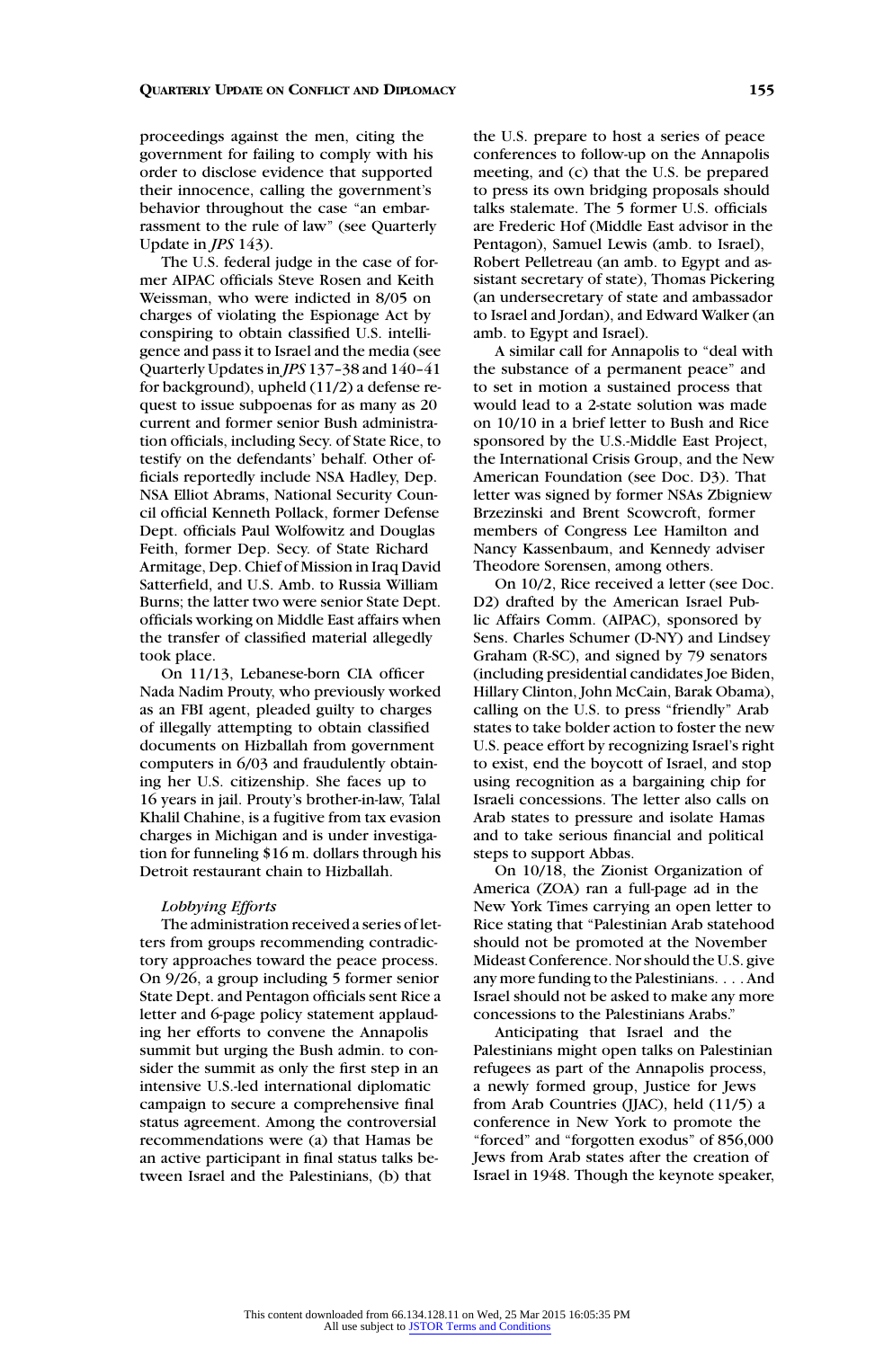proceedings against the men, citing the government for failing to comply with his order to disclose evidence that supported their innocence, calling the government's behavior throughout the case "an embarrassment to the rule of law" (see Quarterly Update in *JPS* 143).

The U.S. federal judge in the case of former AIPAC officials Steve Rosen and Keith Weissman, who were indicted in 8/05 on charges of violating the Espionage Act by conspiring to obtain classified U.S. intelligence and pass it to Israel and the media (see Quarterly Updates in *JPS* 137–38 and 140–41 for background), upheld (11/2) a defense request to issue subpoenas for as many as 20 current and former senior Bush administration officials, including Secy. of State Rice, to testify on the defendants' behalf. Other officials reportedly include NSA Hadley, Dep. NSA Elliot Abrams, National Security Council official Kenneth Pollack, former Defense Dept. officials Paul Wolfowitz and Douglas Feith, former Dep. Secy. of State Richard Armitage, Dep. Chief of Mission in Iraq David Satterfield, and U.S. Amb. to Russia William Burns; the latter two were senior State Dept. officials working on Middle East affairs when the transfer of classified material allegedly took place.

On 11/13, Lebanese-born CIA officer Nada Nadim Prouty, who previously worked as an FBI agent, pleaded guilty to charges of illegally attempting to obtain classified documents on Hizballah from government computers in 6/03 and fraudulently obtaining her U.S. citizenship. She faces up to 16 years in jail. Prouty's brother-in-law, Talal Khalil Chahine, is a fugitive from tax evasion charges in Michigan and is under investigation for funneling $16 m. dollars through his Detroit restaurant chain to Hizballah.

*Lobbying Efforts*

The administration received a series of letters from groups recommending contradictory approaches toward the peace process. On 9/26, a group including 5 former senior State Dept. and Pentagon officials sent Rice a letter and 6-page policy statement applauding her efforts to convene the Annapolis summit but urging the Bush admin. to consider the summit as only the first step in an intensive U.S.-led international diplomatic campaign to secure a comprehensive final status agreement. Among the controversial recommendations were (a) that Hamas be an active participant in final status talks between Israel and the Palestinians, (b) that the U.S. prepare to host a series of peace conferences to follow-up on the Annapolis meeting, and (c) that the U.S. be prepared to press its own bridging proposals should talks stalemate. The 5 former U.S. officials are Frederic Hof (Middle East advisor in the Pentagon), Samuel Lewis (amb. to Israel), Robert Pelletreau (an amb. to Egypt and assistant secretary of state), Thomas Pickering (an undersecretary of state and ambassador to Israel and Jordan), and Edward Walker (an amb. to Egypt and Israel).

A similar call for Annapolis to "deal with the substance of a permanent peace" and to set in motion a sustained process that would lead to a 2-state solution was made on 10/10 in a brief letter to Bush and Rice sponsored by the U.S.-Middle East Project, the International Crisis Group, and the New American Foundation (see Doc. D3). That letter was signed by former NSAs Zbigniew Brzezinski and Brent Scowcroft, former members of Congress Lee Hamilton and Nancy Kassenbaum, and Kennedy adviser Theodore Sorensen, among others.

On 10/2, Rice received a letter (see Doc. D2) drafted by the American Israel Public Affairs Comm. (AIPAC), sponsored by Sens. Charles Schumer (D-NY) and Lindsey Graham (R-SC), and signed by 79 senators (including presidential candidates Joe Biden, Hillary Clinton, John McCain, Barak Obama), calling on the U.S. to press "friendly" Arab states to take bolder action to foster the new U.S. peace effort by recognizing Israel's right to exist, end the boycott of Israel, and stop using recognition as a bargaining chip for Israeli concessions. The letter also calls on Arab states to pressure and isolate Hamas and to take serious financial and political steps to support Abbas.

On 10/18, the Zionist Organization of America (ZOA) ran a full-page ad in the New York Times carrying an open letter to Rice stating that "Palestinian Arab statehood should not be promoted at the November Mideast Conference. Nor should the U.S. give any more funding to the Palestinians. . . . And Israel should not be asked to make any more concessions to the Palestinians Arabs."

Anticipating that Israel and the Palestinians might open talks on Palestinian refugees as part of the Annapolis process, a newly formed group, Justice for Jews from Arab Countries (JJAC), held (11/5) a conference in New York to promote the "forced" and "forgotten exodus" of 856,000 Jews from Arab states after the creation of Israel in 1948. Though the keynote speaker,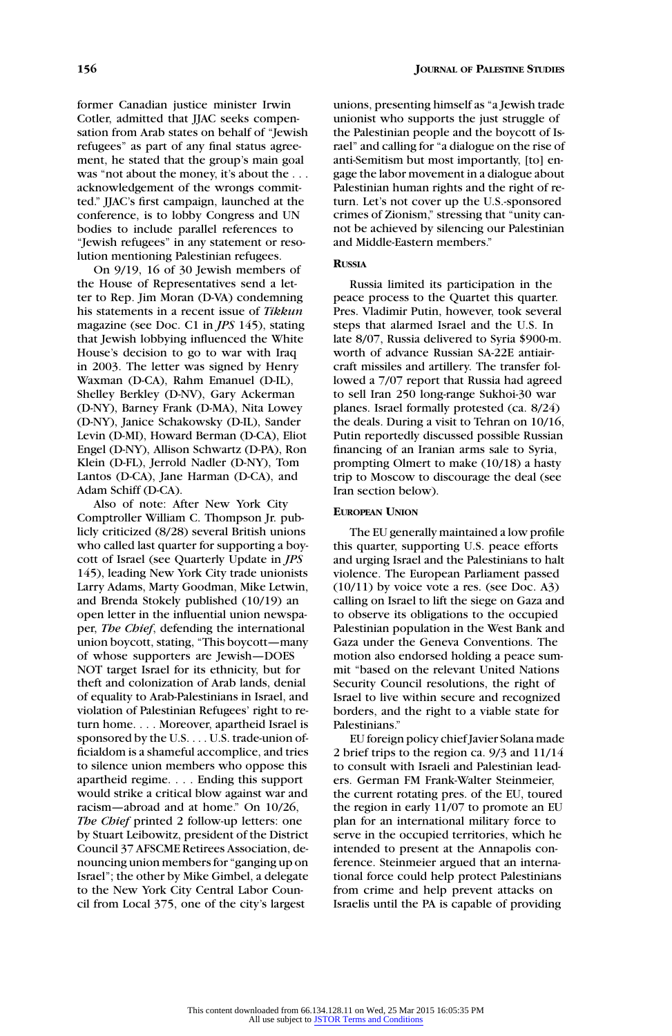former Canadian justice minister Irwin Cotler, admitted that JJAC seeks compensation from Arab states on behalf of "Jewish refugees" as part of any final status agreement, he stated that the group's main goal was "not about the money, it's about the . . . acknowledgement of the wrongs committed." JJAC's first campaign, launched at the conference, is to lobby Congress and UN bodies to include parallel references to "Jewish refugees" in any statement or resolution mentioning Palestinian refugees.

On 9/19, 16 of 30 Jewish members of the House of Representatives send a letter to Rep. Jim Moran (D-VA) condemning his statements in a recent issue of *Tikkun* magazine (see Doc. C1 in *JPS* 145), stating that Jewish lobbying influenced the White House's decision to go to war with Iraq in 2003. The letter was signed by Henry Waxman (D-CA), Rahm Emanuel (D-IL), Shelley Berkley (D-NV), Gary Ackerman (D-NY), Barney Frank (D-MA), Nita Lowey (D-NY), Janice Schakowsky (D-IL), Sander Levin (D-MI), Howard Berman (D-CA), Eliot Engel (D-NY), Allison Schwartz (D-PA), Ron Klein (D-FL), Jerrold Nadler (D-NY), Tom Lantos (D-CA), Jane Harman (D-CA), and Adam Schiff (D-CA).

Also of note: After New York City Comptroller William C. Thompson Jr. publicly criticized (8/28) several British unions who called last quarter for supporting a boycott of Israel (see Quarterly Update in *JPS* 145), leading New York City trade unionists Larry Adams, Marty Goodman, Mike Letwin, and Brenda Stokely published (10/19) an open letter in the influential union newspaper, *The Chief*, defending the international union boycott, stating, "This boycott—many of whose supporters are Jewish—DOES NOT target Israel for its ethnicity, but for theft and colonization of Arab lands, denial of equality to Arab-Palestinians in Israel, and violation of Palestinian Refugees' right to return home. . . . Moreover, apartheid Israel is sponsored by the U.S. . . . U.S. trade-union officialdom is a shameful accomplice, and tries to silence union members who oppose this apartheid regime. . . . Ending this support would strike a critical blow against war and racism—abroad and at home." On 10/26, *The Chief* printed 2 follow-up letters: one by Stuart Leibowitz, president of the District Council 37 AFSCME Retirees Association, denouncing union members for "ganging up on Israel"; the other by Mike Gimbel, a delegate to the New York City Central Labor Council from Local 375, one of the city's largest unions, presenting himself as "a Jewish trade unionist who supports the just struggle of the Palestinian people and the boycott of Israel" and calling for "a dialogue on the rise of anti-Semitism but most importantly, [to] engage the labor movement in a dialogue about Palestinian human rights and the right of return. Let's not cover up the U.S.-sponsored crimes of Zionism," stressing that "unity cannot be achieved by silencing our Palestinian and Middle-Eastern members."

### Russia

Russia limited its participation in the peace process to the Quartet this quarter. Pres. Vladimir Putin, however, took several steps that alarmed Israel and the U.S. In late 8/07, Russia delivered to Syria $900-m. worth of advance Russian SA-22E antiaircraft missiles and artillery. The transfer followed a 7/07 report that Russia had agreed to sell Iran 250 long-range Sukhoi-30 war planes. Israel formally protested (ca. 8/24) the deals. During a visit to Tehran on 10/16, Putin reportedly discussed possible Russian financing of an Iranian arms sale to Syria, prompting Olmert to make (10/18) a hasty trip to Moscow to discourage the deal (see Iran section below).

### European Union

The EU generally maintained a low profile this quarter, supporting U.S. peace efforts and urging Israel and the Palestinians to halt violence. The European Parliament passed (10/11) by voice vote a res. (see Doc. A3) calling on Israel to lift the siege on Gaza and to observe its obligations to the occupied Palestinian population in the West Bank and Gaza under the Geneva Conventions. The motion also endorsed holding a peace summit "based on the relevant United Nations Security Council resolutions, the right of Israel to live within secure and recognized borders, and the right to a viable state for Palestinians."

EU foreign policy chief Javier Solana made 2 brief trips to the region ca. 9/3 and 11/14 to consult with Israeli and Palestinian leaders. German FM Frank-Walter Steinmeier, the current rotating pres. of the EU, toured the region in early 11/07 to promote an EU plan for an international military force to serve in the occupied territories, which he intended to present at the Annapolis conference. Steinmeier argued that an international force could help protect Palestinians from crime and help prevent attacks on Israelis until the PA is capable of providing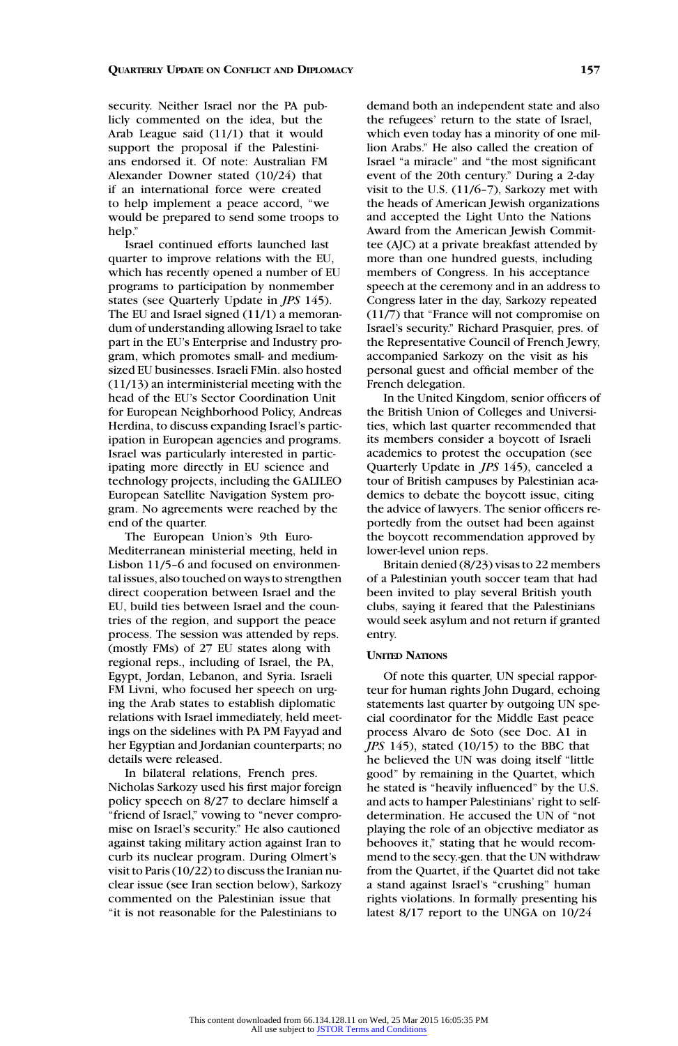security. Neither Israel nor the PA publicly commented on the idea, but the Arab League said (11/1) that it would support the proposal if the Palestinians endorsed it. Of note: Australian FM Alexander Downer stated (10/24) that if an international force were created to help implement a peace accord, "we would be prepared to send some troops to help."

Israel continued efforts launched last quarter to improve relations with the EU, which has recently opened a number of EU programs to participation by nonmember states (see Quarterly Update in *JPS* 145). The EU and Israel signed (11/1) a memorandum of understanding allowing Israel to take part in the EU's Enterprise and Industry program, which promotes small- and medium-sized EU businesses. Israeli FMin. also hosted (11/13) an interministerial meeting with the head of the EU's Sector Coordination Unit for European Neighborhood Policy, Andreas Herdina, to discuss expanding Israel's participation in European agencies and programs. Israel was particularly interested in participating more directly in EU science and technology projects, including the GALILEO European Satellite Navigation System program. No agreements were reached by the end of the quarter.

The European Union's 9th Euro-Mediterranean ministerial meeting, held in Lisbon 11/5–6 and focused on environmental issues, also touched on ways to strengthen direct cooperation between Israel and the EU, build ties between Israel and the countries of the region, and support the peace process. The session was attended by reps. (mostly FMs) of 27 EU states along with regional reps., including of Israel, the PA, Egypt, Jordan, Lebanon, and Syria. Israeli FM Livni, who focused her speech on urging the Arab states to establish diplomatic relations with Israel immediately, held meetings on the sidelines with PA PM Fayyad and her Egyptian and Jordanian counterparts; no details were released.

In bilateral relations, French pres. Nicholas Sarkozy used his first major foreign policy speech on 8/27 to declare himself a "friend of Israel," vowing to "never compromise on Israel's security." He also cautioned against taking military action against Iran to curb its nuclear program. During Olmert's visit to Paris (10/22) to discuss the Iranian nuclear issue (see Iran section below), Sarkozy commented on the Palestinian issue that "it is not reasonable for the Palestinians to demand both an independent state and also the refugees' return to the state of Israel, which even today has a minority of one million Arabs." He also called the creation of Israel "a miracle" and "the most significant event of the 20th century." During a 2-day visit to the U.S. (11/6–7), Sarkozy met with the heads of American Jewish organizations and accepted the Light Unto the Nations Award from the American Jewish Committee (AJC) at a private breakfast attended by more than one hundred guests, including members of Congress. In his acceptance speech at the ceremony and in an address to Congress later in the day, Sarkozy repeated (11/7) that "France will not compromise on Israel's security." Richard Prasquier, pres. of the Representative Council of French Jewry, accompanied Sarkozy on the visit as his personal guest and official member of the French delegation.

In the United Kingdom, senior officers of the British Union of Colleges and Universities, which last quarter recommended that its members consider a boycott of Israeli academics to protest the occupation (see Quarterly Update in *JPS* 145), canceled a tour of British campuses by Palestinian academics to debate the boycott issue, citing the advice of lawyers. The senior officers reportedly from the outset had been against the boycott recommendation approved by lower-level union reps.

Britain denied (8/23) visas to 22 members of a Palestinian youth soccer team that had been invited to play several British youth clubs, saying it feared that the Palestinians would seek asylum and not return if granted entry.

### United Nations

Of note this quarter, UN special rapporteur for human rights John Dugard, echoing statements last quarter by outgoing UN special coordinator for the Middle East peace process Alvaro de Soto (see Doc. A1 in *JPS* 145), stated (10/15) to the BBC that he believed the UN was doing itself "little good" by remaining in the Quartet, which he stated is "heavily influenced" by the U.S. and acts to hamper Palestinians' right to self-determination. He accused the UN of "not playing the role of an objective mediator as behooves it," stating that he would recommend to the secy.-gen. that the UN withdraw from the Quartet, if the Quartet did not take a stand against Israel's "crushing" human rights violations. In formally presenting his latest 8/17 report to the UNGA on 10/24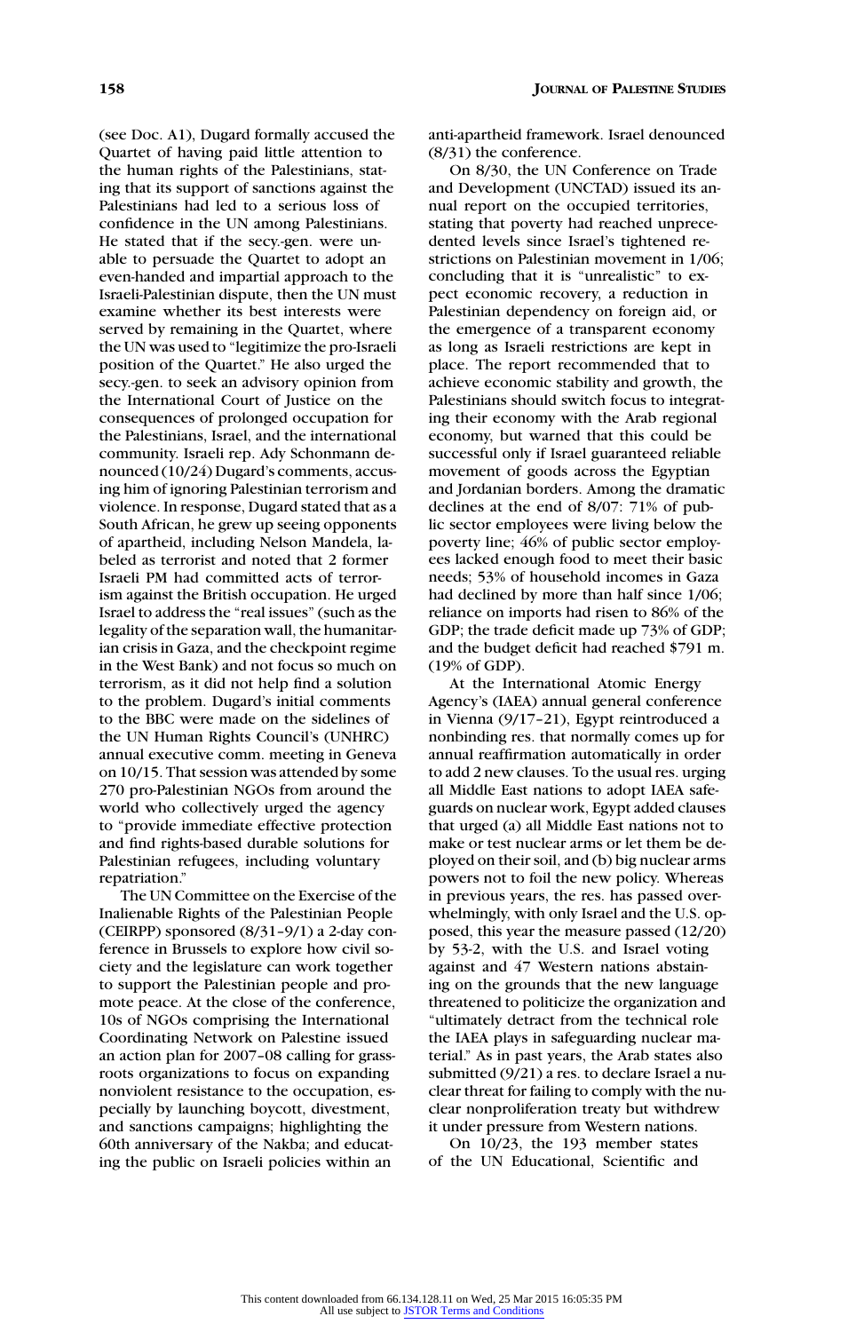(see Doc. A1), Dugard formally accused the Quartet of having paid little attention to the human rights of the Palestinians, stating that its support of sanctions against the Palestinians had led to a serious loss of confidence in the UN among Palestinians. He stated that if the secy.-gen. were unable to persuade the Quartet to adopt an even-handed and impartial approach to the Israeli-Palestinian dispute, then the UN must examine whether its best interests were served by remaining in the Quartet, where the UN was used to "legitimize the pro-Israeli position of the Quartet." He also urged the secy.-gen. to seek an advisory opinion from the International Court of Justice on the consequences of prolonged occupation for the Palestinians, Israel, and the international community. Israeli rep. Ady Schonmann denounced (10/24) Dugard's comments, accusing him of ignoring Palestinian terrorism and violence. In response, Dugard stated that as a South African, he grew up seeing opponents of apartheid, including Nelson Mandela, labeled as terrorist and noted that 2 former Israeli PM had committed acts of terrorism against the British occupation. He urged Israel to address the "real issues" (such as the legality of the separation wall, the humanitarian crisis in Gaza, and the checkpoint regime in the West Bank) and not focus so much on terrorism, as it did not help find a solution to the problem. Dugard's initial comments to the BBC were made on the sidelines of the UN Human Rights Council's (UNHRC) annual executive comm. meeting in Geneva on 10/15. That session was attended by some 270 pro-Palestinian NGOs from around the world who collectively urged the agency to "provide immediate effective protection and find rights-based durable solutions for Palestinian refugees, including voluntary repatriation."

The UN Committee on the Exercise of the Inalienable Rights of the Palestinian People (CEIRPP) sponsored (8/31–9/1) a 2-day conference in Brussels to explore how civil society and the legislature can work together to support the Palestinian people and promote peace. At the close of the conference, 10s of NGOs comprising the International Coordinating Network on Palestine issued an action plan for 2007–08 calling for grassroots organizations to focus on expanding nonviolent resistance to the occupation, especially by launching boycott, divestment, and sanctions campaigns; highlighting the 60th anniversary of the Nakba; and educating the public on Israeli policies within an anti-apartheid framework. Israel denounced (8/31) the conference.

On 8/30, the UN Conference on Trade and Development (UNCTAD) issued its annual report on the occupied territories, stating that poverty had reached unprecedented levels since Israel's tightened restrictions on Palestinian movement in 1/06; concluding that it is "unrealistic" to expect economic recovery, a reduction in Palestinian dependency on foreign aid, or the emergence of a transparent economy as long as Israeli restrictions are kept in place. The report recommended that to achieve economic stability and growth, the Palestinians should switch focus to integrating their economy with the Arab regional economy, but warned that this could be successful only if Israel guaranteed reliable movement of goods across the Egyptian and Jordanian borders. Among the dramatic declines at the end of 8/07: 71% of public sector employees were living below the poverty line; 46% of public sector employees lacked enough food to meet their basic needs; 53% of household incomes in Gaza had declined by more than half since 1/06; reliance on imports had risen to 86% of the GDP; the trade deficit made up 73% of GDP; and the budget deficit had reached $791 m. (19% of GDP).

At the International Atomic Energy Agency's (IAEA) annual general conference in Vienna (9/17–21), Egypt reintroduced a nonbinding res. that normally comes up for annual reaffirmation automatically in order to add 2 new clauses. To the usual res. urging all Middle East nations to adopt IAEA safeguards on nuclear work, Egypt added clauses that urged (a) all Middle East nations not to make or test nuclear arms or let them be deployed on their soil, and (b) big nuclear arms powers not to foil the new policy. Whereas in previous years, the res. has passed overwhelmingly, with only Israel and the U.S. opposed, this year the measure passed (12/20) by 53-2, with the U.S. and Israel voting against and 47 Western nations abstaining on the grounds that the new language threatened to politicize the organization and "ultimately detract from the technical role the IAEA plays in safeguarding nuclear material." As in past years, the Arab states also submitted (9/21) a res. to declare Israel a nuclear threat for failing to comply with the nuclear nonproliferation treaty but withdrew it under pressure from Western nations.

On 10/23, the 193 member states of the UN Educational, Scientific and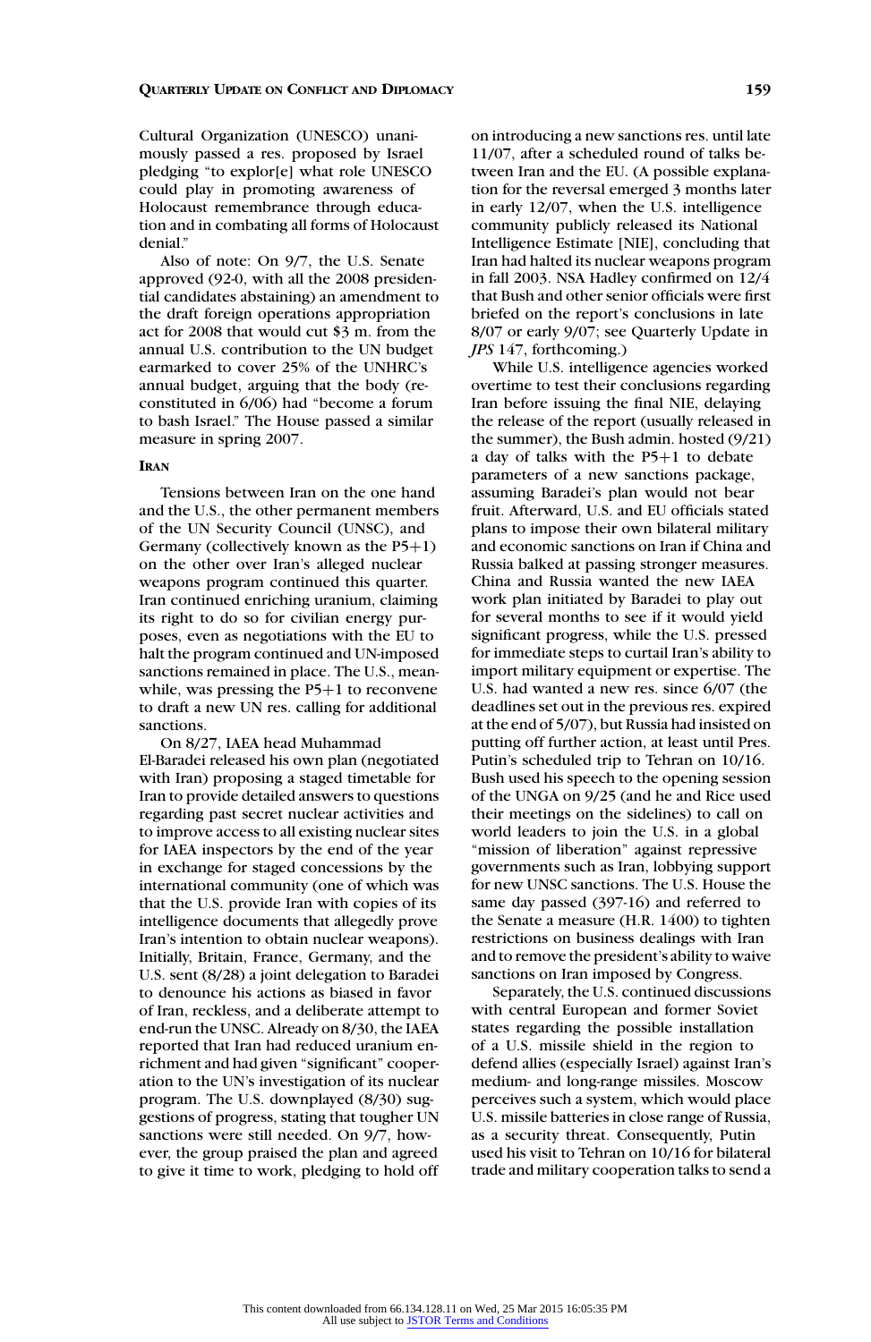Cultural Organization (UNESCO) unanimously passed a res. proposed by Israel pledging "to explor[e] what role UNESCO could play in promoting awareness of Holocaust remembrance through education and in combating all forms of Holocaust denial."

Also of note: On 9/7, the U.S. Senate approved (92-0, with all the 2008 presidential candidates abstaining) an amendment to the draft foreign operations appropriation act for 2008 that would cut $3 m. from the annual U.S. contribution to the UN budget earmarked to cover 25% of the UNHRC's annual budget, arguing that the body (reconstituted in 6/06) had "become a forum to bash Israel." The House passed a similar measure in spring 2007.

### Iran

Tensions between Iran on the one hand and the U.S., the other permanent members of the UN Security Council (UNSC), and Germany (collectively known as the P5+1) on the other over Iran's alleged nuclear weapons program continued this quarter. Iran continued enriching uranium, claiming its right to do so for civilian energy purposes, even as negotiations with the EU to halt the program continued and UN-imposed sanctions remained in place. The U.S., meanwhile, was pressing the P5+1 to reconvene to draft a new UN res. calling for additional sanctions.

On 8/27, IAEA head Muhammad El-Baradei released his own plan (negotiated with Iran) proposing a staged timetable for Iran to provide detailed answers to questions regarding past secret nuclear activities and to improve access to all existing nuclear sites for IAEA inspectors by the end of the year in exchange for staged concessions by the international community (one of which was that the U.S. provide Iran with copies of its intelligence documents that allegedly prove Iran's intention to obtain nuclear weapons). Initially, Britain, France, Germany, and the U.S. sent (8/28) a joint delegation to Baradei to denounce his actions as biased in favor of Iran, reckless, and a deliberate attempt to end-run the UNSC. Already on 8/30, the IAEA reported that Iran had reduced uranium enrichment and had given "significant" cooperation to the UN's investigation of its nuclear program. The U.S. downplayed (8/30) suggestions of progress, stating that tougher UN sanctions were still needed. On 9/7, however, the group praised the plan and agreed to give it time to work, pledging to hold off on introducing a new sanctions res. until late 11/07, after a scheduled round of talks between Iran and the EU. (A possible explanation for the reversal emerged 3 months later in early 12/07, when the U.S. intelligence community publicly released its National Intelligence Estimate [NIE], concluding that Iran had halted its nuclear weapons program in fall 2003. NSA Hadley confirmed on 12/4 that Bush and other senior officials were first briefed on the report's conclusions in late 8/07 or early 9/07; see Quarterly Update in *JPS* 147, forthcoming.)

While U.S. intelligence agencies worked overtime to test their conclusions regarding Iran before issuing the final NIE, delaying the release of the report (usually released in the summer), the Bush admin. hosted (9/21) a day of talks with the P5+1 to debate parameters of a new sanctions package, assuming Baradei's plan would not bear fruit. Afterward, U.S. and EU officials stated plans to impose their own bilateral military and economic sanctions on Iran if China and Russia balked at passing stronger measures. China and Russia wanted the new IAEA work plan initiated by Baradei to play out for several months to see if it would yield significant progress, while the U.S. pressed for immediate steps to curtail Iran's ability to import military equipment or expertise. The U.S. had wanted a new res. since 6/07 (the deadlines set out in the previous res. expired at the end of 5/07), but Russia had insisted on putting off further action, at least until Pres. Putin's scheduled trip to Tehran on 10/16. Bush used his speech to the opening session of the UNGA on 9/25 (and he and Rice used their meetings on the sidelines) to call on world leaders to join the U.S. in a global "mission of liberation" against repressive governments such as Iran, lobbying support for new UNSC sanctions. The U.S. House the same day passed (397-16) and referred to the Senate a measure (H.R. 1400) to tighten restrictions on business dealings with Iran and to remove the president's ability to waive sanctions on Iran imposed by Congress.

Separately, the U.S. continued discussions with central European and former Soviet states regarding the possible installation of a U.S. missile shield in the region to defend allies (especially Israel) against Iran's medium- and long-range missiles. Moscow perceives such a system, which would place U.S. missile batteries in close range of Russia, as a security threat. Consequently, Putin used his visit to Tehran on 10/16 for bilateral trade and military cooperation talks to send a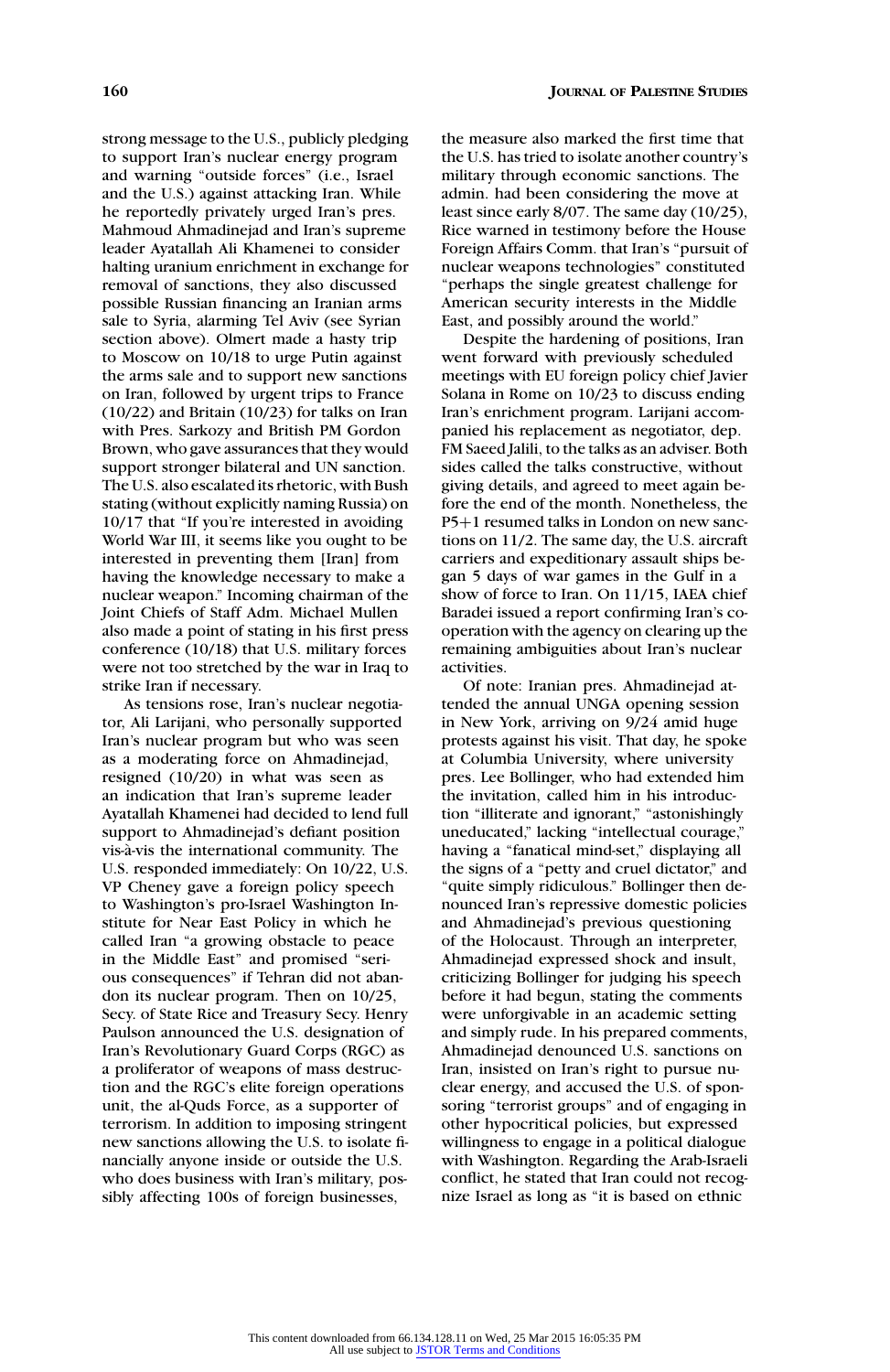strong message to the U.S., publicly pledging to support Iran's nuclear energy program and warning "outside forces" (i.e., Israel and the U.S.) against attacking Iran. While he reportedly privately urged Iran's pres. Mahmoud Ahmadinejad and Iran's supreme leader Ayatallah Ali Khamenei to consider halting uranium enrichment in exchange for removal of sanctions, they also discussed possible Russian financing an Iranian arms sale to Syria, alarming Tel Aviv (see Syrian section above). Olmert made a hasty trip to Moscow on 10/18 to urge Putin against the arms sale and to support new sanctions on Iran, followed by urgent trips to France (10/22) and Britain (10/23) for talks on Iran with Pres. Sarkozy and British PM Gordon Brown, who gave assurances that they would support stronger bilateral and UN sanction. The U.S. also escalated its rhetoric, with Bush stating (without explicitly naming Russia) on 10/17 that "If you're interested in avoiding World War III, it seems like you ought to be interested in preventing them [Iran] from having the knowledge necessary to make a nuclear weapon." Incoming chairman of the Joint Chiefs of Staff Adm. Michael Mullen also made a point of stating in his first press conference (10/18) that U.S. military forces were not too stretched by the war in Iraq to strike Iran if necessary.

As tensions rose, Iran's nuclear negotiator, Ali Larijani, who personally supported Iran's nuclear program but who was seen as a moderating force on Ahmadinejad, resigned (10/20) in what was seen as an indication that Iran's supreme leader Ayatallah Khamenei had decided to lend full support to Ahmadinejad's defiant position vis-à-vis the international community. The U.S. responded immediately: On 10/22, U.S. VP Cheney gave a foreign policy speech to Washington's pro-Israel Washington Institute for Near East Policy in which he called Iran "a growing obstacle to peace in the Middle East" and promised "serious consequences" if Tehran did not abandon its nuclear program. Then on 10/25, Secy. of State Rice and Treasury Secy. Henry Paulson announced the U.S. designation of Iran's Revolutionary Guard Corps (RGC) as a proliferator of weapons of mass destruction and the RGC's elite foreign operations unit, the al-Quds Force, as a supporter of terrorism. In addition to imposing stringent new sanctions allowing the U.S. to isolate financially anyone inside or outside the U.S. who does business with Iran's military, possibly affecting 100s of foreign businesses, the measure also marked the first time that the U.S. has tried to isolate another country's military through economic sanctions. The admin. had been considering the move at least since early 8/07. The same day (10/25), Rice warned in testimony before the House Foreign Affairs Comm. that Iran's "pursuit of nuclear weapons technologies" constituted "perhaps the single greatest challenge for American security interests in the Middle East, and possibly around the world."

Despite the hardening of positions, Iran went forward with previously scheduled meetings with EU foreign policy chief Javier Solana in Rome on 10/23 to discuss ending Iran's enrichment program. Larijani accompanied his replacement as negotiator, dep. FM Saeed Jalili, to the talks as an adviser. Both sides called the talks constructive, without giving details, and agreed to meet again before the end of the month. Nonetheless, the P5+1 resumed talks in London on new sanctions on 11/2. The same day, the U.S. aircraft carriers and expeditionary assault ships began 5 days of war games in the Gulf in a show of force to Iran. On 11/15, IAEA chief Baradei issued a report confirming Iran's cooperation with the agency on clearing up the remaining ambiguities about Iran's nuclear activities.

Of note: Iranian pres. Ahmadinejad attended the annual UNGA opening session in New York, arriving on 9/24 amid huge protests against his visit. That day, he spoke at Columbia University, where university pres. Lee Bollinger, who had extended him the invitation, called him in his introduction "illiterate and ignorant," "astonishingly uneducated," lacking "intellectual courage," having a "fanatical mind-set," displaying all the signs of a "petty and cruel dictator," and "quite simply ridiculous." Bollinger then denounced Iran's repressive domestic policies and Ahmadinejad's previous questioning of the Holocaust. Through an interpreter, Ahmadinejad expressed shock and insult, criticizing Bollinger for judging his speech before it had begun, stating the comments were unforgivable in an academic setting and simply rude. In his prepared comments, Ahmadinejad denounced U.S. sanctions on Iran, insisted on Iran's right to pursue nuclear energy, and accused the U.S. of sponsoring "terrorist groups" and of engaging in other hypocritical policies, but expressed willingness to engage in a political dialogue with Washington. Regarding the Arab-Israeli conflict, he stated that Iran could not recognize Israel as long as "it is based on ethnic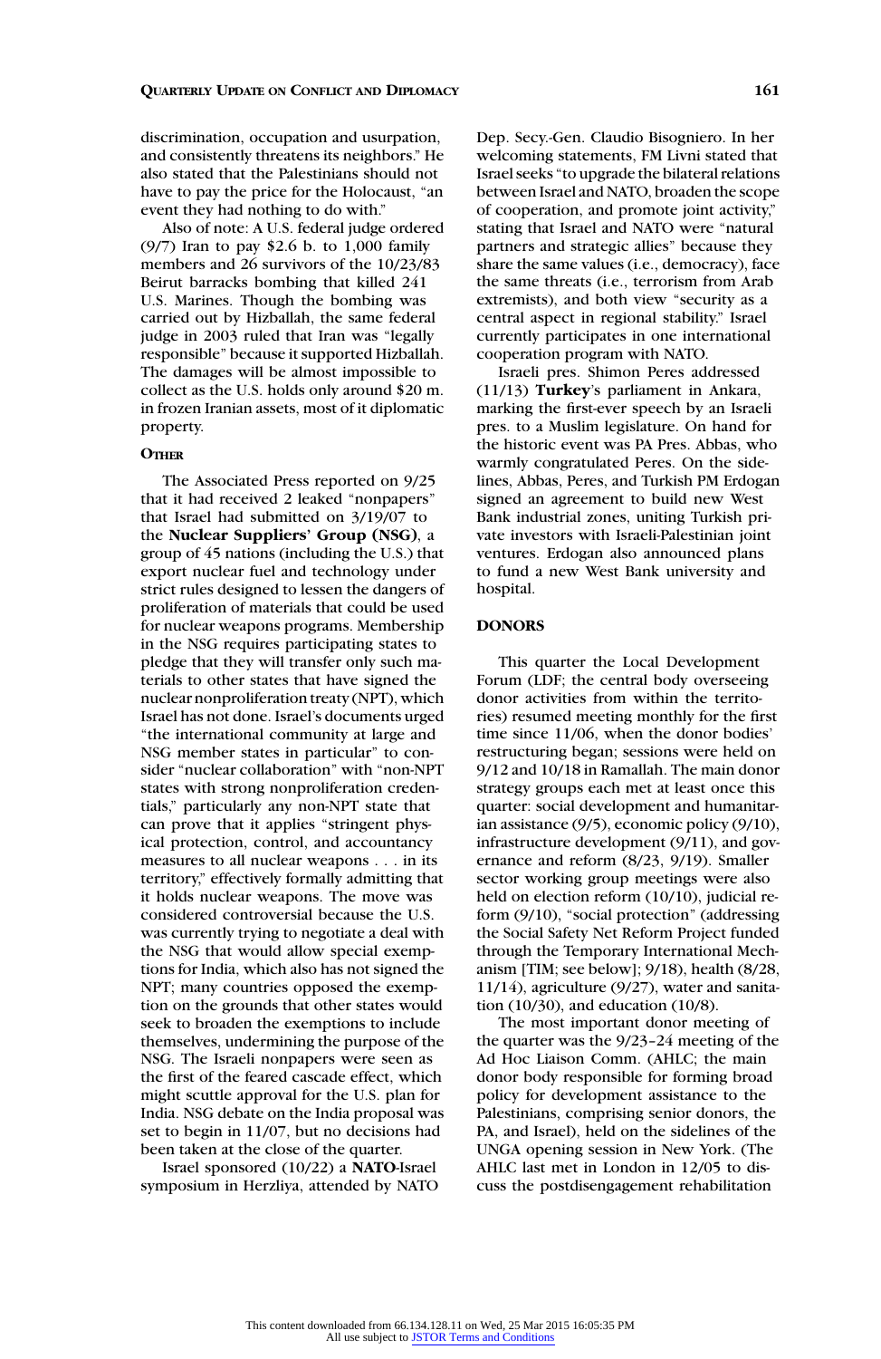discrimination, occupation and usurpation, and consistently threatens its neighbors." He also stated that the Palestinians should not have to pay the price for the Holocaust, "an event they had nothing to do with."

Also of note: A U.S. federal judge ordered (9/7) Iran to pay $2.6 b. to 1,000 family members and 26 survivors of the 10/23/83 Beirut barracks bombing that killed 241 U.S. Marines. Though the bombing was carried out by Hizballah, the same federal judge in 2003 ruled that Iran was "legally responsible" because it supported Hizballah. The damages will be almost impossible to collect as the U.S. holds only around $20 m. in frozen Iranian assets, most of it diplomatic property.

### Other

The Associated Press reported on 9/25 that it had received 2 leaked "nonpapers" that Israel had submitted on 3/19/07 to the **Nuclear Suppliers' Group (NSG)**, a group of 45 nations (including the U.S.) that export nuclear fuel and technology under strict rules designed to lessen the dangers of proliferation of materials that could be used for nuclear weapons programs. Membership in the NSG requires participating states to pledge that they will transfer only such materials to other states that have signed the nuclear nonproliferation treaty (NPT), which Israel has not done. Israel's documents urged "the international community at large and NSG member states in particular" to consider "nuclear collaboration" with "non-NPT states with strong nonproliferation credentials," particularly any non-NPT state that can prove that it applies "stringent physical protection, control, and accountancy measures to all nuclear weapons . . . in its territory," effectively formally admitting that it holds nuclear weapons. The move was considered controversial because the U.S. was currently trying to negotiate a deal with the NSG that would allow special exemptions for India, which also has not signed the NPT; many countries opposed the exemption on the grounds that other states would seek to broaden the exemptions to include themselves, undermining the purpose of the NSG. The Israeli nonpapers were seen as the first of the feared cascade effect, which might scuttle approval for the U.S. plan for India. NSG debate on the India proposal was set to begin in 11/07, but no decisions had been taken at the close of the quarter.

Israel sponsored (10/22) a **NATO**-Israel symposium in Herzliya, attended by NATO Dep. Secy.-Gen. Claudio Bisogniero. In her welcoming statements, FM Livni stated that Israel seeks "to upgrade the bilateral relations between Israel and NATO, broaden the scope of cooperation, and promote joint activity," stating that Israel and NATO were "natural partners and strategic allies" because they share the same values (i.e., democracy), face the same threats (i.e., terrorism from Arab extremists), and both view "security as a central aspect in regional stability." Israel currently participates in one international cooperation program with NATO.

Israeli pres. Shimon Peres addressed (11/13) **Turkey**'s parliament in Ankara, marking the first-ever speech by an Israeli pres. to a Muslim legislature. On hand for the historic event was PA Pres. Abbas, who warmly congratulated Peres. On the sidelines, Abbas, Peres, and Turkish PM Erdogan signed an agreement to build new West Bank industrial zones, uniting Turkish private investors with Israeli-Palestinian joint ventures. Erdogan also announced plans to fund a new West Bank university and hospital.

## DONORS

This quarter the Local Development Forum (LDF; the central body overseeing donor activities from within the territories) resumed meeting monthly for the first time since 11/06, when the donor bodies' restructuring began; sessions were held on 9/12 and 10/18 in Ramallah. The main donor strategy groups each met at least once this quarter: social development and humanitarian assistance (9/5), economic policy (9/10), infrastructure development (9/11), and governance and reform (8/23, 9/19). Smaller sector working group meetings were also held on election reform (10/10), judicial reform (9/10), "social protection" (addressing the Social Safety Net Reform Project funded through the Temporary International Mechanism [TIM; see below]; 9/18), health (8/28, 11/14), agriculture (9/27), water and sanitation (10/30), and education (10/8).

The most important donor meeting of the quarter was the 9/23–24 meeting of the Ad Hoc Liaison Comm. (AHLC; the main donor body responsible for forming broad policy for development assistance to the Palestinians, comprising senior donors, the PA, and Israel), held on the sidelines of the UNGA opening session in New York. (The AHLC last met in London in 12/05 to discuss the postdisengagement rehabilitation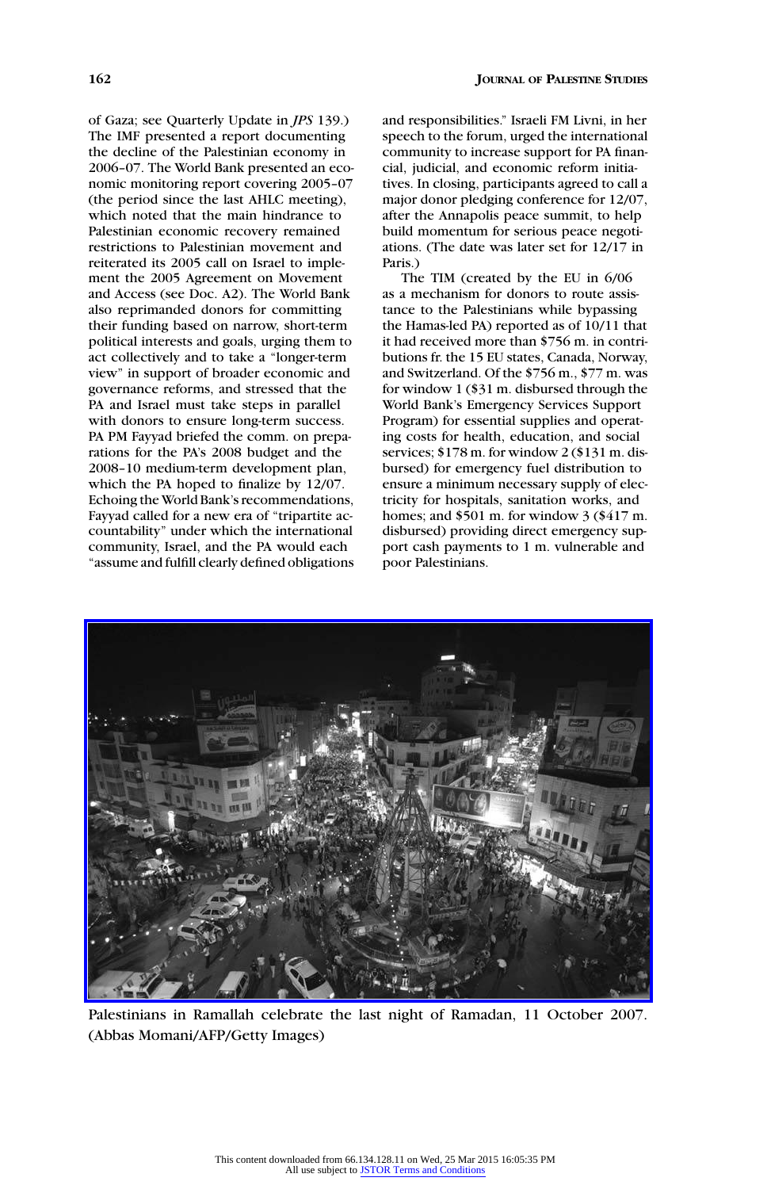of Gaza; see Quarterly Update in *JPS* 139.) The IMF presented a report documenting the decline of the Palestinian economy in 2006–07. The World Bank presented an economic monitoring report covering 2005–07 (the period since the last AHLC meeting), which noted that the main hindrance to Palestinian economic recovery remained restrictions to Palestinian movement and reiterated its 2005 call on Israel to implement the 2005 Agreement on Movement and Access (see Doc. A2). The World Bank also reprimanded donors for committing their funding based on narrow, short-term political interests and goals, urging them to act collectively and to take a "longer-term view" in support of broader economic and governance reforms, and stressed that the PA and Israel must take steps in parallel with donors to ensure long-term success. PA PM Fayyad briefed the comm. on preparations for the PA's 2008 budget and the 2008–10 medium-term development plan, which the PA hoped to finalize by 12/07. Echoing the World Bank's recommendations, Fayyad called for a new era of "tripartite accountability" under which the international community, Israel, and the PA would each "assume and fulfill clearly defined obligations and responsibilities." Israeli FM Livni, in her speech to the forum, urged the international community to increase support for PA financial, judicial, and economic reform initiatives. In closing, participants agreed to call a major donor pledging conference for 12/07, after the Annapolis peace summit, to help build momentum for serious peace negotiations. (The date was later set for 12/17 in Paris.)

The TIM (created by the EU in 6/06 as a mechanism for donors to route assistance to the Palestinians while bypassing the Hamas-led PA) reported as of 10/11 that it had received more than $756 m. in contributions fr. the 15 EU states, Canada, Norway, and Switzerland. Of the $756 m., $77 m. was for window 1 ($31 m. disbursed through the World Bank's Emergency Services Support Program) for essential supplies and operating costs for health, education, and social services; $178 m. for window 2 ($131 m. disbursed) for emergency fuel distribution to ensure a minimum necessary supply of electricity for hospitals, sanitation works, and homes; and $501 m. for window 3 ($417 m. disbursed) providing direct emergency support cash payments to 1 m. vulnerable and poor Palestinians.

Palestinians in Ramallah celebrate the last night of Ramadan, 11 October 2007. (Abbas Momani/AFP/Getty Images)